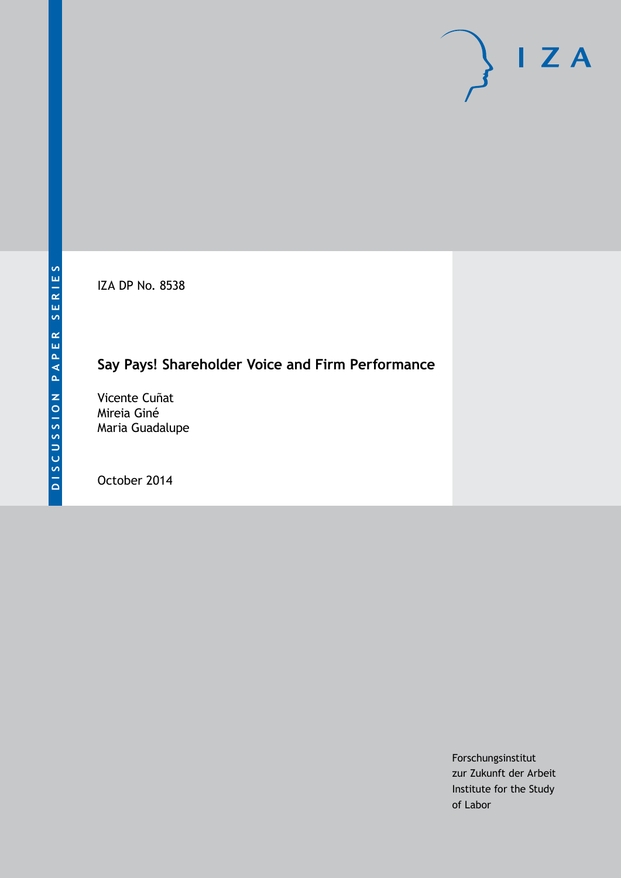DISCUSSION PAPER SERIES

IZA DP No. 8538

# Say Pays! Shareholder Voice and Firm Performance

Vicente Cuñat
Mireia Giné
Maria Guadalupe

October 2014

Forschungsinstitut
zur Zukunft der Arbeit
Institute for the Study
of Labor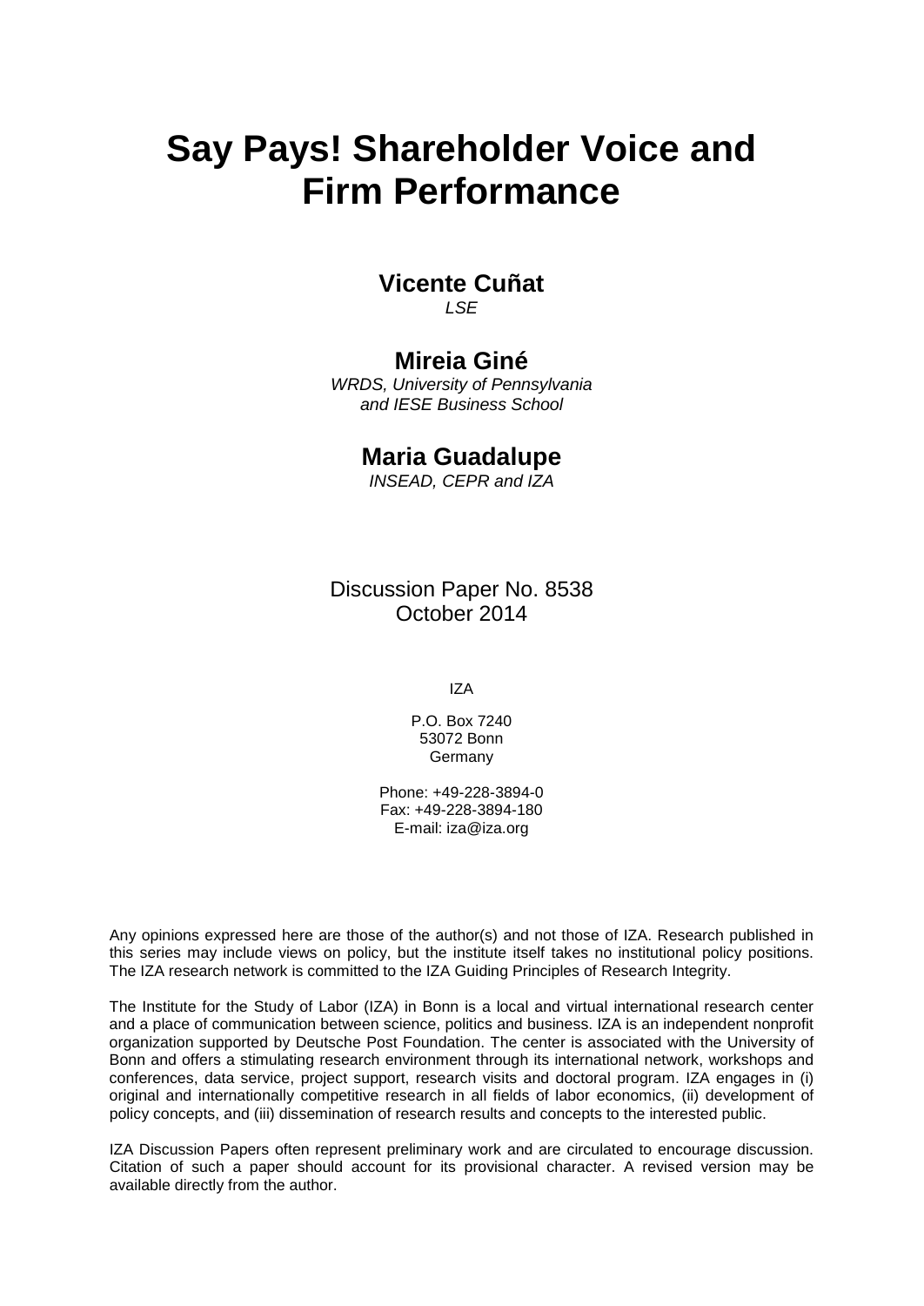# Say Pays! Shareholder Voice and Firm Performance

**Vicente Cuñat**

*LSE*

**Mireia Giné**

*WRDS, University of Pennsylvania and IESE Business School*

**Maria Guadalupe**

*INSEAD, CEPR and IZA*

Discussion Paper No. 8538
October 2014

IZA

P.O. Box 7240
53072 Bonn
Germany

Phone: +49-228-3894-0
Fax: +49-228-3894-180
E-mail: iza@iza.org

Any opinions expressed here are those of the author(s) and not those of IZA. Research published in this series may include views on policy, but the institute itself takes no institutional policy positions. The IZA research network is committed to the IZA Guiding Principles of Research Integrity.

The Institute for the Study of Labor (IZA) in Bonn is a local and virtual international research center and a place of communication between science, politics and business. IZA is an independent nonprofit organization supported by Deutsche Post Foundation. The center is associated with the University of Bonn and offers a stimulating research environment through its international network, workshops and conferences, data service, project support, research visits and doctoral program. IZA engages in (i) original and internationally competitive research in all fields of labor economics, (ii) development of policy concepts, and (iii) dissemination of research results and concepts to the interested public.

IZA Discussion Papers often represent preliminary work and are circulated to encourage discussion. Citation of such a paper should account for its provisional character. A revised version may be available directly from the author.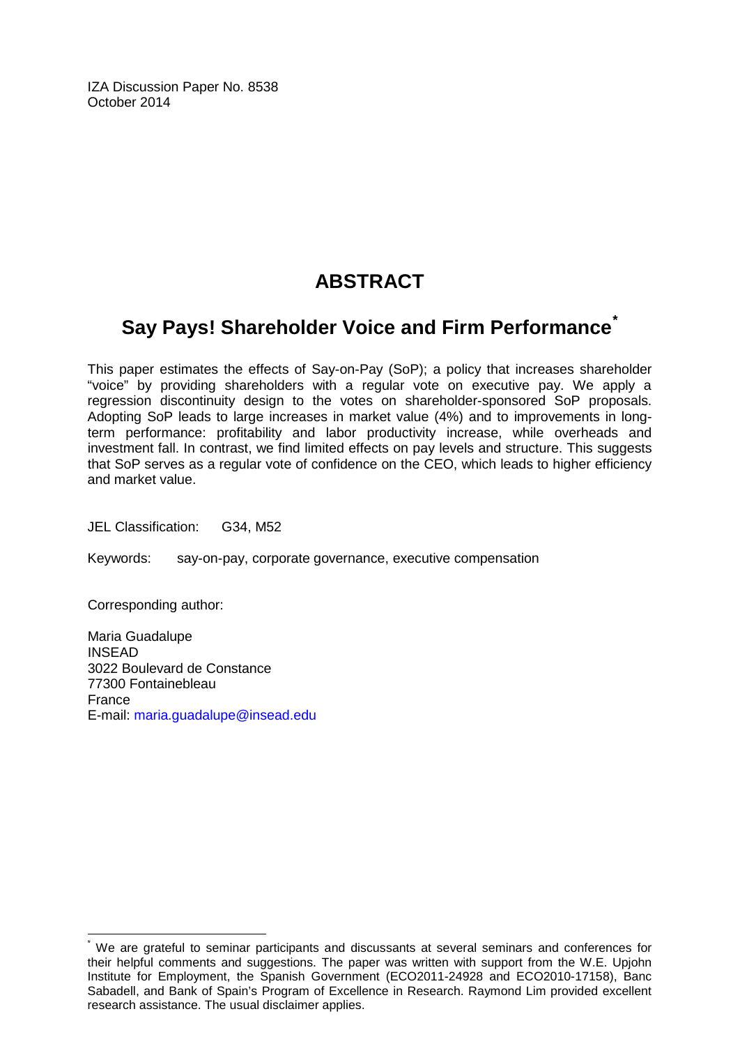IZA Discussion Paper No. 8538
October 2014

# ABSTRACT

## Say Pays! Shareholder Voice and Firm Performance*

This paper estimates the effects of Say-on-Pay (SoP); a policy that increases shareholder "voice" by providing shareholders with a regular vote on executive pay. We apply a regression discontinuity design to the votes on shareholder-sponsored SoP proposals. Adopting SoP leads to large increases in market value (4%) and to improvements in long-term performance: profitability and labor productivity increase, while overheads and investment fall. In contrast, we find limited effects on pay levels and structure. This suggests that SoP serves as a regular vote of confidence on the CEO, which leads to higher efficiency and market value.

JEL Classification: G34, M52

Keywords: say-on-pay, corporate governance, executive compensation

Corresponding author:

Maria Guadalupe
INSEAD
3022 Boulevard de Constance
77300 Fontainebleau
France
E-mail: maria.guadalupe@insead.edu

* We are grateful to seminar participants and discussants at several seminars and conferences for their helpful comments and suggestions. The paper was written with support from the W.E. Upjohn Institute for Employment, the Spanish Government (ECO2011-24928 and ECO2010-17158), Banc Sabadell, and Bank of Spain's Program of Excellence in Research. Raymond Lim provided excellent research assistance. The usual disclaimer applies.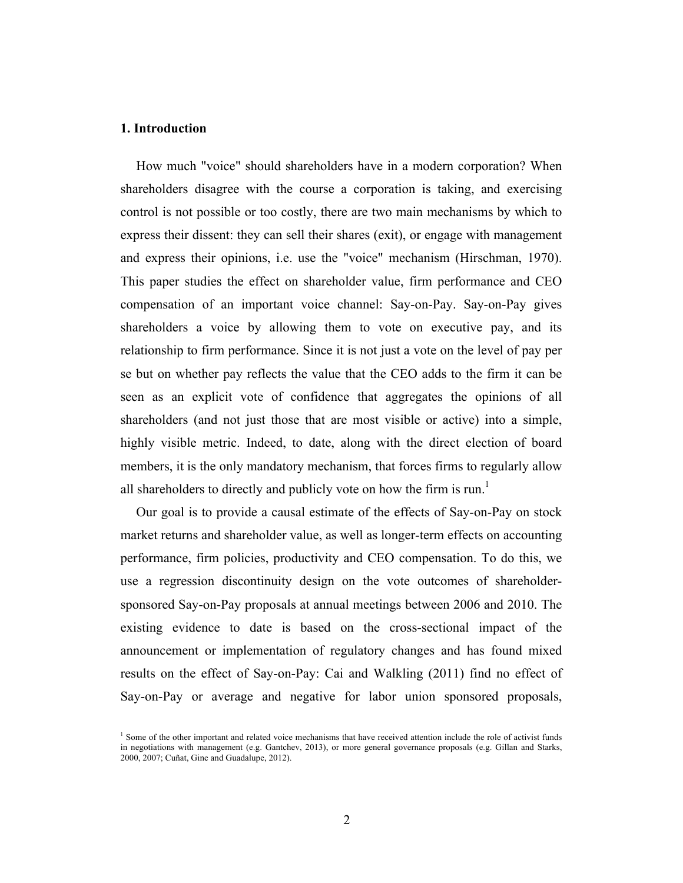## 1. Introduction

How much "voice" should shareholders have in a modern corporation? When shareholders disagree with the course a corporation is taking, and exercising control is not possible or too costly, there are two main mechanisms by which to express their dissent: they can sell their shares (exit), or engage with management and express their opinions, i.e. use the "voice" mechanism (Hirschman, 1970). This paper studies the effect on shareholder value, firm performance and CEO compensation of an important voice channel: Say-on-Pay. Say-on-Pay gives shareholders a voice by allowing them to vote on executive pay, and its relationship to firm performance. Since it is not just a vote on the level of pay per se but on whether pay reflects the value that the CEO adds to the firm it can be seen as an explicit vote of confidence that aggregates the opinions of all shareholders (and not just those that are most visible or active) into a simple, highly visible metric. Indeed, to date, along with the direct election of board members, it is the only mandatory mechanism, that forces firms to regularly allow all shareholders to directly and publicly vote on how the firm is run.[1]

Our goal is to provide a causal estimate of the effects of Say-on-Pay on stock market returns and shareholder value, as well as longer-term effects on accounting performance, firm policies, productivity and CEO compensation. To do this, we use a regression discontinuity design on the vote outcomes of shareholder-sponsored Say-on-Pay proposals at annual meetings between 2006 and 2010. The existing evidence to date is based on the cross-sectional impact of the announcement or implementation of regulatory changes and has found mixed results on the effect of Say-on-Pay: Cai and Walkling (2011) find no effect of Say-on-Pay or average and negative for labor union sponsored proposals,

[1] Some of the other important and related voice mechanisms that have received attention include the role of activist funds in negotiations with management (e.g. Gantchev, 2013), or more general governance proposals (e.g. Gillan and Starks, 2000, 2007; Cuñat, Gine and Guadalupe, 2012).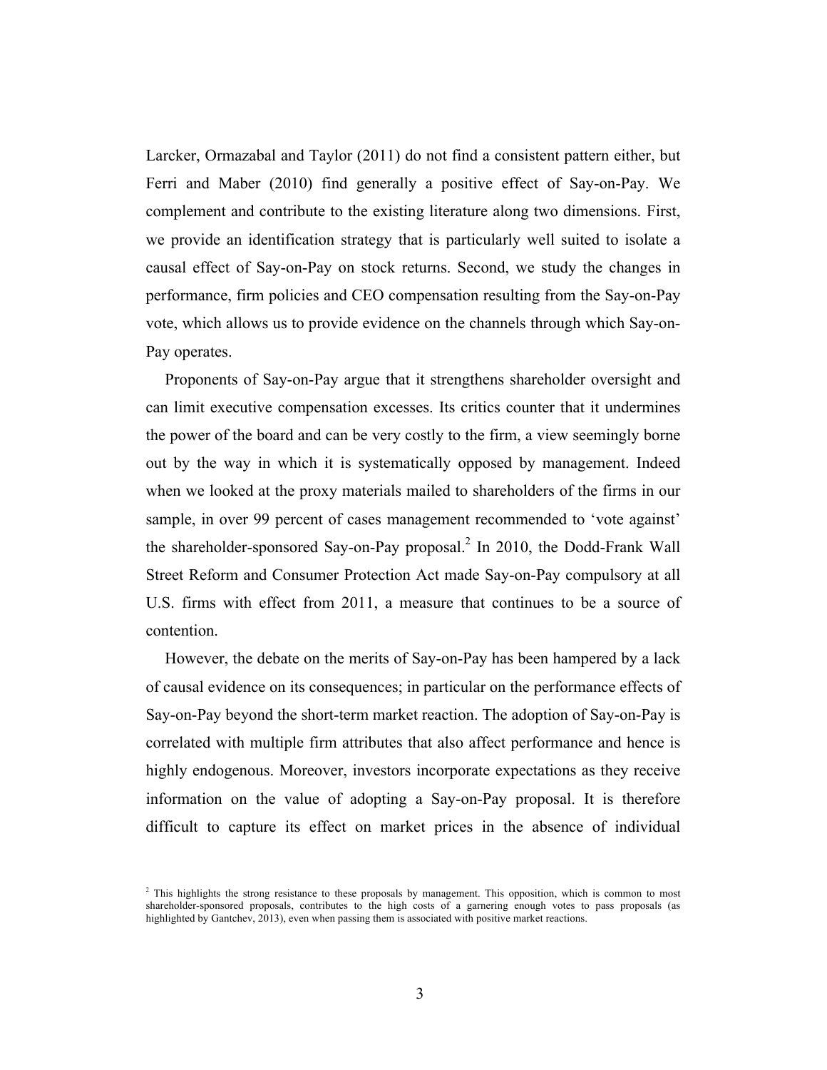Larcker, Ormazabal and Taylor (2011) do not find a consistent pattern either, but Ferri and Maber (2010) find generally a positive effect of Say-on-Pay. We complement and contribute to the existing literature along two dimensions. First, we provide an identification strategy that is particularly well suited to isolate a causal effect of Say-on-Pay on stock returns. Second, we study the changes in performance, firm policies and CEO compensation resulting from the Say-on-Pay vote, which allows us to provide evidence on the channels through which Say-on-Pay operates.

Proponents of Say-on-Pay argue that it strengthens shareholder oversight and can limit executive compensation excesses. Its critics counter that it undermines the power of the board and can be very costly to the firm, a view seemingly borne out by the way in which it is systematically opposed by management. Indeed when we looked at the proxy materials mailed to shareholders of the firms in our sample, in over 99 percent of cases management recommended to 'vote against' the shareholder-sponsored Say-on-Pay proposal.[2] In 2010, the Dodd-Frank Wall Street Reform and Consumer Protection Act made Say-on-Pay compulsory at all U.S. firms with effect from 2011, a measure that continues to be a source of contention.

However, the debate on the merits of Say-on-Pay has been hampered by a lack of causal evidence on its consequences; in particular on the performance effects of Say-on-Pay beyond the short-term market reaction. The adoption of Say-on-Pay is correlated with multiple firm attributes that also affect performance and hence is highly endogenous. Moreover, investors incorporate expectations as they receive information on the value of adopting a Say-on-Pay proposal. It is therefore difficult to capture its effect on market prices in the absence of individual

[2] This highlights the strong resistance to these proposals by management. This opposition, which is common to most shareholder-sponsored proposals, contributes to the high costs of a garnering enough votes to pass proposals (as highlighted by Gantchev, 2013), even when passing them is associated with positive market reactions.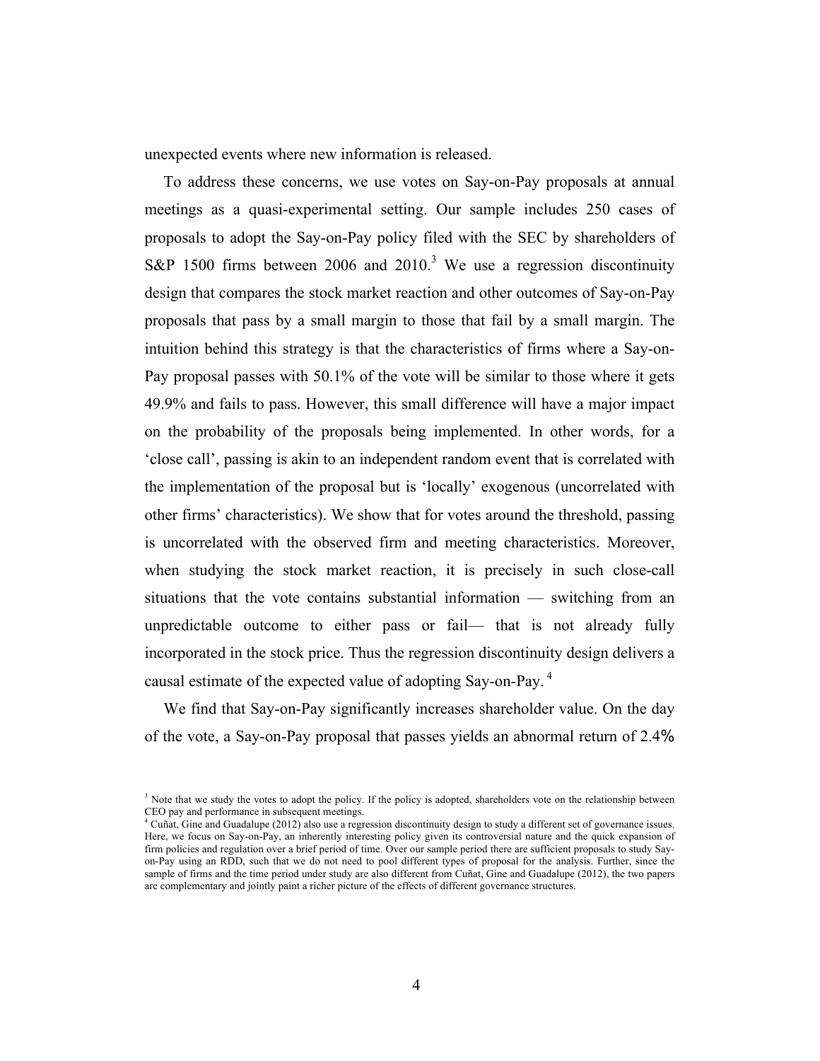unexpected events where new information is released.

To address these concerns, we use votes on Say-on-Pay proposals at annual meetings as a quasi-experimental setting. Our sample includes 250 cases of proposals to adopt the Say-on-Pay policy filed with the SEC by shareholders of S&P 1500 firms between 2006 and 2010.[3] We use a regression discontinuity design that compares the stock market reaction and other outcomes of Say-on-Pay proposals that pass by a small margin to those that fail by a small margin. The intuition behind this strategy is that the characteristics of firms where a Say-on-Pay proposal passes with 50.1% of the vote will be similar to those where it gets 49.9% and fails to pass. However, this small difference will have a major impact on the probability of the proposals being implemented. In other words, for a 'close call', passing is akin to an independent random event that is correlated with the implementation of the proposal but is 'locally' exogenous (uncorrelated with other firms' characteristics). We show that for votes around the threshold, passing is uncorrelated with the observed firm and meeting characteristics. Moreover, when studying the stock market reaction, it is precisely in such close-call situations that the vote contains substantial information — switching from an unpredictable outcome to either pass or fail— that is not already fully incorporated in the stock price. Thus the regression discontinuity design delivers a causal estimate of the expected value of adopting Say-on-Pay.[4]

We find that Say-on-Pay significantly increases shareholder value. On the day of the vote, a Say-on-Pay proposal that passes yields an abnormal return of 2.4%

[3] Note that we study the votes to adopt the policy. If the policy is adopted, shareholders vote on the relationship between CEO pay and performance in subsequent meetings.

[4] Cuñat, Gine and Guadalupe (2012) also use a regression discontinuity design to study a different set of governance issues. Here, we focus on Say-on-Pay, an inherently interesting policy given its controversial nature and the quick expansion of firm policies and regulation over a brief period of time. Over our sample period there are sufficient proposals to study Say-on-Pay using an RDD, such that we do not need to pool different types of proposal for the analysis. Further, since the sample of firms and the time period under study are also different from Cuñat, Gine and Guadalupe (2012), the two papers are complementary and jointly paint a richer picture of the effects of different governance structures.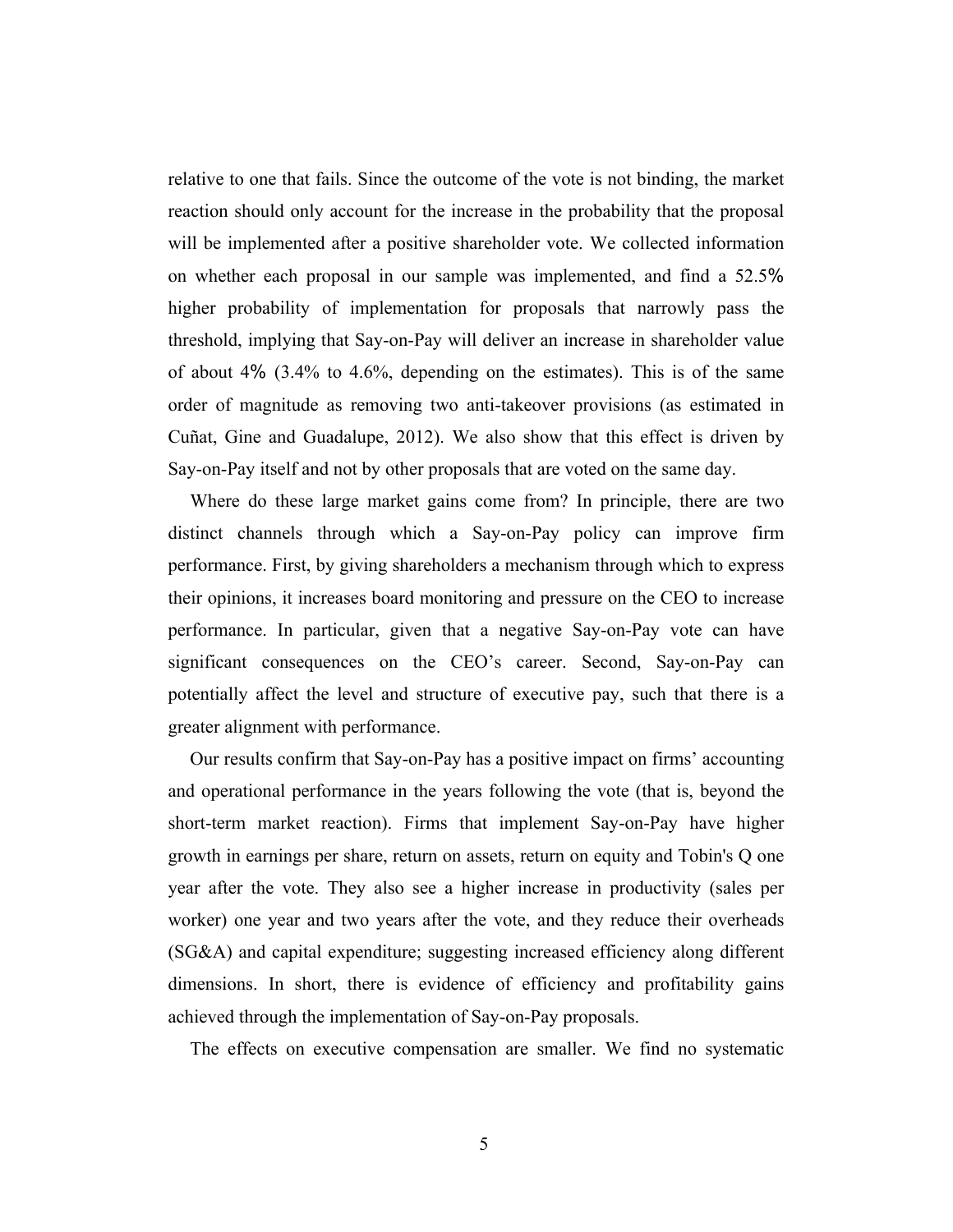relative to one that fails. Since the outcome of the vote is not binding, the market reaction should only account for the increase in the probability that the proposal will be implemented after a positive shareholder vote. We collected information on whether each proposal in our sample was implemented, and find a 52.5% higher probability of implementation for proposals that narrowly pass the threshold, implying that Say-on-Pay will deliver an increase in shareholder value of about 4% (3.4% to 4.6%, depending on the estimates). This is of the same order of magnitude as removing two anti-takeover provisions (as estimated in Cuñat, Gine and Guadalupe, 2012). We also show that this effect is driven by Say-on-Pay itself and not by other proposals that are voted on the same day.

Where do these large market gains come from? In principle, there are two distinct channels through which a Say-on-Pay policy can improve firm performance. First, by giving shareholders a mechanism through which to express their opinions, it increases board monitoring and pressure on the CEO to increase performance. In particular, given that a negative Say-on-Pay vote can have significant consequences on the CEO's career. Second, Say-on-Pay can potentially affect the level and structure of executive pay, such that there is a greater alignment with performance.

Our results confirm that Say-on-Pay has a positive impact on firms' accounting and operational performance in the years following the vote (that is, beyond the short-term market reaction). Firms that implement Say-on-Pay have higher growth in earnings per share, return on assets, return on equity and Tobin's Q one year after the vote. They also see a higher increase in productivity (sales per worker) one year and two years after the vote, and they reduce their overheads (SG&A) and capital expenditure; suggesting increased efficiency along different dimensions. In short, there is evidence of efficiency and profitability gains achieved through the implementation of Say-on-Pay proposals.

The effects on executive compensation are smaller. We find no systematic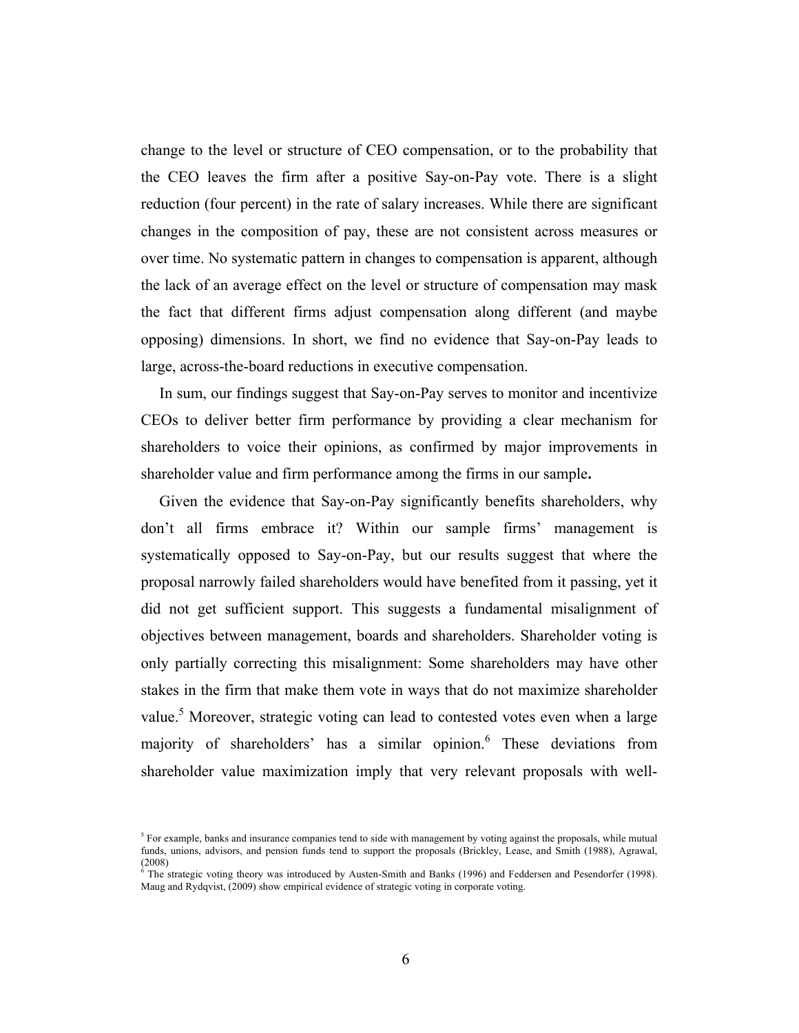change to the level or structure of CEO compensation, or to the probability that the CEO leaves the firm after a positive Say-on-Pay vote. There is a slight reduction (four percent) in the rate of salary increases. While there are significant changes in the composition of pay, these are not consistent across measures or over time. No systematic pattern in changes to compensation is apparent, although the lack of an average effect on the level or structure of compensation may mask the fact that different firms adjust compensation along different (and maybe opposing) dimensions. In short, we find no evidence that Say-on-Pay leads to large, across-the-board reductions in executive compensation.

In sum, our findings suggest that Say-on-Pay serves to monitor and incentivize CEOs to deliver better firm performance by providing a clear mechanism for shareholders to voice their opinions, as confirmed by major improvements in shareholder value and firm performance among the firms in our sample**.**

Given the evidence that Say-on-Pay significantly benefits shareholders, why don't all firms embrace it? Within our sample firms' management is systematically opposed to Say-on-Pay, but our results suggest that where the proposal narrowly failed shareholders would have benefited from it passing, yet it did not get sufficient support. This suggests a fundamental misalignment of objectives between management, boards and shareholders. Shareholder voting is only partially correcting this misalignment: Some shareholders may have other stakes in the firm that make them vote in ways that do not maximize shareholder value.[5] Moreover, strategic voting can lead to contested votes even when a large majority of shareholders' has a similar opinion.[6] These deviations from shareholder value maximization imply that very relevant proposals with well-

[5] For example, banks and insurance companies tend to side with management by voting against the proposals, while mutual funds, unions, advisors, and pension funds tend to support the proposals (Brickley, Lease, and Smith (1988), Agrawal, (2008)

[6] The strategic voting theory was introduced by Austen-Smith and Banks (1996) and Feddersen and Pesendorfer (1998). Maug and Rydqvist, (2009) show empirical evidence of strategic voting in corporate voting.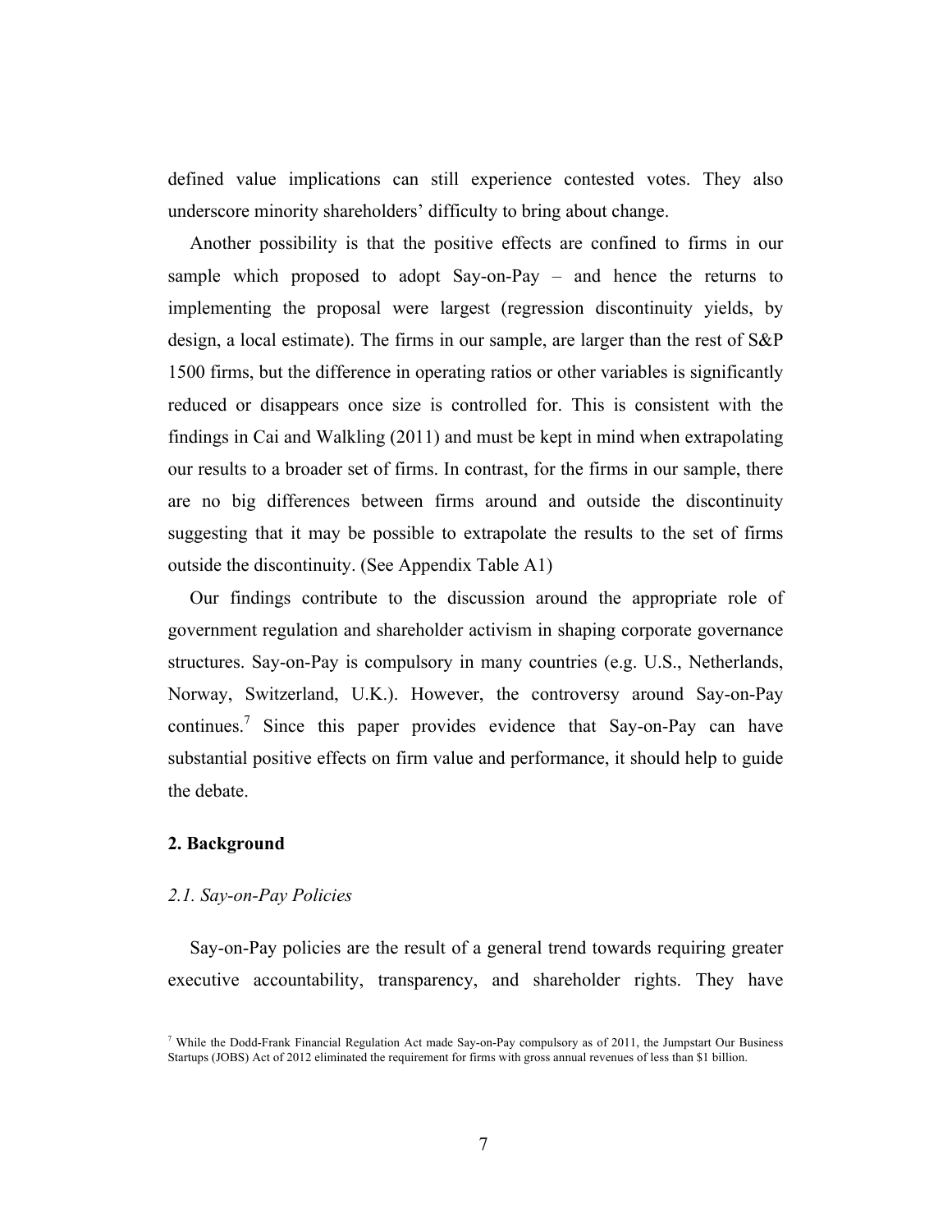defined value implications can still experience contested votes. They also underscore minority shareholders' difficulty to bring about change.

Another possibility is that the positive effects are confined to firms in our sample which proposed to adopt Say-on-Pay – and hence the returns to implementing the proposal were largest (regression discontinuity yields, by design, a local estimate). The firms in our sample, are larger than the rest of S&P 1500 firms, but the difference in operating ratios or other variables is significantly reduced or disappears once size is controlled for. This is consistent with the findings in Cai and Walkling (2011) and must be kept in mind when extrapolating our results to a broader set of firms. In contrast, for the firms in our sample, there are no big differences between firms around and outside the discontinuity suggesting that it may be possible to extrapolate the results to the set of firms outside the discontinuity. (See Appendix Table A1)

Our findings contribute to the discussion around the appropriate role of government regulation and shareholder activism in shaping corporate governance structures. Say-on-Pay is compulsory in many countries (e.g. U.S., Netherlands, Norway, Switzerland, U.K.). However, the controversy around Say-on-Pay continues.[7] Since this paper provides evidence that Say-on-Pay can have substantial positive effects on firm value and performance, it should help to guide the debate.

## 2. Background

### *2.1. Say-on-Pay Policies*

Say-on-Pay policies are the result of a general trend towards requiring greater executive accountability, transparency, and shareholder rights. They have

[7] While the Dodd-Frank Financial Regulation Act made Say-on-Pay compulsory as of 2011, the Jumpstart Our Business Startups (JOBS) Act of 2012 eliminated the requirement for firms with gross annual revenues of less than $1 billion.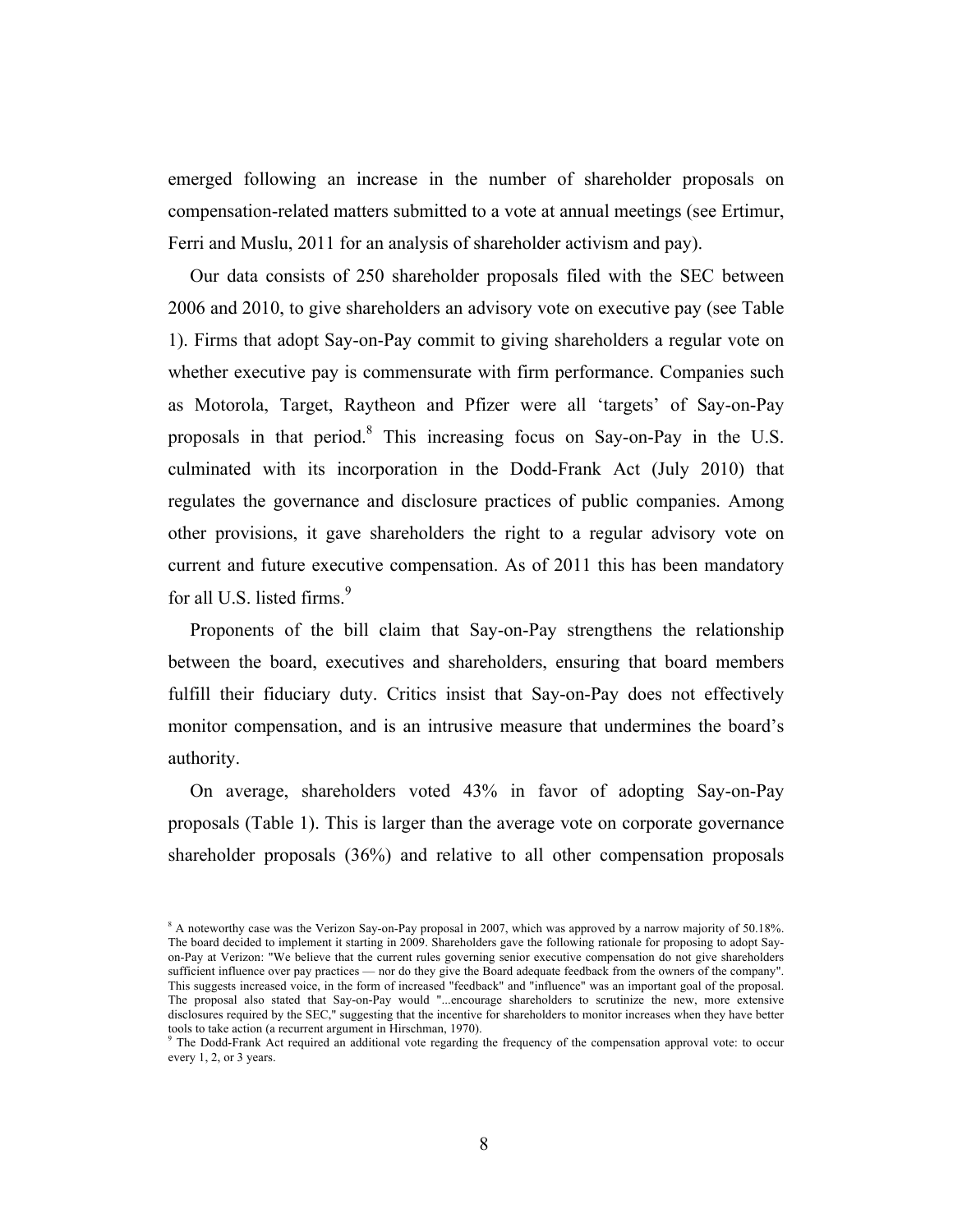emerged following an increase in the number of shareholder proposals on compensation-related matters submitted to a vote at annual meetings (see Ertimur, Ferri and Muslu, 2011 for an analysis of shareholder activism and pay).

Our data consists of 250 shareholder proposals filed with the SEC between 2006 and 2010, to give shareholders an advisory vote on executive pay (see Table 1). Firms that adopt Say-on-Pay commit to giving shareholders a regular vote on whether executive pay is commensurate with firm performance. Companies such as Motorola, Target, Raytheon and Pfizer were all 'targets' of Say-on-Pay proposals in that period.[8] This increasing focus on Say-on-Pay in the U.S. culminated with its incorporation in the Dodd-Frank Act (July 2010) that regulates the governance and disclosure practices of public companies. Among other provisions, it gave shareholders the right to a regular advisory vote on current and future executive compensation. As of 2011 this has been mandatory for all U.S. listed firms.[9]

Proponents of the bill claim that Say-on-Pay strengthens the relationship between the board, executives and shareholders, ensuring that board members fulfill their fiduciary duty. Critics insist that Say-on-Pay does not effectively monitor compensation, and is an intrusive measure that undermines the board's authority.

On average, shareholders voted 43% in favor of adopting Say-on-Pay proposals (Table 1). This is larger than the average vote on corporate governance shareholder proposals (36%) and relative to all other compensation proposals

[8] A noteworthy case was the Verizon Say-on-Pay proposal in 2007, which was approved by a narrow majority of 50.18%. The board decided to implement it starting in 2009. Shareholders gave the following rationale for proposing to adopt Say-on-Pay at Verizon: "We believe that the current rules governing senior executive compensation do not give shareholders sufficient influence over pay practices — nor do they give the Board adequate feedback from the owners of the company". This suggests increased voice, in the form of increased "feedback" and "influence" was an important goal of the proposal. The proposal also stated that Say-on-Pay would "...encourage shareholders to scrutinize the new, more extensive disclosures required by the SEC," suggesting that the incentive for shareholders to monitor increases when they have better tools to take action (a recurrent argument in Hirschman, 1970).

[9] The Dodd-Frank Act required an additional vote regarding the frequency of the compensation approval vote: to occur every 1, 2, or 3 years.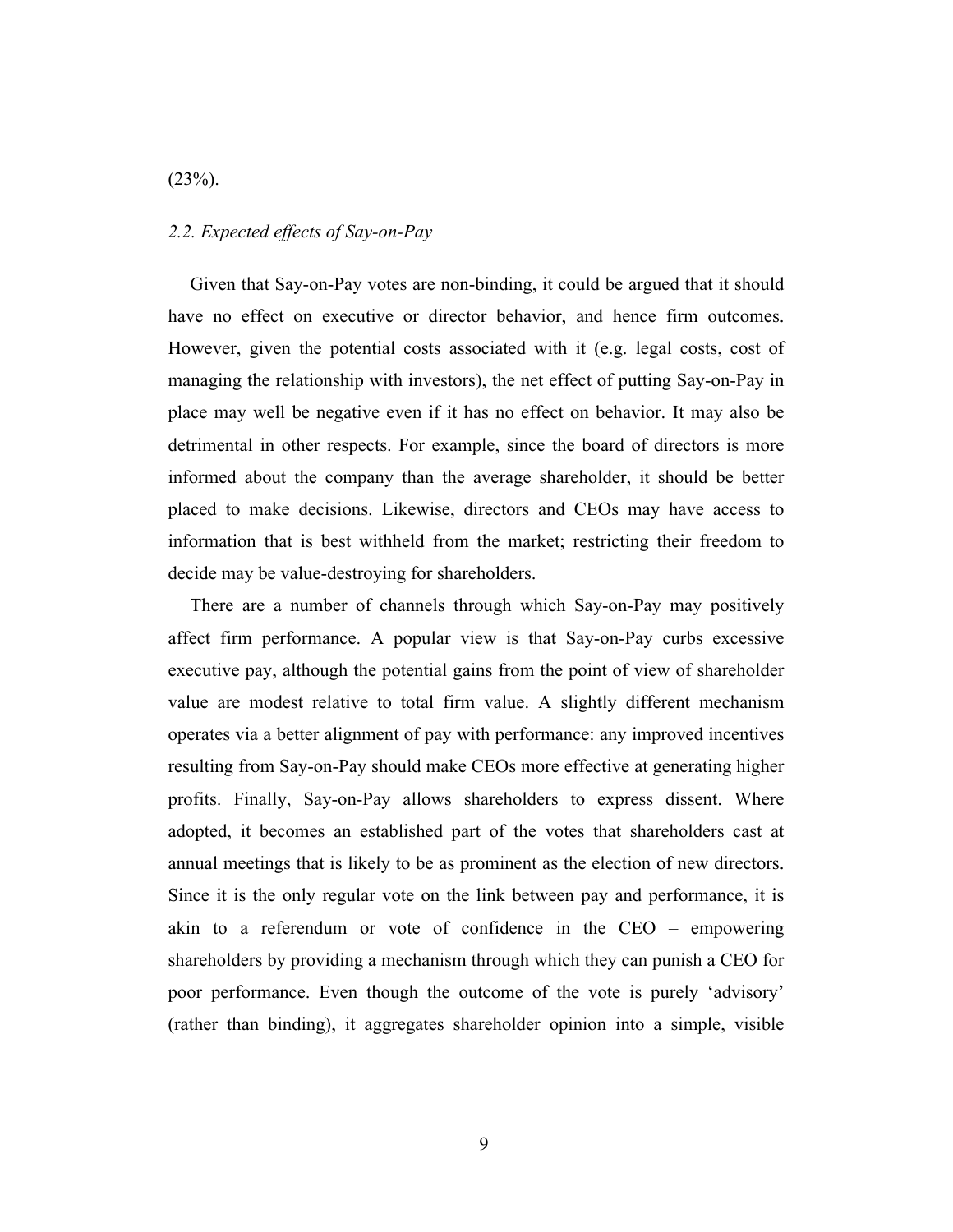(23%).

*2.2. Expected effects of Say-on-Pay*

Given that Say-on-Pay votes are non-binding, it could be argued that it should have no effect on executive or director behavior, and hence firm outcomes. However, given the potential costs associated with it (e.g. legal costs, cost of managing the relationship with investors), the net effect of putting Say-on-Pay in place may well be negative even if it has no effect on behavior. It may also be detrimental in other respects. For example, since the board of directors is more informed about the company than the average shareholder, it should be better placed to make decisions. Likewise, directors and CEOs may have access to information that is best withheld from the market; restricting their freedom to decide may be value-destroying for shareholders.

There are a number of channels through which Say-on-Pay may positively affect firm performance. A popular view is that Say-on-Pay curbs excessive executive pay, although the potential gains from the point of view of shareholder value are modest relative to total firm value. A slightly different mechanism operates via a better alignment of pay with performance: any improved incentives resulting from Say-on-Pay should make CEOs more effective at generating higher profits. Finally, Say-on-Pay allows shareholders to express dissent. Where adopted, it becomes an established part of the votes that shareholders cast at annual meetings that is likely to be as prominent as the election of new directors. Since it is the only regular vote on the link between pay and performance, it is akin to a referendum or vote of confidence in the CEO – empowering shareholders by providing a mechanism through which they can punish a CEO for poor performance. Even though the outcome of the vote is purely 'advisory' (rather than binding), it aggregates shareholder opinion into a simple, visible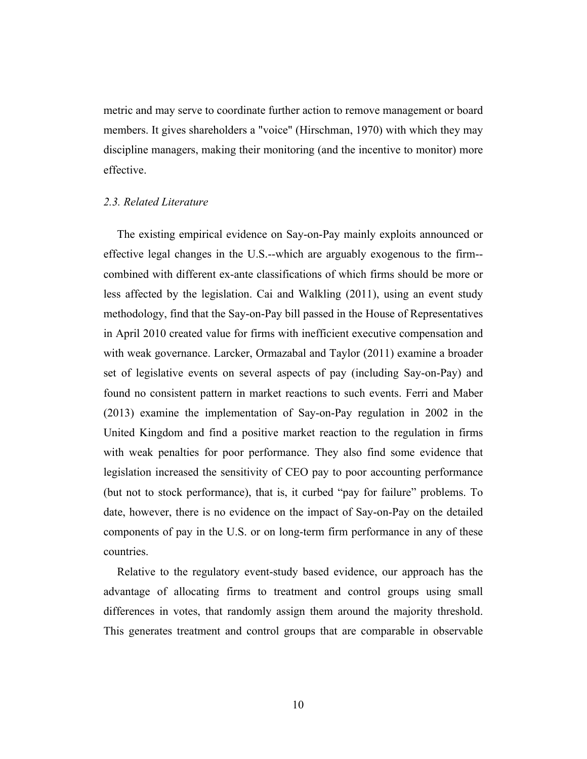metric and may serve to coordinate further action to remove management or board members. It gives shareholders a "voice" (Hirschman, 1970) with which they may discipline managers, making their monitoring (and the incentive to monitor) more effective.

### *2.3. Related Literature*

The existing empirical evidence on Say-on-Pay mainly exploits announced or effective legal changes in the U.S.--which are arguably exogenous to the firm--combined with different ex-ante classifications of which firms should be more or less affected by the legislation. Cai and Walkling (2011), using an event study methodology, find that the Say-on-Pay bill passed in the House of Representatives in April 2010 created value for firms with inefficient executive compensation and with weak governance. Larcker, Ormazabal and Taylor (2011) examine a broader set of legislative events on several aspects of pay (including Say-on-Pay) and found no consistent pattern in market reactions to such events. Ferri and Maber (2013) examine the implementation of Say-on-Pay regulation in 2002 in the United Kingdom and find a positive market reaction to the regulation in firms with weak penalties for poor performance. They also find some evidence that legislation increased the sensitivity of CEO pay to poor accounting performance (but not to stock performance), that is, it curbed "pay for failure" problems. To date, however, there is no evidence on the impact of Say-on-Pay on the detailed components of pay in the U.S. or on long-term firm performance in any of these countries.

Relative to the regulatory event-study based evidence, our approach has the advantage of allocating firms to treatment and control groups using small differences in votes, that randomly assign them around the majority threshold. This generates treatment and control groups that are comparable in observable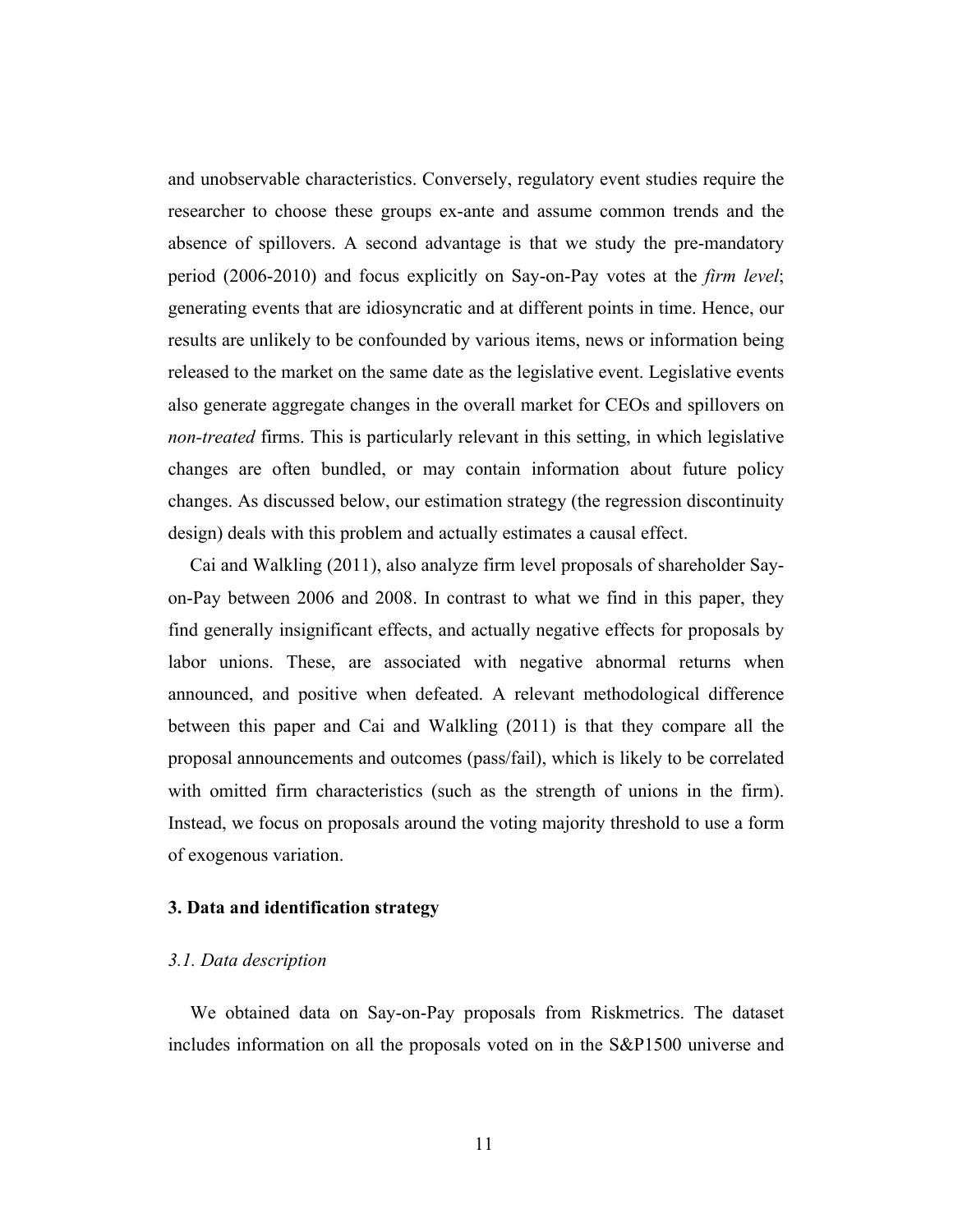and unobservable characteristics. Conversely, regulatory event studies require the researcher to choose these groups ex-ante and assume common trends and the absence of spillovers. A second advantage is that we study the pre-mandatory period (2006-2010) and focus explicitly on Say-on-Pay votes at the *firm level*; generating events that are idiosyncratic and at different points in time. Hence, our results are unlikely to be confounded by various items, news or information being released to the market on the same date as the legislative event. Legislative events also generate aggregate changes in the overall market for CEOs and spillovers on *non-treated* firms. This is particularly relevant in this setting, in which legislative changes are often bundled, or may contain information about future policy changes. As discussed below, our estimation strategy (the regression discontinuity design) deals with this problem and actually estimates a causal effect.

Cai and Walkling (2011), also analyze firm level proposals of shareholder Say-on-Pay between 2006 and 2008. In contrast to what we find in this paper, they find generally insignificant effects, and actually negative effects for proposals by labor unions. These, are associated with negative abnormal returns when announced, and positive when defeated. A relevant methodological difference between this paper and Cai and Walkling (2011) is that they compare all the proposal announcements and outcomes (pass/fail), which is likely to be correlated with omitted firm characteristics (such as the strength of unions in the firm). Instead, we focus on proposals around the voting majority threshold to use a form of exogenous variation.

## 3. Data and identification strategy

### *3.1. Data description*

We obtained data on Say-on-Pay proposals from Riskmetrics. The dataset includes information on all the proposals voted on in the S&P1500 universe and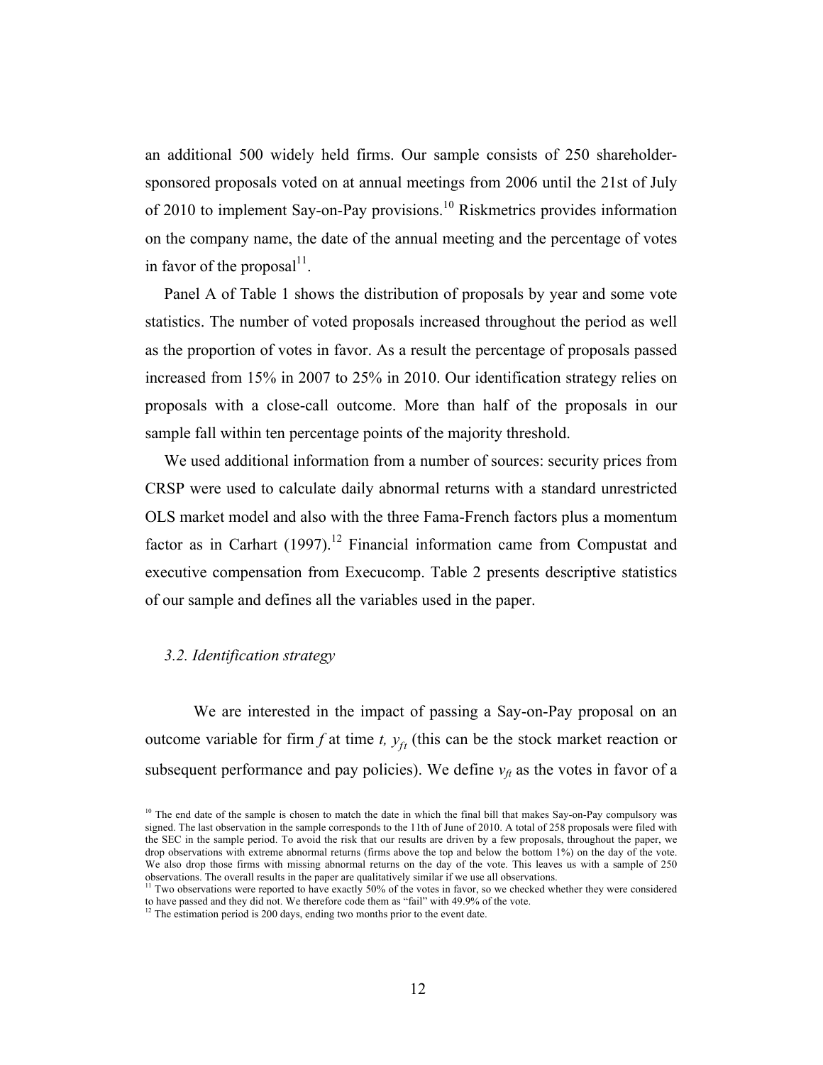an additional 500 widely held firms. Our sample consists of 250 shareholder-sponsored proposals voted on at annual meetings from 2006 until the 21st of July of 2010 to implement Say-on-Pay provisions.[10] Riskmetrics provides information on the company name, the date of the annual meeting and the percentage of votes in favor of the proposal[11].

Panel A of Table 1 shows the distribution of proposals by year and some vote statistics. The number of voted proposals increased throughout the period as well as the proportion of votes in favor. As a result the percentage of proposals passed increased from 15% in 2007 to 25% in 2010. Our identification strategy relies on proposals with a close-call outcome. More than half of the proposals in our sample fall within ten percentage points of the majority threshold.

We used additional information from a number of sources: security prices from CRSP were used to calculate daily abnormal returns with a standard unrestricted OLS market model and also with the three Fama-French factors plus a momentum factor as in Carhart (1997).[12] Financial information came from Compustat and executive compensation from Execucomp. Table 2 presents descriptive statistics of our sample and defines all the variables used in the paper.

### *3.2. Identification strategy*

We are interested in the impact of passing a Say-on-Pay proposal on an outcome variable for firm *f* at time *t*, $y_{ft}$ (this can be the stock market reaction or subsequent performance and pay policies). We define $v_{ft}$ as the votes in favor of a

[10] The end date of the sample is chosen to match the date in which the final bill that makes Say-on-Pay compulsory was signed. The last observation in the sample corresponds to the 11th of June of 2010. A total of 258 proposals were filed with the SEC in the sample period. To avoid the risk that our results are driven by a few proposals, throughout the paper, we drop observations with extreme abnormal returns (firms above the top and below the bottom 1%) on the day of the vote. We also drop those firms with missing abnormal returns on the day of the vote. This leaves us with a sample of 250 observations. The overall results in the paper are qualitatively similar if we use all observations.

[11] Two observations were reported to have exactly 50% of the votes in favor, so we checked whether they were considered to have passed and they did not. We therefore code them as "fail" with 49.9% of the vote.

[12] The estimation period is 200 days, ending two months prior to the event date.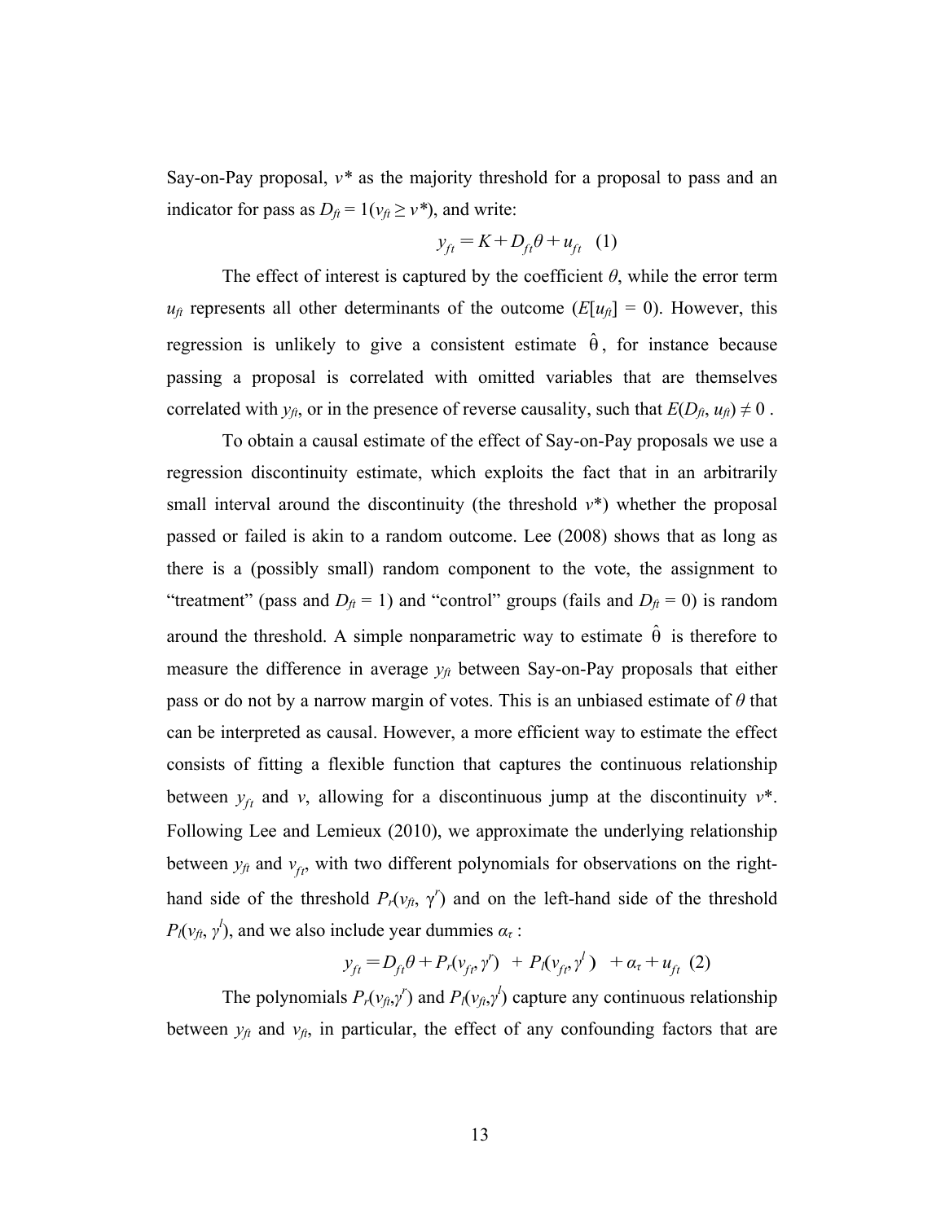Say-on-Pay proposal, $v^*$ as the majority threshold for a proposal to pass and an indicator for pass as $D_{ft} = 1(v_{ft} \geq v^*)$, and write:

$$y_{ft} = K + D_{ft}\theta + u_{ft} \quad (1)$$

The effect of interest is captured by the coefficient $\theta$, while the error term $u_{ft}$ represents all other determinants of the outcome ($E[u_{ft}] = 0$). However, this regression is unlikely to give a consistent estimate $\hat{\theta}$, for instance because passing a proposal is correlated with omitted variables that are themselves correlated with $y_{ft}$, or in the presence of reverse causality, such that $E(D_{ft}, u_{ft}) \neq 0$ .

To obtain a causal estimate of the effect of Say-on-Pay proposals we use a regression discontinuity estimate, which exploits the fact that in an arbitrarily small interval around the discontinuity (the threshold $v^*$) whether the proposal passed or failed is akin to a random outcome. Lee (2008) shows that as long as there is a (possibly small) random component to the vote, the assignment to "treatment" (pass and $D_{ft} = 1$) and "control" groups (fails and $D_{ft} = 0$) is random around the threshold. A simple nonparametric way to estimate $\hat{\theta}$ is therefore to measure the difference in average $y_{ft}$ between Say-on-Pay proposals that either pass or do not by a narrow margin of votes. This is an unbiased estimate of $\theta$ that can be interpreted as causal. However, a more efficient way to estimate the effect consists of fitting a flexible function that captures the continuous relationship between $y_{ft}$ and $v$, allowing for a discontinuous jump at the discontinuity $v^*$. Following Lee and Lemieux (2010), we approximate the underlying relationship between $y_{ft}$ and $v_{ft}$, with two different polynomials for observations on the right-hand side of the threshold $P_r(v_{ft}, \gamma^r)$ and on the left-hand side of the threshold $P_l(v_{ft}, \gamma^l)$, and we also include year dummies $\alpha_\tau$ :

$$y_{ft} = D_{ft}\theta + P_r(v_{ft}, \gamma^r) \; + \; P_l(v_{ft}, \gamma^l) \; + \alpha_\tau + u_{ft} \quad (2)$$

The polynomials $P_r(v_{ft}, \gamma^r)$ and $P_l(v_{ft}, \gamma^l)$ capture any continuous relationship between $y_{ft}$ and $v_{ft}$, in particular, the effect of any confounding factors that are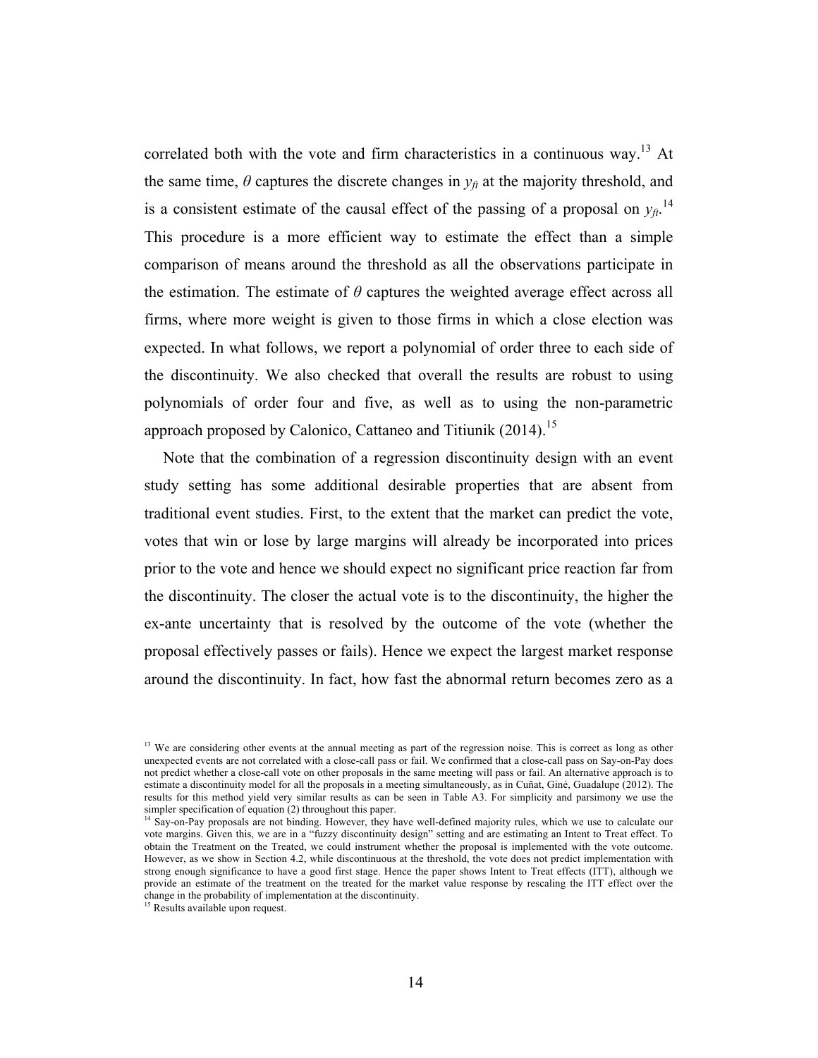correlated both with the vote and firm characteristics in a continuous way.[13] At the same time, $\theta$ captures the discrete changes in $y_{ft}$ at the majority threshold, and is a consistent estimate of the causal effect of the passing of a proposal on $y_{ft}$.[14] This procedure is a more efficient way to estimate the effect than a simple comparison of means around the threshold as all the observations participate in the estimation. The estimate of $\theta$ captures the weighted average effect across all firms, where more weight is given to those firms in which a close election was expected. In what follows, we report a polynomial of order three to each side of the discontinuity. We also checked that overall the results are robust to using polynomials of order four and five, as well as to using the non-parametric approach proposed by Calonico, Cattaneo and Titiunik (2014).[15]

Note that the combination of a regression discontinuity design with an event study setting has some additional desirable properties that are absent from traditional event studies. First, to the extent that the market can predict the vote, votes that win or lose by large margins will already be incorporated into prices prior to the vote and hence we should expect no significant price reaction far from the discontinuity. The closer the actual vote is to the discontinuity, the higher the ex-ante uncertainty that is resolved by the outcome of the vote (whether the proposal effectively passes or fails). Hence we expect the largest market response around the discontinuity. In fact, how fast the abnormal return becomes zero as a

---

[13] We are considering other events at the annual meeting as part of the regression noise. This is correct as long as other unexpected events are not correlated with a close-call pass or fail. We confirmed that a close-call pass on Say-on-Pay does not predict whether a close-call vote on other proposals in the same meeting will pass or fail. An alternative approach is to estimate a discontinuity model for all the proposals in a meeting simultaneously, as in Cuñat, Giné, Guadalupe (2012). The results for this method yield very similar results as can be seen in Table A3. For simplicity and parsimony we use the simpler specification of equation (2) throughout this paper.

[14] Say-on-Pay proposals are not binding. However, they have well-defined majority rules, which we use to calculate our vote margins. Given this, we are in a "fuzzy discontinuity design" setting and are estimating an Intent to Treat effect. To obtain the Treatment on the Treated, we could instrument whether the proposal is implemented with the vote outcome. However, as we show in Section 4.2, while discontinuous at the threshold, the vote does not predict implementation with strong enough significance to have a good first stage. Hence the paper shows Intent to Treat effects (ITT), although we provide an estimate of the treatment on the treated for the market value response by rescaling the ITT effect over the change in the probability of implementation at the discontinuity.

[15] Results available upon request.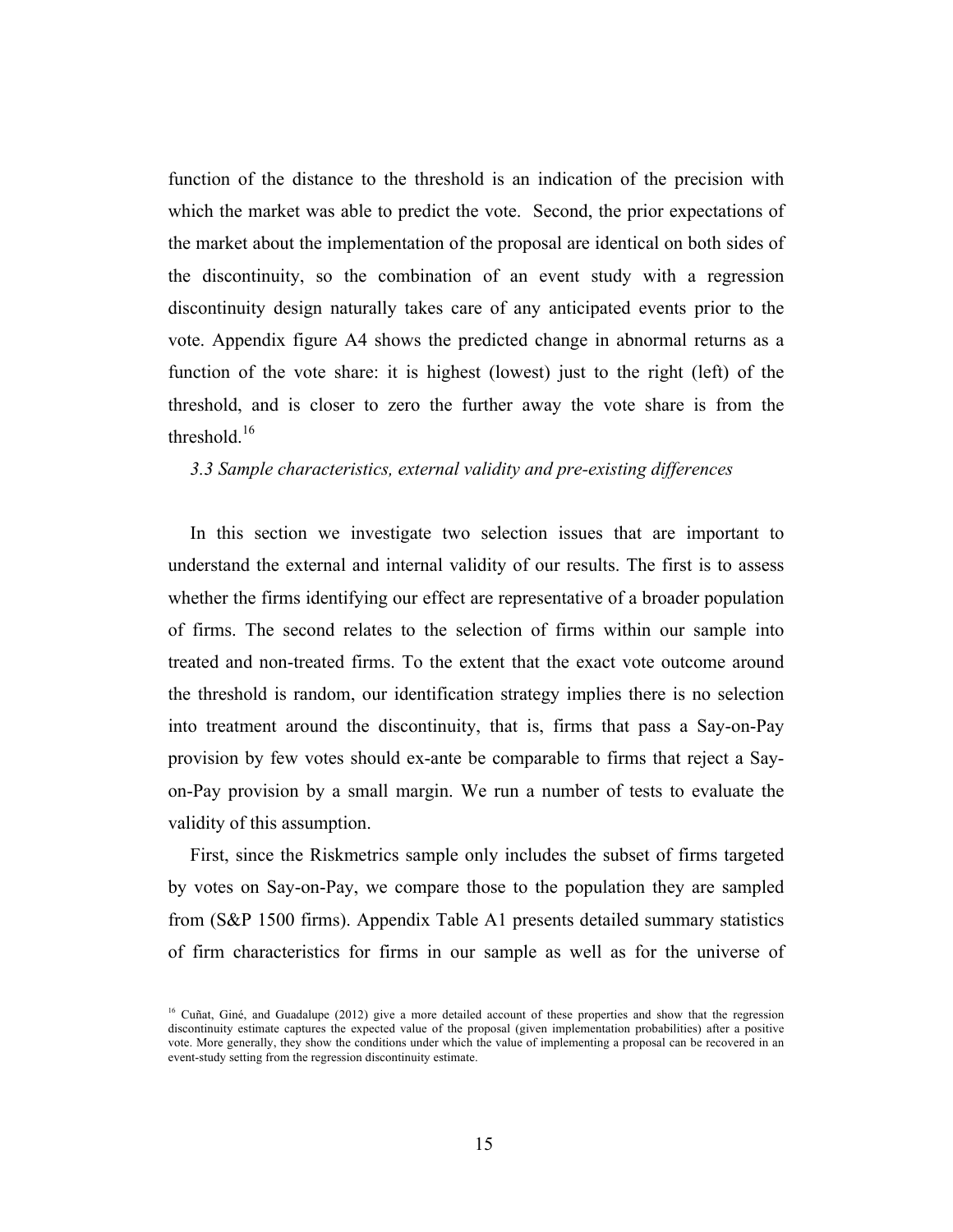function of the distance to the threshold is an indication of the precision with which the market was able to predict the vote. Second, the prior expectations of the market about the implementation of the proposal are identical on both sides of the discontinuity, so the combination of an event study with a regression discontinuity design naturally takes care of any anticipated events prior to the vote. Appendix figure A4 shows the predicted change in abnormal returns as a function of the vote share: it is highest (lowest) just to the right (left) of the threshold, and is closer to zero the further away the vote share is from the threshold.[16]

### *3.3 Sample characteristics, external validity and pre-existing differences*

In this section we investigate two selection issues that are important to understand the external and internal validity of our results. The first is to assess whether the firms identifying our effect are representative of a broader population of firms. The second relates to the selection of firms within our sample into treated and non-treated firms. To the extent that the exact vote outcome around the threshold is random, our identification strategy implies there is no selection into treatment around the discontinuity, that is, firms that pass a Say-on-Pay provision by few votes should ex-ante be comparable to firms that reject a Say-on-Pay provision by a small margin. We run a number of tests to evaluate the validity of this assumption.

First, since the Riskmetrics sample only includes the subset of firms targeted by votes on Say-on-Pay, we compare those to the population they are sampled from (S&P 1500 firms). Appendix Table A1 presents detailed summary statistics of firm characteristics for firms in our sample as well as for the universe of

[16] Cuñat, Giné, and Guadalupe (2012) give a more detailed account of these properties and show that the regression discontinuity estimate captures the expected value of the proposal (given implementation probabilities) after a positive vote. More generally, they show the conditions under which the value of implementing a proposal can be recovered in an event-study setting from the regression discontinuity estimate.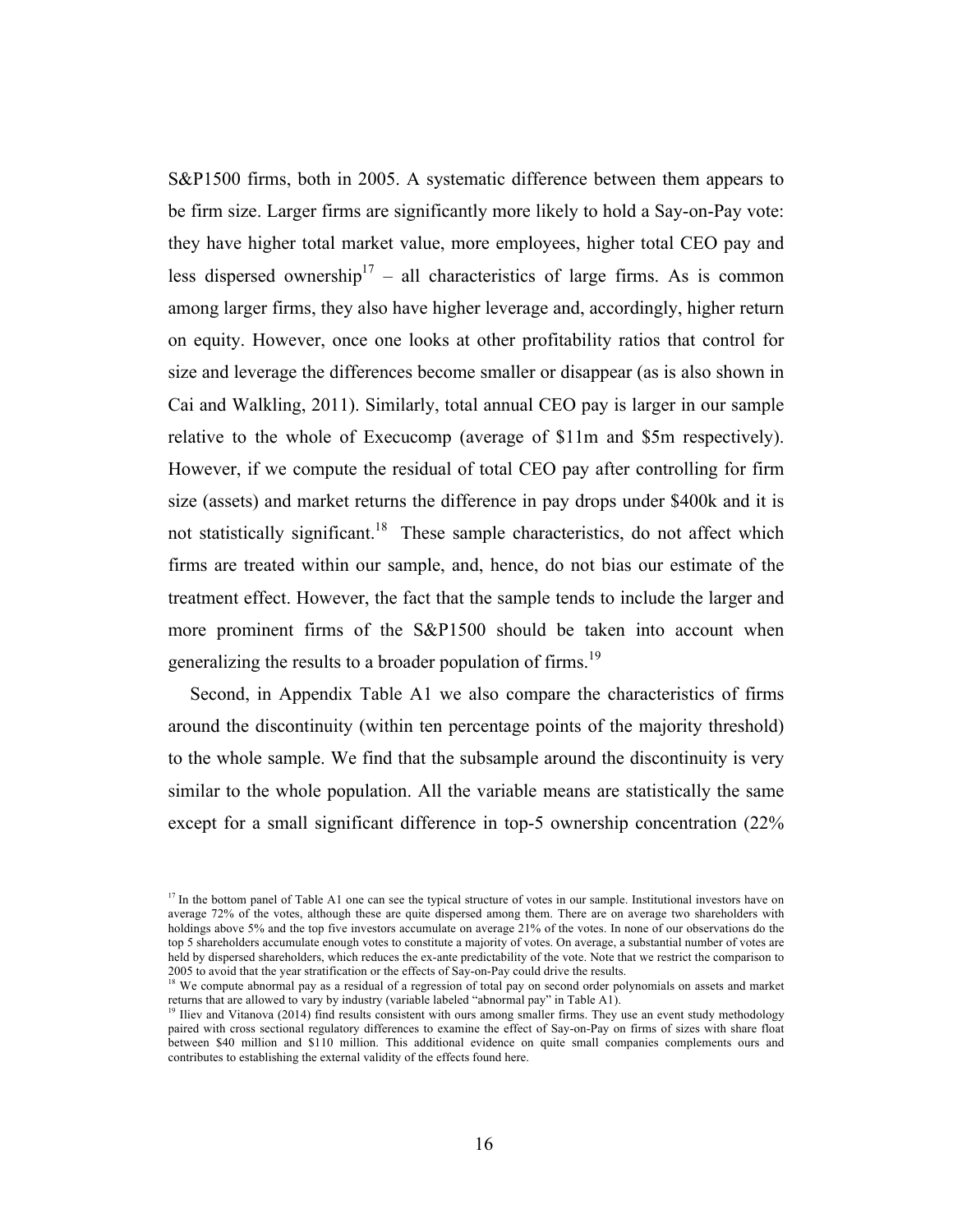S&P1500 firms, both in 2005. A systematic difference between them appears to be firm size. Larger firms are significantly more likely to hold a Say-on-Pay vote: they have higher total market value, more employees, higher total CEO pay and less dispersed ownership[17] – all characteristics of large firms. As is common among larger firms, they also have higher leverage and, accordingly, higher return on equity. However, once one looks at other profitability ratios that control for size and leverage the differences become smaller or disappear (as is also shown in Cai and Walkling, 2011). Similarly, total annual CEO pay is larger in our sample relative to the whole of Execucomp (average of $11m and $5m respectively). However, if we compute the residual of total CEO pay after controlling for firm size (assets) and market returns the difference in pay drops under $400k and it is not statistically significant.[18] These sample characteristics, do not affect which firms are treated within our sample, and, hence, do not bias our estimate of the treatment effect. However, the fact that the sample tends to include the larger and more prominent firms of the S&P1500 should be taken into account when generalizing the results to a broader population of firms.[19]

Second, in Appendix Table A1 we also compare the characteristics of firms around the discontinuity (within ten percentage points of the majority threshold) to the whole sample. We find that the subsample around the discontinuity is very similar to the whole population. All the variable means are statistically the same except for a small significant difference in top-5 ownership concentration (22%

---

[17] In the bottom panel of Table A1 one can see the typical structure of votes in our sample. Institutional investors have on average 72% of the votes, although these are quite dispersed among them. There are on average two shareholders with holdings above 5% and the top five investors accumulate on average 21% of the votes. In none of our observations do the top 5 shareholders accumulate enough votes to constitute a majority of votes. On average, a substantial number of votes are held by dispersed shareholders, which reduces the ex-ante predictability of the vote. Note that we restrict the comparison to 2005 to avoid that the year stratification or the effects of Say-on-Pay could drive the results.

[18] We compute abnormal pay as a residual of a regression of total pay on second order polynomials on assets and market returns that are allowed to vary by industry (variable labeled "abnormal pay" in Table A1).

[19] Iliev and Vitanova (2014) find results consistent with ours among smaller firms. They use an event study methodology paired with cross sectional regulatory differences to examine the effect of Say-on-Pay on firms of sizes with share float between $40 million and $110 million. This additional evidence on quite small companies complements ours and contributes to establishing the external validity of the effects found here.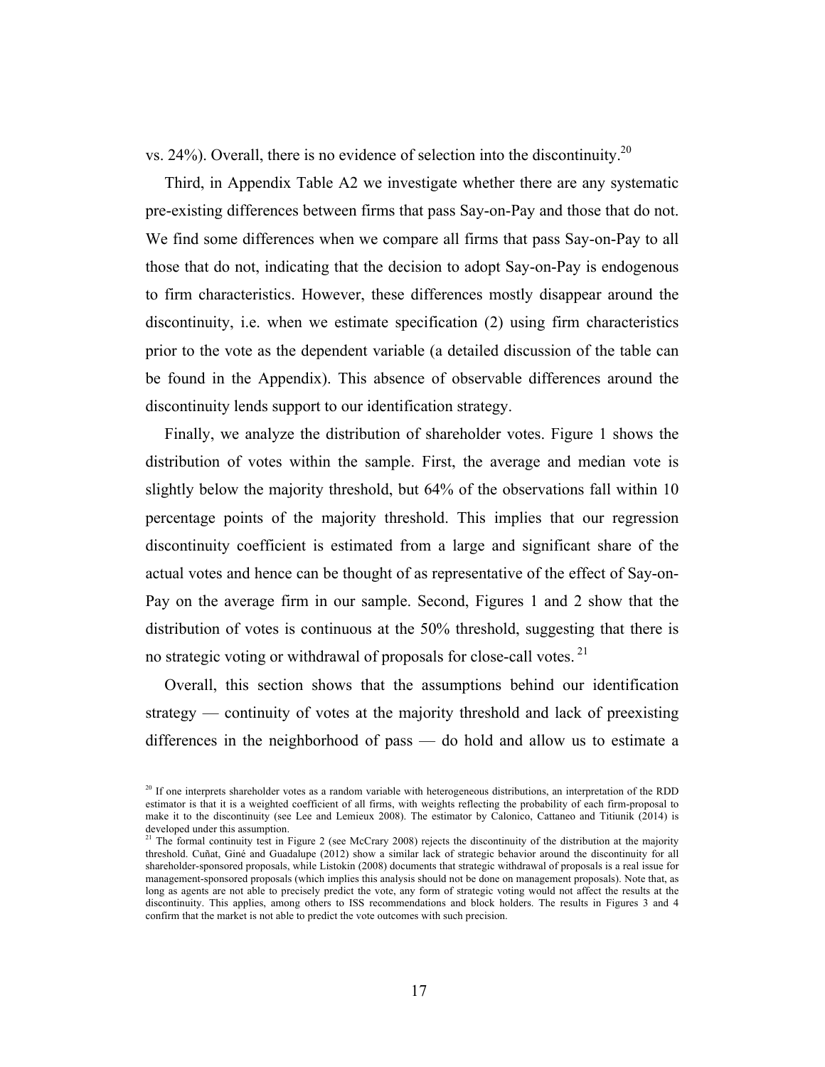vs. 24%). Overall, there is no evidence of selection into the discontinuity.[20]

Third, in Appendix Table A2 we investigate whether there are any systematic pre-existing differences between firms that pass Say-on-Pay and those that do not. We find some differences when we compare all firms that pass Say-on-Pay to all those that do not, indicating that the decision to adopt Say-on-Pay is endogenous to firm characteristics. However, these differences mostly disappear around the discontinuity, i.e. when we estimate specification (2) using firm characteristics prior to the vote as the dependent variable (a detailed discussion of the table can be found in the Appendix). This absence of observable differences around the discontinuity lends support to our identification strategy.

Finally, we analyze the distribution of shareholder votes. Figure 1 shows the distribution of votes within the sample. First, the average and median vote is slightly below the majority threshold, but 64% of the observations fall within 10 percentage points of the majority threshold. This implies that our regression discontinuity coefficient is estimated from a large and significant share of the actual votes and hence can be thought of as representative of the effect of Say-on-Pay on the average firm in our sample. Second, Figures 1 and 2 show that the distribution of votes is continuous at the 50% threshold, suggesting that there is no strategic voting or withdrawal of proposals for close-call votes.[21]

Overall, this section shows that the assumptions behind our identification strategy — continuity of votes at the majority threshold and lack of preexisting differences in the neighborhood of pass — do hold and allow us to estimate a

---

[20] If one interprets shareholder votes as a random variable with heterogeneous distributions, an interpretation of the RDD estimator is that it is a weighted coefficient of all firms, with weights reflecting the probability of each firm-proposal to make it to the discontinuity (see Lee and Lemieux 2008). The estimator by Calonico, Cattaneo and Titiunik (2014) is developed under this assumption.

[21] The formal continuity test in Figure 2 (see McCrary 2008) rejects the discontinuity of the distribution at the majority threshold. Cuñat, Giné and Guadalupe (2012) show a similar lack of strategic behavior around the discontinuity for all shareholder-sponsored proposals, while Listokin (2008) documents that strategic withdrawal of proposals is a real issue for management-sponsored proposals (which implies this analysis should not be done on management proposals). Note that, as long as agents are not able to precisely predict the vote, any form of strategic voting would not affect the results at the discontinuity. This applies, among others to ISS recommendations and block holders. The results in Figures 3 and 4 confirm that the market is not able to predict the vote outcomes with such precision.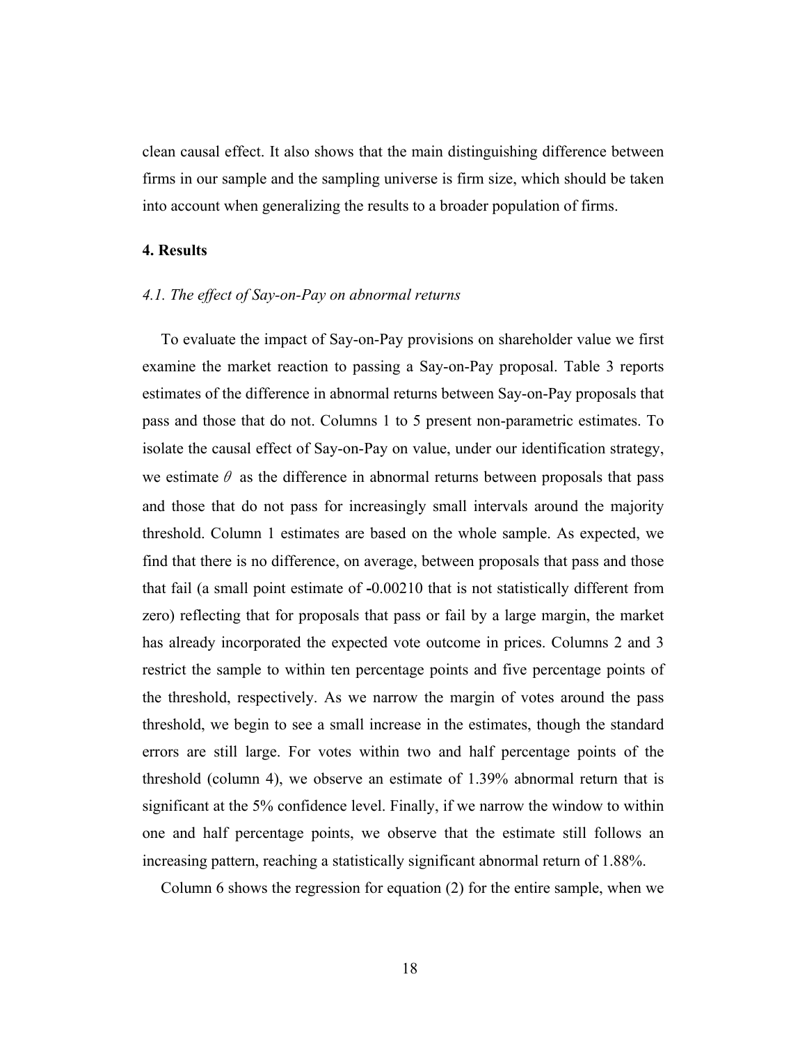clean causal effect. It also shows that the main distinguishing difference between firms in our sample and the sampling universe is firm size, which should be taken into account when generalizing the results to a broader population of firms.

## 4. Results

### *4.1. The effect of Say-on-Pay on abnormal returns*

To evaluate the impact of Say-on-Pay provisions on shareholder value we first examine the market reaction to passing a Say-on-Pay proposal. Table 3 reports estimates of the difference in abnormal returns between Say-on-Pay proposals that pass and those that do not. Columns 1 to 5 present non-parametric estimates. To isolate the causal effect of Say-on-Pay on value, under our identification strategy, we estimate $\theta$ as the difference in abnormal returns between proposals that pass and those that do not pass for increasingly small intervals around the majority threshold. Column 1 estimates are based on the whole sample. As expected, we find that there is no difference, on average, between proposals that pass and those that fail (a small point estimate of -0.00210 that is not statistically different from zero) reflecting that for proposals that pass or fail by a large margin, the market has already incorporated the expected vote outcome in prices. Columns 2 and 3 restrict the sample to within ten percentage points and five percentage points of the threshold, respectively. As we narrow the margin of votes around the pass threshold, we begin to see a small increase in the estimates, though the standard errors are still large. For votes within two and half percentage points of the threshold (column 4), we observe an estimate of 1.39% abnormal return that is significant at the 5% confidence level. Finally, if we narrow the window to within one and half percentage points, we observe that the estimate still follows an increasing pattern, reaching a statistically significant abnormal return of 1.88%.

Column 6 shows the regression for equation (2) for the entire sample, when we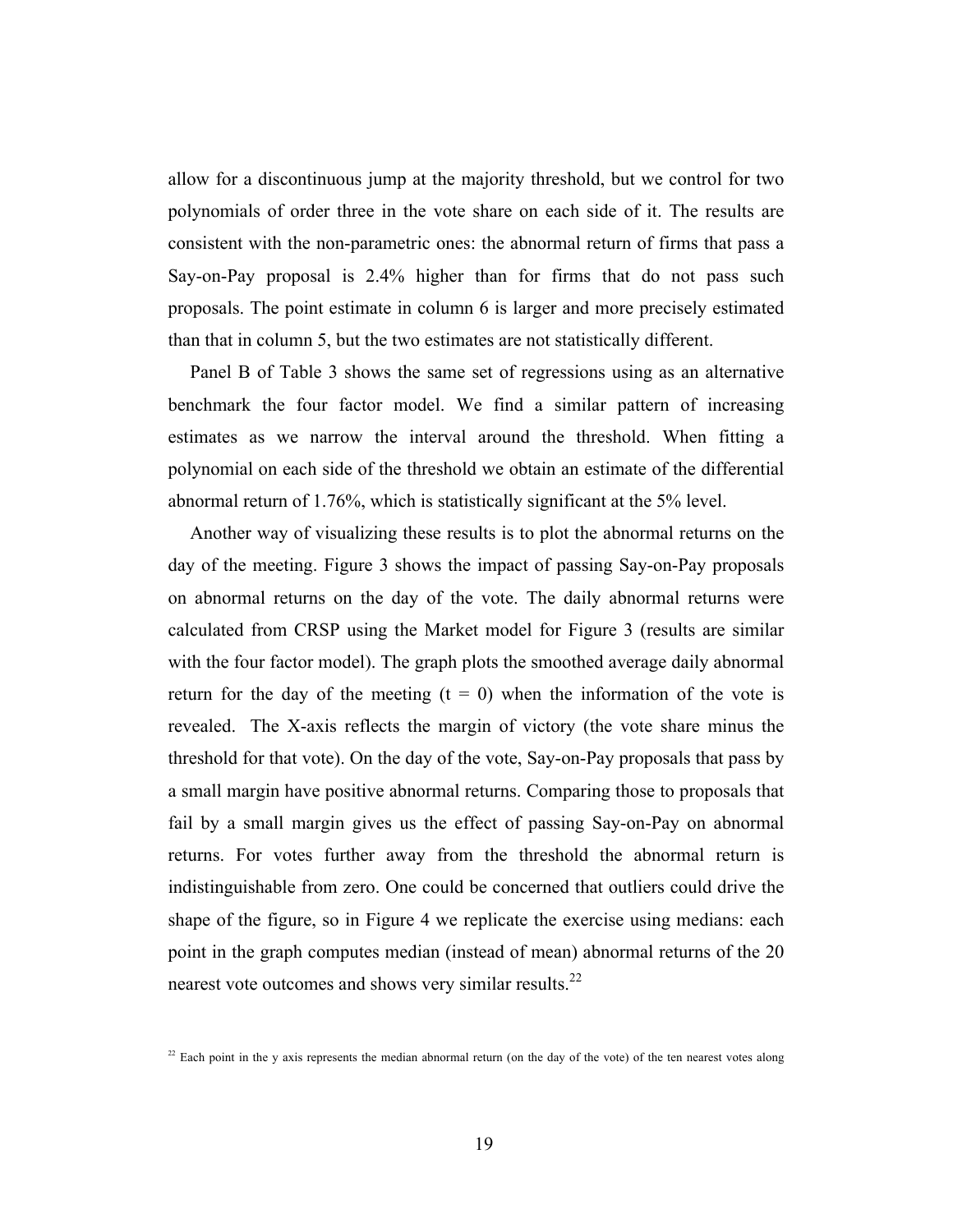allow for a discontinuous jump at the majority threshold, but we control for two polynomials of order three in the vote share on each side of it. The results are consistent with the non-parametric ones: the abnormal return of firms that pass a Say-on-Pay proposal is 2.4% higher than for firms that do not pass such proposals. The point estimate in column 6 is larger and more precisely estimated than that in column 5, but the two estimates are not statistically different.

Panel B of Table 3 shows the same set of regressions using as an alternative benchmark the four factor model. We find a similar pattern of increasing estimates as we narrow the interval around the threshold. When fitting a polynomial on each side of the threshold we obtain an estimate of the differential abnormal return of 1.76%, which is statistically significant at the 5% level.

Another way of visualizing these results is to plot the abnormal returns on the day of the meeting. Figure 3 shows the impact of passing Say-on-Pay proposals on abnormal returns on the day of the vote. The daily abnormal returns were calculated from CRSP using the Market model for Figure 3 (results are similar with the four factor model). The graph plots the smoothed average daily abnormal return for the day of the meeting ($t = 0$) when the information of the vote is revealed. The X-axis reflects the margin of victory (the vote share minus the threshold for that vote). On the day of the vote, Say-on-Pay proposals that pass by a small margin have positive abnormal returns. Comparing those to proposals that fail by a small margin gives us the effect of passing Say-on-Pay on abnormal returns. For votes further away from the threshold the abnormal return is indistinguishable from zero. One could be concerned that outliers could drive the shape of the figure, so in Figure 4 we replicate the exercise using medians: each point in the graph computes median (instead of mean) abnormal returns of the 20 nearest vote outcomes and shows very similar results.[22]

[22] Each point in the y axis represents the median abnormal return (on the day of the vote) of the ten nearest votes along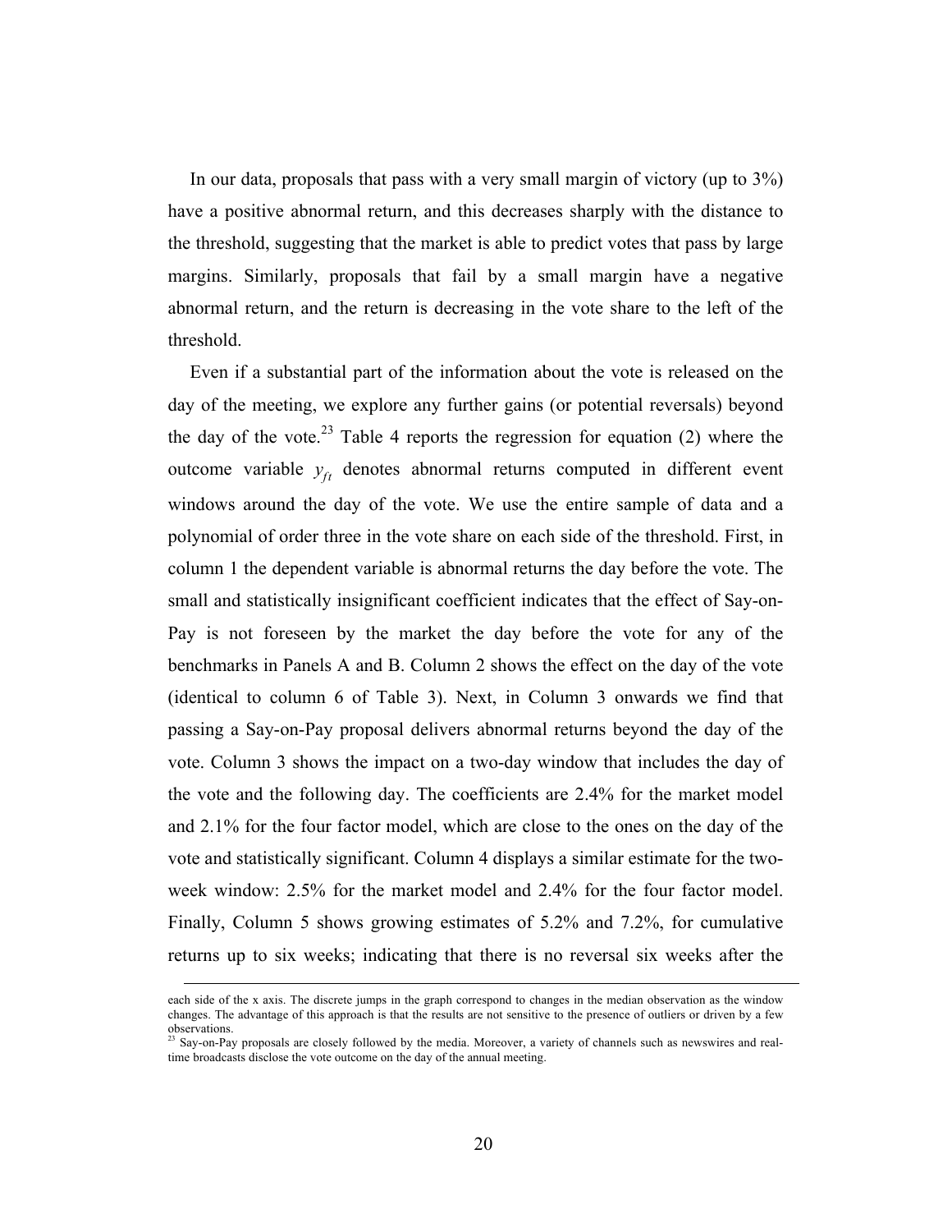In our data, proposals that pass with a very small margin of victory (up to 3%) have a positive abnormal return, and this decreases sharply with the distance to the threshold, suggesting that the market is able to predict votes that pass by large margins. Similarly, proposals that fail by a small margin have a negative abnormal return, and the return is decreasing in the vote share to the left of the threshold.

Even if a substantial part of the information about the vote is released on the day of the meeting, we explore any further gains (or potential reversals) beyond the day of the vote.[23] Table 4 reports the regression for equation (2) where the outcome variable $y_{ft}$ denotes abnormal returns computed in different event windows around the day of the vote. We use the entire sample of data and a polynomial of order three in the vote share on each side of the threshold. First, in column 1 the dependent variable is abnormal returns the day before the vote. The small and statistically insignificant coefficient indicates that the effect of Say-on-Pay is not foreseen by the market the day before the vote for any of the benchmarks in Panels A and B. Column 2 shows the effect on the day of the vote (identical to column 6 of Table 3). Next, in Column 3 onwards we find that passing a Say-on-Pay proposal delivers abnormal returns beyond the day of the vote. Column 3 shows the impact on a two-day window that includes the day of the vote and the following day. The coefficients are 2.4% for the market model and 2.1% for the four factor model, which are close to the ones on the day of the vote and statistically significant. Column 4 displays a similar estimate for the two-week window: 2.5% for the market model and 2.4% for the four factor model. Finally, Column 5 shows growing estimates of 5.2% and 7.2%, for cumulative returns up to six weeks; indicating that there is no reversal six weeks after the

---

each side of the x axis. The discrete jumps in the graph correspond to changes in the median observation as the window changes. The advantage of this approach is that the results are not sensitive to the presence of outliers or driven by a few observations.

[23] Say-on-Pay proposals are closely followed by the media. Moreover, a variety of channels such as newswires and real-time broadcasts disclose the vote outcome on the day of the annual meeting.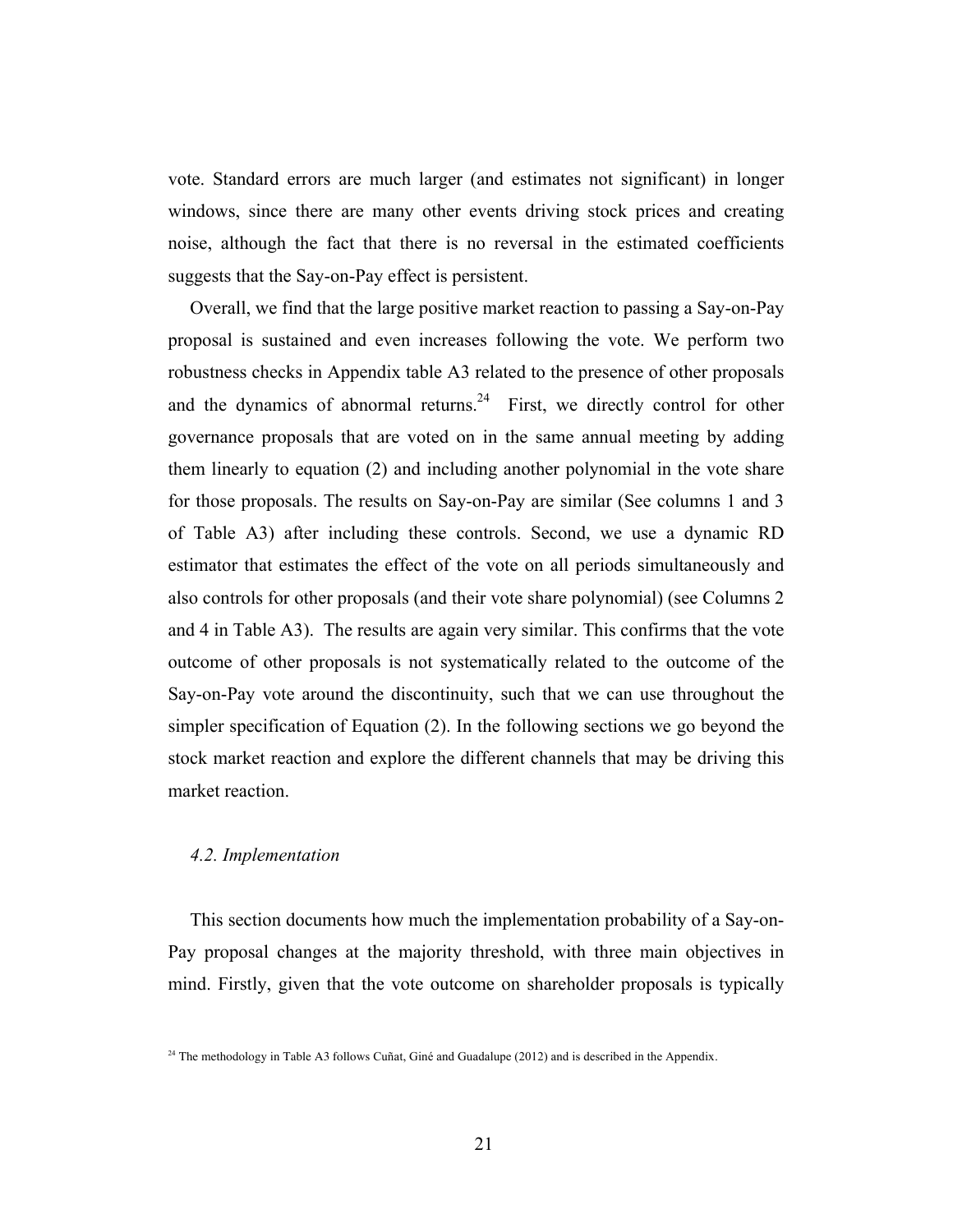vote. Standard errors are much larger (and estimates not significant) in longer windows, since there are many other events driving stock prices and creating noise, although the fact that there is no reversal in the estimated coefficients suggests that the Say-on-Pay effect is persistent.

Overall, we find that the large positive market reaction to passing a Say-on-Pay proposal is sustained and even increases following the vote. We perform two robustness checks in Appendix table A3 related to the presence of other proposals and the dynamics of abnormal returns.[24] First, we directly control for other governance proposals that are voted on in the same annual meeting by adding them linearly to equation (2) and including another polynomial in the vote share for those proposals. The results on Say-on-Pay are similar (See columns 1 and 3 of Table A3) after including these controls. Second, we use a dynamic RD estimator that estimates the effect of the vote on all periods simultaneously and also controls for other proposals (and their vote share polynomial) (see Columns 2 and 4 in Table A3). The results are again very similar. This confirms that the vote outcome of other proposals is not systematically related to the outcome of the Say-on-Pay vote around the discontinuity, such that we can use throughout the simpler specification of Equation (2). In the following sections we go beyond the stock market reaction and explore the different channels that may be driving this market reaction.

### *4.2. Implementation*

This section documents how much the implementation probability of a Say-on-Pay proposal changes at the majority threshold, with three main objectives in mind. Firstly, given that the vote outcome on shareholder proposals is typically

[24] The methodology in Table A3 follows Cuñat, Giné and Guadalupe (2012) and is described in the Appendix.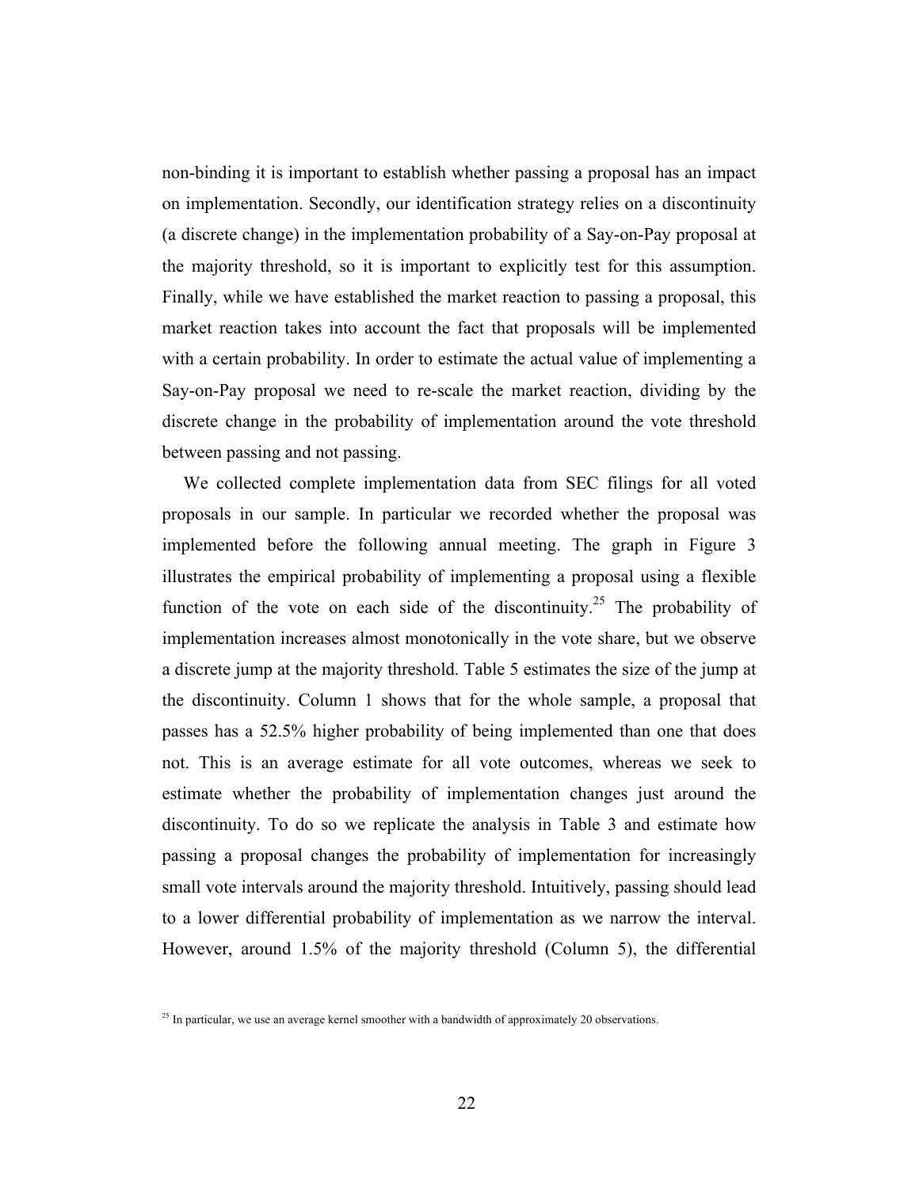non-binding it is important to establish whether passing a proposal has an impact on implementation. Secondly, our identification strategy relies on a discontinuity (a discrete change) in the implementation probability of a Say-on-Pay proposal at the majority threshold, so it is important to explicitly test for this assumption. Finally, while we have established the market reaction to passing a proposal, this market reaction takes into account the fact that proposals will be implemented with a certain probability. In order to estimate the actual value of implementing a Say-on-Pay proposal we need to re-scale the market reaction, dividing by the discrete change in the probability of implementation around the vote threshold between passing and not passing.

We collected complete implementation data from SEC filings for all voted proposals in our sample. In particular we recorded whether the proposal was implemented before the following annual meeting. The graph in Figure 3 illustrates the empirical probability of implementing a proposal using a flexible function of the vote on each side of the discontinuity.[25] The probability of implementation increases almost monotonically in the vote share, but we observe a discrete jump at the majority threshold. Table 5 estimates the size of the jump at the discontinuity. Column 1 shows that for the whole sample, a proposal that passes has a 52.5% higher probability of being implemented than one that does not. This is an average estimate for all vote outcomes, whereas we seek to estimate whether the probability of implementation changes just around the discontinuity. To do so we replicate the analysis in Table 3 and estimate how passing a proposal changes the probability of implementation for increasingly small vote intervals around the majority threshold. Intuitively, passing should lead to a lower differential probability of implementation as we narrow the interval. However, around 1.5% of the majority threshold (Column 5), the differential

[25] In particular, we use an average kernel smoother with a bandwidth of approximately 20 observations.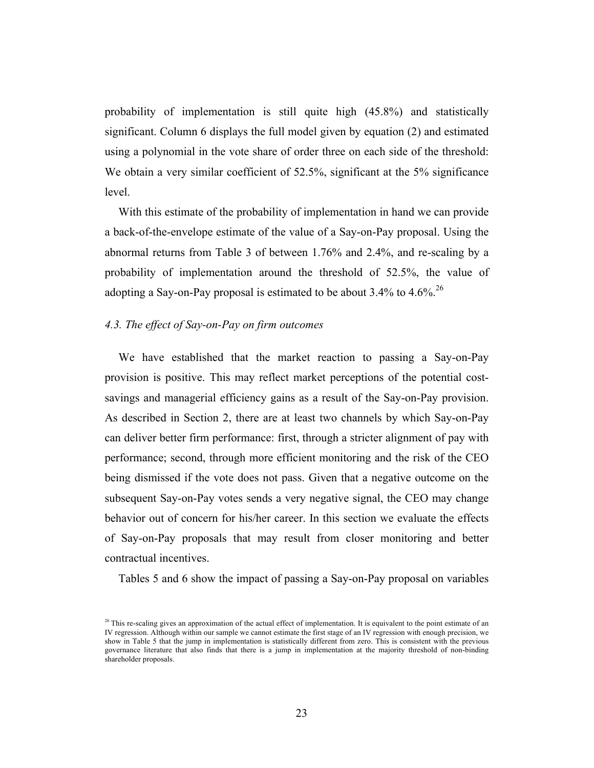probability of implementation is still quite high (45.8%) and statistically significant. Column 6 displays the full model given by equation (2) and estimated using a polynomial in the vote share of order three on each side of the threshold: We obtain a very similar coefficient of 52.5%, significant at the 5% significance level.

With this estimate of the probability of implementation in hand we can provide a back-of-the-envelope estimate of the value of a Say-on-Pay proposal. Using the abnormal returns from Table 3 of between 1.76% and 2.4%, and re-scaling by a probability of implementation around the threshold of 52.5%, the value of adopting a Say-on-Pay proposal is estimated to be about 3.4% to 4.6%.[26]

### *4.3. The effect of Say-on-Pay on firm outcomes*

We have established that the market reaction to passing a Say-on-Pay provision is positive. This may reflect market perceptions of the potential cost-savings and managerial efficiency gains as a result of the Say-on-Pay provision. As described in Section 2, there are at least two channels by which Say-on-Pay can deliver better firm performance: first, through a stricter alignment of pay with performance; second, through more efficient monitoring and the risk of the CEO being dismissed if the vote does not pass. Given that a negative outcome on the subsequent Say-on-Pay votes sends a very negative signal, the CEO may change behavior out of concern for his/her career. In this section we evaluate the effects of Say-on-Pay proposals that may result from closer monitoring and better contractual incentives.

Tables 5 and 6 show the impact of passing a Say-on-Pay proposal on variables

[26] This re-scaling gives an approximation of the actual effect of implementation. It is equivalent to the point estimate of an IV regression. Although within our sample we cannot estimate the first stage of an IV regression with enough precision, we show in Table 5 that the jump in implementation is statistically different from zero. This is consistent with the previous governance literature that also finds that there is a jump in implementation at the majority threshold of non-binding shareholder proposals.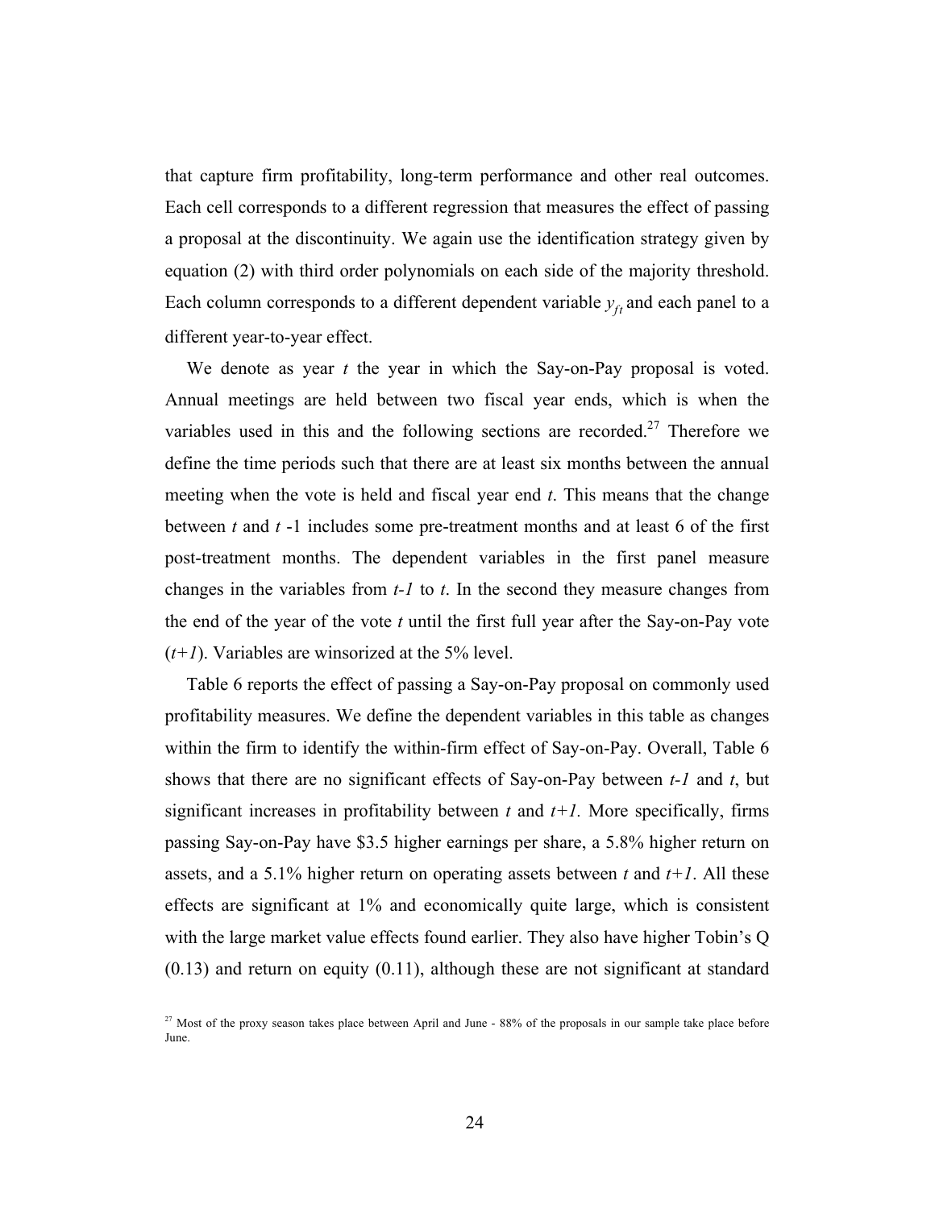that capture firm profitability, long-term performance and other real outcomes. Each cell corresponds to a different regression that measures the effect of passing a proposal at the discontinuity. We again use the identification strategy given by equation (2) with third order polynomials on each side of the majority threshold. Each column corresponds to a different dependent variable $y_{ft}$ and each panel to a different year-to-year effect.

We denote as year *t* the year in which the Say-on-Pay proposal is voted. Annual meetings are held between two fiscal year ends, which is when the variables used in this and the following sections are recorded.[27] Therefore we define the time periods such that there are at least six months between the annual meeting when the vote is held and fiscal year end *t*. This means that the change between *t* and *t* -1 includes some pre-treatment months and at least 6 of the first post-treatment months. The dependent variables in the first panel measure changes in the variables from *t-1* to *t*. In the second they measure changes from the end of the year of the vote *t* until the first full year after the Say-on-Pay vote (*t+1*). Variables are winsorized at the 5% level.

Table 6 reports the effect of passing a Say-on-Pay proposal on commonly used profitability measures. We define the dependent variables in this table as changes within the firm to identify the within-firm effect of Say-on-Pay. Overall, Table 6 shows that there are no significant effects of Say-on-Pay between *t-1* and *t*, but significant increases in profitability between *t* and *t+1.* More specifically, firms passing Say-on-Pay have \$3.5 higher earnings per share, a 5.8% higher return on assets, and a 5.1% higher return on operating assets between *t* and *t+1*. All these effects are significant at 1% and economically quite large, which is consistent with the large market value effects found earlier. They also have higher Tobin's Q (0.13) and return on equity (0.11), although these are not significant at standard

[27] Most of the proxy season takes place between April and June - 88% of the proposals in our sample take place before June.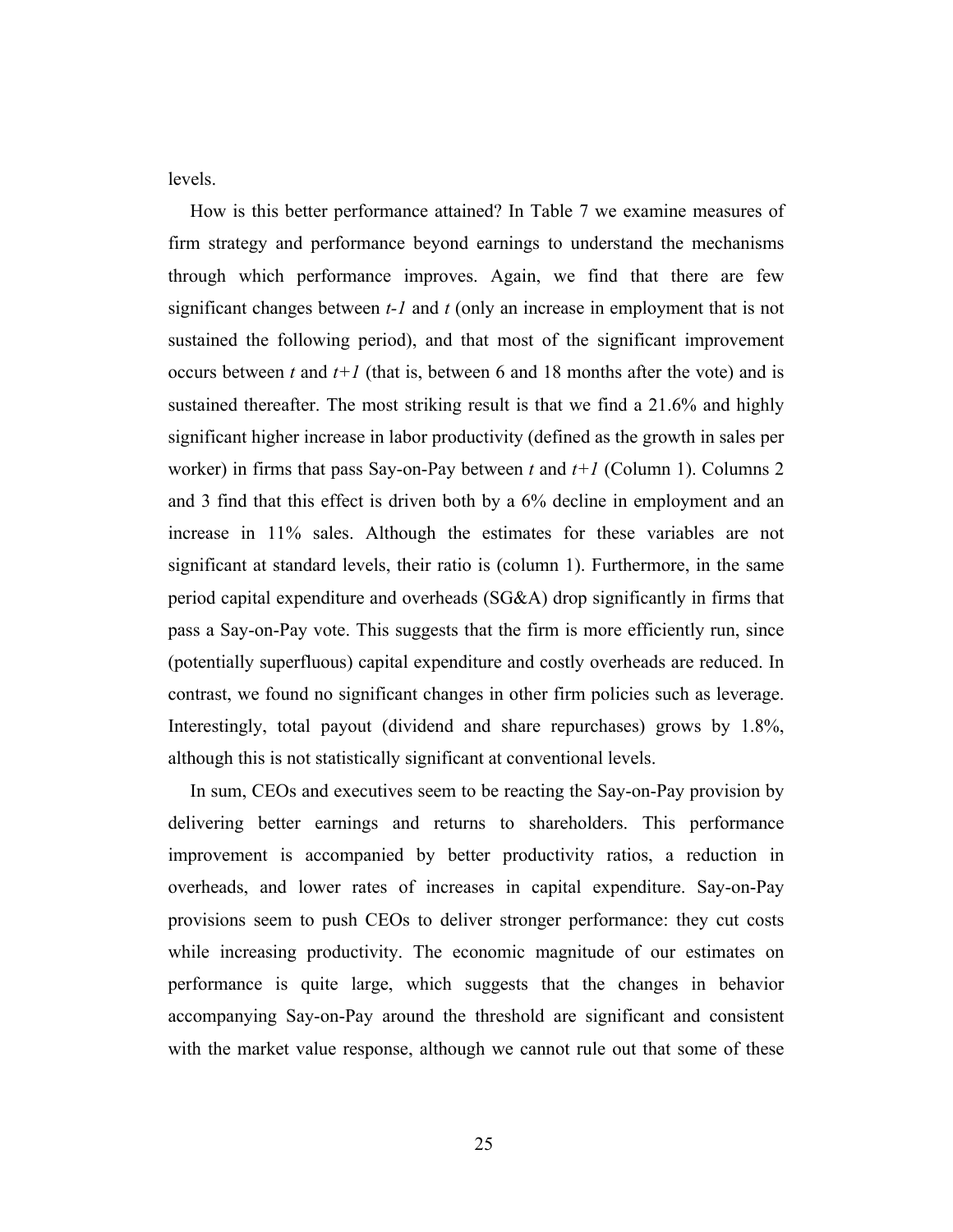levels.

How is this better performance attained? In Table 7 we examine measures of firm strategy and performance beyond earnings to understand the mechanisms through which performance improves. Again, we find that there are few significant changes between *t-1* and *t* (only an increase in employment that is not sustained the following period), and that most of the significant improvement occurs between *t* and *t+1* (that is, between 6 and 18 months after the vote) and is sustained thereafter. The most striking result is that we find a 21.6% and highly significant higher increase in labor productivity (defined as the growth in sales per worker) in firms that pass Say-on-Pay between *t* and *t+1* (Column 1). Columns 2 and 3 find that this effect is driven both by a 6% decline in employment and an increase in 11% sales. Although the estimates for these variables are not significant at standard levels, their ratio is (column 1). Furthermore, in the same period capital expenditure and overheads (SG&A) drop significantly in firms that pass a Say-on-Pay vote. This suggests that the firm is more efficiently run, since (potentially superfluous) capital expenditure and costly overheads are reduced. In contrast, we found no significant changes in other firm policies such as leverage. Interestingly, total payout (dividend and share repurchases) grows by 1.8%, although this is not statistically significant at conventional levels.

In sum, CEOs and executives seem to be reacting the Say-on-Pay provision by delivering better earnings and returns to shareholders. This performance improvement is accompanied by better productivity ratios, a reduction in overheads, and lower rates of increases in capital expenditure. Say-on-Pay provisions seem to push CEOs to deliver stronger performance: they cut costs while increasing productivity. The economic magnitude of our estimates on performance is quite large, which suggests that the changes in behavior accompanying Say-on-Pay around the threshold are significant and consistent with the market value response, although we cannot rule out that some of these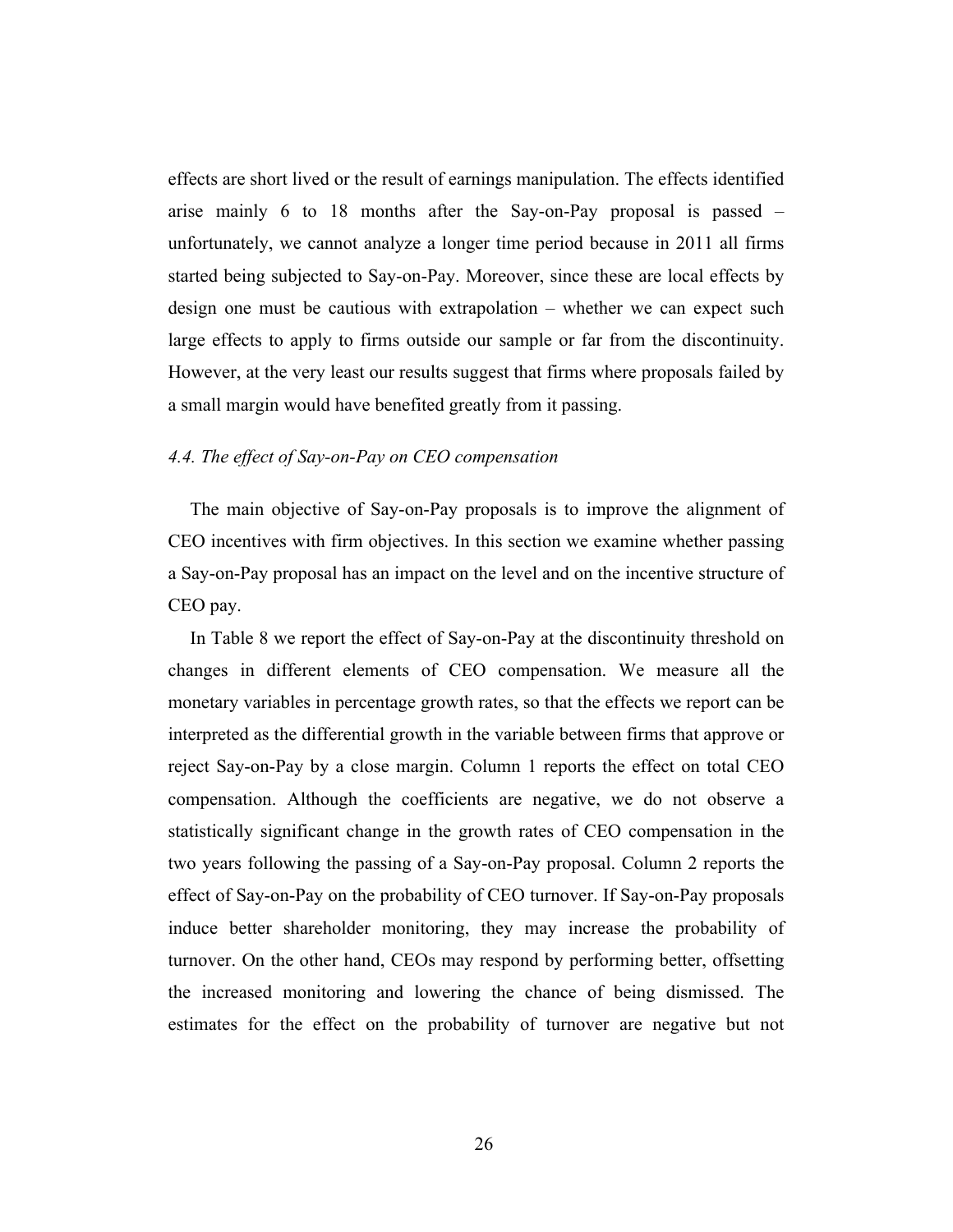effects are short lived or the result of earnings manipulation. The effects identified arise mainly 6 to 18 months after the Say-on-Pay proposal is passed – unfortunately, we cannot analyze a longer time period because in 2011 all firms started being subjected to Say-on-Pay. Moreover, since these are local effects by design one must be cautious with extrapolation – whether we can expect such large effects to apply to firms outside our sample or far from the discontinuity. However, at the very least our results suggest that firms where proposals failed by a small margin would have benefited greatly from it passing.

### *4.4. The effect of Say-on-Pay on CEO compensation*

The main objective of Say-on-Pay proposals is to improve the alignment of CEO incentives with firm objectives. In this section we examine whether passing a Say-on-Pay proposal has an impact on the level and on the incentive structure of CEO pay.

In Table 8 we report the effect of Say-on-Pay at the discontinuity threshold on changes in different elements of CEO compensation. We measure all the monetary variables in percentage growth rates, so that the effects we report can be interpreted as the differential growth in the variable between firms that approve or reject Say-on-Pay by a close margin. Column 1 reports the effect on total CEO compensation. Although the coefficients are negative, we do not observe a statistically significant change in the growth rates of CEO compensation in the two years following the passing of a Say-on-Pay proposal. Column 2 reports the effect of Say-on-Pay on the probability of CEO turnover. If Say-on-Pay proposals induce better shareholder monitoring, they may increase the probability of turnover. On the other hand, CEOs may respond by performing better, offsetting the increased monitoring and lowering the chance of being dismissed. The estimates for the effect on the probability of turnover are negative but not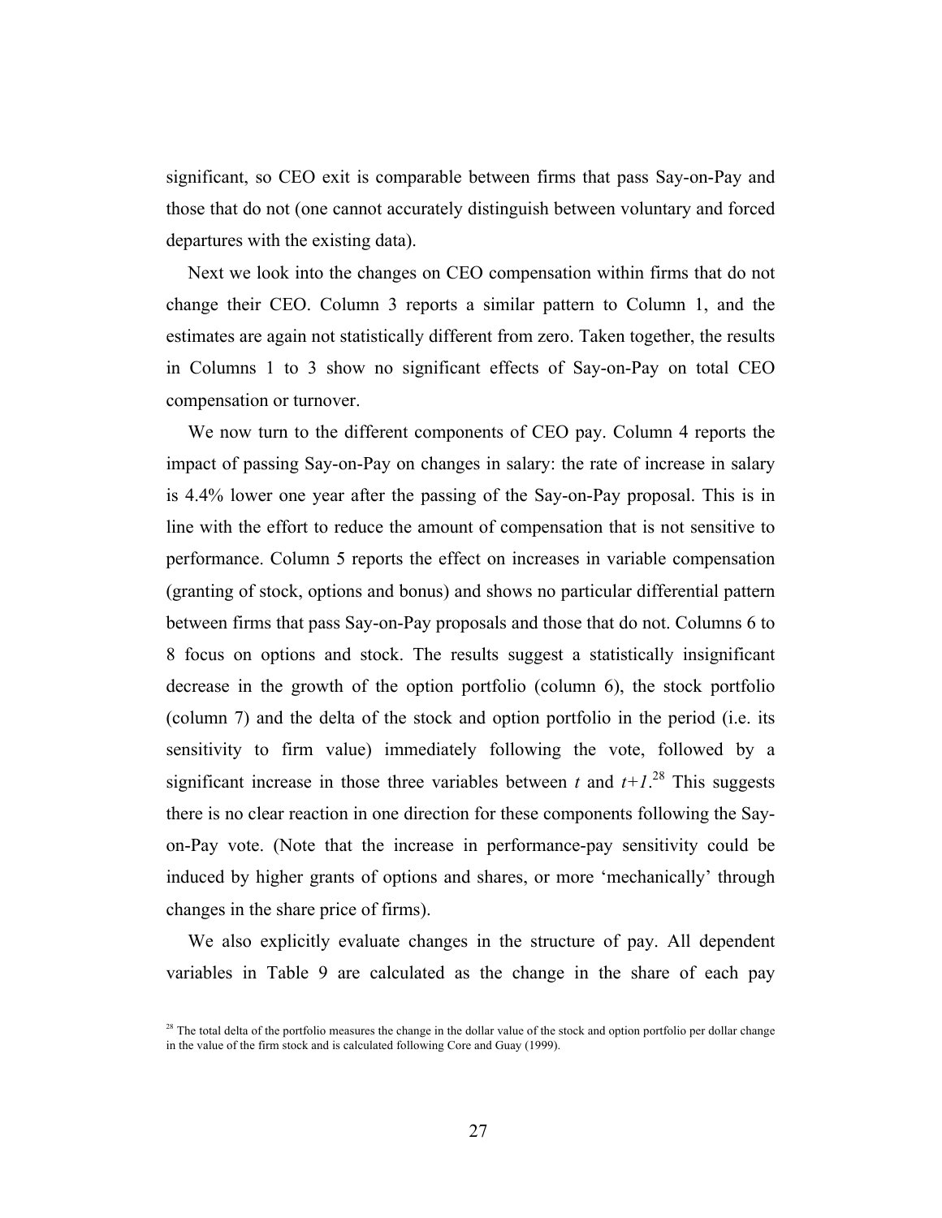significant, so CEO exit is comparable between firms that pass Say-on-Pay and those that do not (one cannot accurately distinguish between voluntary and forced departures with the existing data).

Next we look into the changes on CEO compensation within firms that do not change their CEO. Column 3 reports a similar pattern to Column 1, and the estimates are again not statistically different from zero. Taken together, the results in Columns 1 to 3 show no significant effects of Say-on-Pay on total CEO compensation or turnover.

We now turn to the different components of CEO pay. Column 4 reports the impact of passing Say-on-Pay on changes in salary: the rate of increase in salary is 4.4% lower one year after the passing of the Say-on-Pay proposal. This is in line with the effort to reduce the amount of compensation that is not sensitive to performance. Column 5 reports the effect on increases in variable compensation (granting of stock, options and bonus) and shows no particular differential pattern between firms that pass Say-on-Pay proposals and those that do not. Columns 6 to 8 focus on options and stock. The results suggest a statistically insignificant decrease in the growth of the option portfolio (column 6), the stock portfolio (column 7) and the delta of the stock and option portfolio in the period (i.e. its sensitivity to firm value) immediately following the vote, followed by a significant increase in those three variables between $t$ and $t+1$.[28] This suggests there is no clear reaction in one direction for these components following the Say-on-Pay vote. (Note that the increase in performance-pay sensitivity could be induced by higher grants of options and shares, or more 'mechanically' through changes in the share price of firms).

We also explicitly evaluate changes in the structure of pay. All dependent variables in Table 9 are calculated as the change in the share of each pay

[28] The total delta of the portfolio measures the change in the dollar value of the stock and option portfolio per dollar change in the value of the firm stock and is calculated following Core and Guay (1999).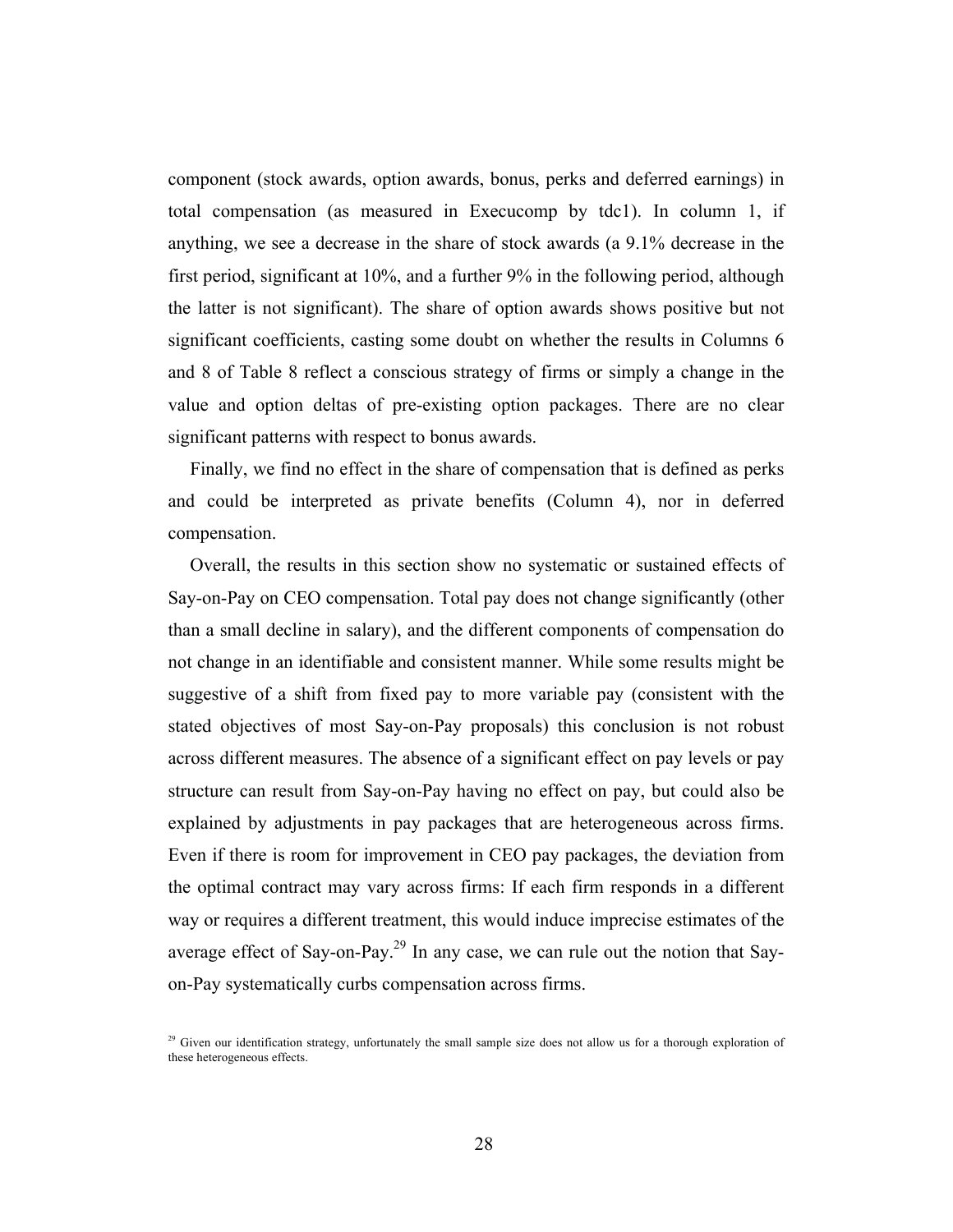component (stock awards, option awards, bonus, perks and deferred earnings) in total compensation (as measured in Execucomp by tdc1). In column 1, if anything, we see a decrease in the share of stock awards (a 9.1% decrease in the first period, significant at 10%, and a further 9% in the following period, although the latter is not significant). The share of option awards shows positive but not significant coefficients, casting some doubt on whether the results in Columns 6 and 8 of Table 8 reflect a conscious strategy of firms or simply a change in the value and option deltas of pre-existing option packages. There are no clear significant patterns with respect to bonus awards.

Finally, we find no effect in the share of compensation that is defined as perks and could be interpreted as private benefits (Column 4), nor in deferred compensation.

Overall, the results in this section show no systematic or sustained effects of Say-on-Pay on CEO compensation. Total pay does not change significantly (other than a small decline in salary), and the different components of compensation do not change in an identifiable and consistent manner. While some results might be suggestive of a shift from fixed pay to more variable pay (consistent with the stated objectives of most Say-on-Pay proposals) this conclusion is not robust across different measures. The absence of a significant effect on pay levels or pay structure can result from Say-on-Pay having no effect on pay, but could also be explained by adjustments in pay packages that are heterogeneous across firms. Even if there is room for improvement in CEO pay packages, the deviation from the optimal contract may vary across firms: If each firm responds in a different way or requires a different treatment, this would induce imprecise estimates of the average effect of Say-on-Pay.[29] In any case, we can rule out the notion that Say-on-Pay systematically curbs compensation across firms.

[29] Given our identification strategy, unfortunately the small sample size does not allow us for a thorough exploration of these heterogeneous effects.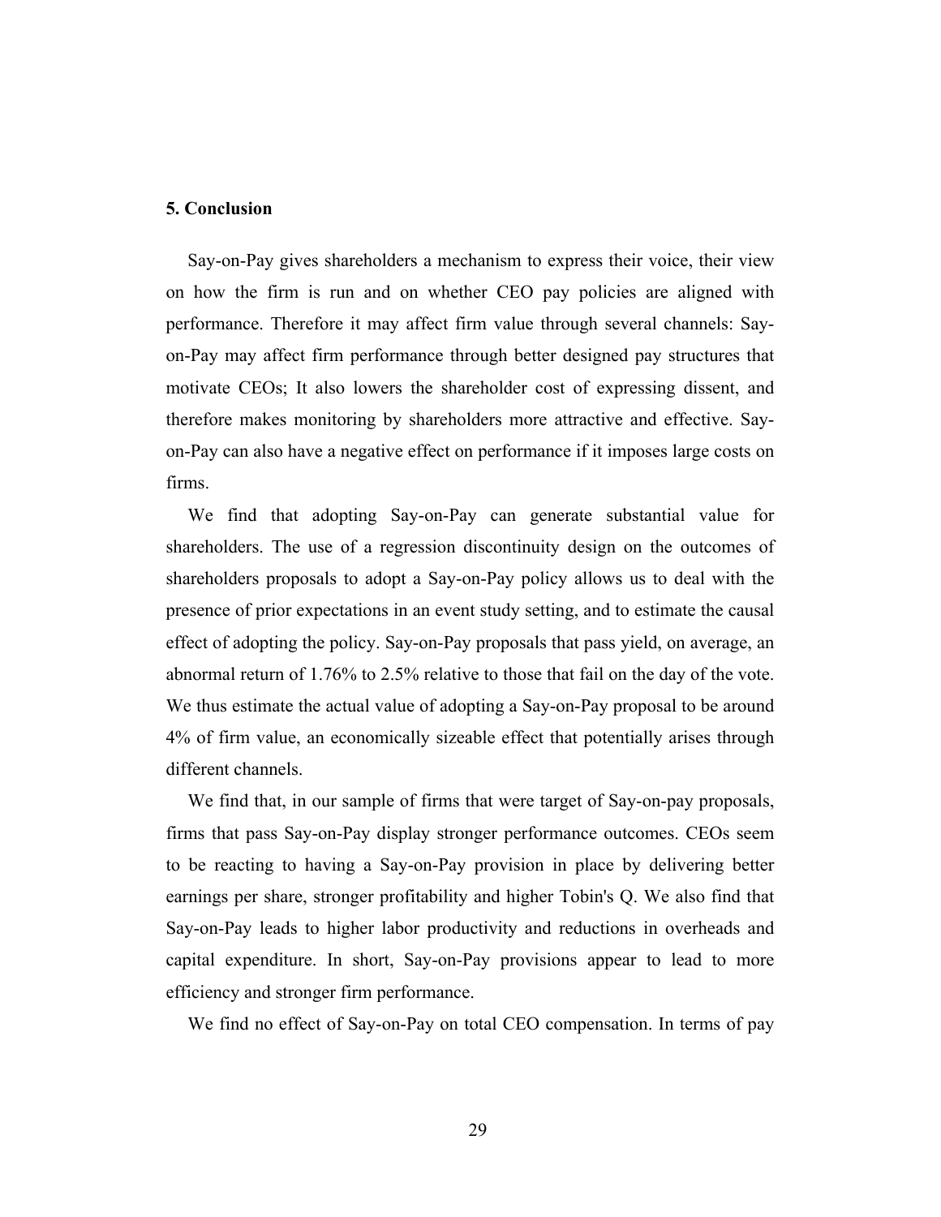## 5. Conclusion

Say-on-Pay gives shareholders a mechanism to express their voice, their view on how the firm is run and on whether CEO pay policies are aligned with performance. Therefore it may affect firm value through several channels: Say-on-Pay may affect firm performance through better designed pay structures that motivate CEOs; It also lowers the shareholder cost of expressing dissent, and therefore makes monitoring by shareholders more attractive and effective. Say-on-Pay can also have a negative effect on performance if it imposes large costs on firms.

We find that adopting Say-on-Pay can generate substantial value for shareholders. The use of a regression discontinuity design on the outcomes of shareholders proposals to adopt a Say-on-Pay policy allows us to deal with the presence of prior expectations in an event study setting, and to estimate the causal effect of adopting the policy. Say-on-Pay proposals that pass yield, on average, an abnormal return of 1.76% to 2.5% relative to those that fail on the day of the vote. We thus estimate the actual value of adopting a Say-on-Pay proposal to be around 4% of firm value, an economically sizeable effect that potentially arises through different channels.

We find that, in our sample of firms that were target of Say-on-pay proposals, firms that pass Say-on-Pay display stronger performance outcomes. CEOs seem to be reacting to having a Say-on-Pay provision in place by delivering better earnings per share, stronger profitability and higher Tobin's Q. We also find that Say-on-Pay leads to higher labor productivity and reductions in overheads and capital expenditure. In short, Say-on-Pay provisions appear to lead to more efficiency and stronger firm performance.

We find no effect of Say-on-Pay on total CEO compensation. In terms of pay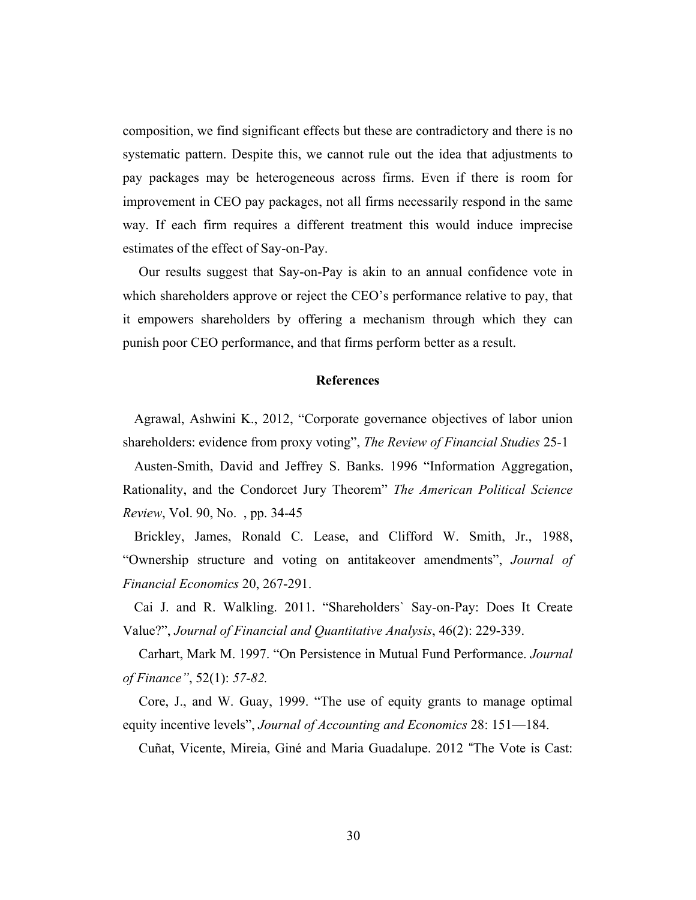composition, we find significant effects but these are contradictory and there is no systematic pattern. Despite this, we cannot rule out the idea that adjustments to pay packages may be heterogeneous across firms. Even if there is room for improvement in CEO pay packages, not all firms necessarily respond in the same way. If each firm requires a different treatment this would induce imprecise estimates of the effect of Say-on-Pay.

Our results suggest that Say-on-Pay is akin to an annual confidence vote in which shareholders approve or reject the CEO's performance relative to pay, that it empowers shareholders by offering a mechanism through which they can punish poor CEO performance, and that firms perform better as a result.

## References

Agrawal, Ashwini K., 2012, "Corporate governance objectives of labor union shareholders: evidence from proxy voting", *The Review of Financial Studies* 25-1

Austen-Smith, David and Jeffrey S. Banks. 1996 "Information Aggregation, Rationality, and the Condorcet Jury Theorem" *The American Political Science Review*, Vol. 90, No. , pp. 34-45

Brickley, James, Ronald C. Lease, and Clifford W. Smith, Jr., 1988, "Ownership structure and voting on antitakeover amendments", *Journal of Financial Economics* 20, 267-291.

Cai J. and R. Walkling. 2011. "Shareholders` Say-on-Pay: Does It Create Value?", *Journal of Financial and Quantitative Analysis*, 46(2): 229-339.

Carhart, Mark M. 1997. "On Persistence in Mutual Fund Performance. *Journal of Finance"*, 52(1): *57-82.*

Core, J., and W. Guay, 1999. "The use of equity grants to manage optimal equity incentive levels", *Journal of Accounting and Economics* 28: 151—184.

Cuñat, Vicente, Mireia, Giné and Maria Guadalupe. 2012 "The Vote is Cast: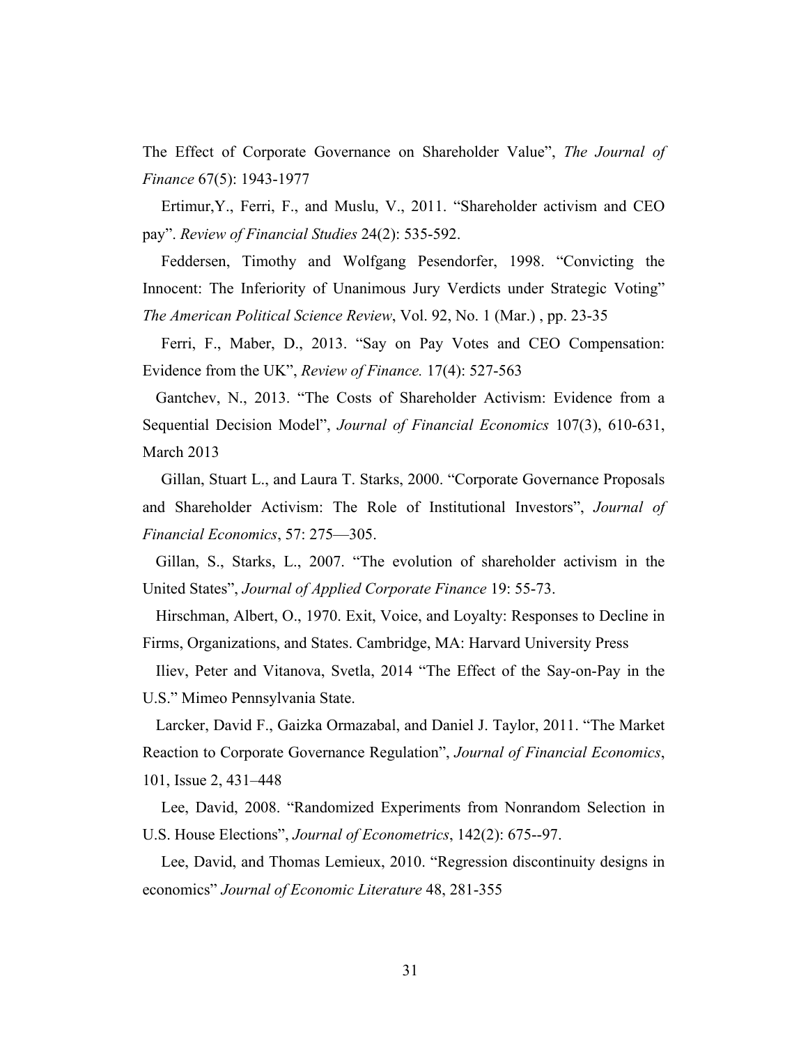The Effect of Corporate Governance on Shareholder Value", *The Journal of Finance* 67(5): 1943-1977

Ertimur,Y., Ferri, F., and Muslu, V., 2011. "Shareholder activism and CEO pay". *Review of Financial Studies* 24(2): 535-592.

Feddersen, Timothy and Wolfgang Pesendorfer, 1998. "Convicting the Innocent: The Inferiority of Unanimous Jury Verdicts under Strategic Voting" *The American Political Science Review*, Vol. 92, No. 1 (Mar.) , pp. 23-35

Ferri, F., Maber, D., 2013. "Say on Pay Votes and CEO Compensation: Evidence from the UK", *Review of Finance.* 17(4): 527-563

Gantchev, N., 2013. "The Costs of Shareholder Activism: Evidence from a Sequential Decision Model", *Journal of Financial Economics* 107(3), 610-631, March 2013

Gillan, Stuart L., and Laura T. Starks, 2000. "Corporate Governance Proposals and Shareholder Activism: The Role of Institutional Investors", *Journal of Financial Economics*, 57: 275—305.

Gillan, S., Starks, L., 2007. "The evolution of shareholder activism in the United States", *Journal of Applied Corporate Finance* 19: 55-73.

Hirschman, Albert, O., 1970. Exit, Voice, and Loyalty: Responses to Decline in Firms, Organizations, and States. Cambridge, MA: Harvard University Press

Iliev, Peter and Vitanova, Svetla, 2014 "The Effect of the Say-on-Pay in the U.S." Mimeo Pennsylvania State.

Larcker, David F., Gaizka Ormazabal, and Daniel J. Taylor, 2011. "The Market Reaction to Corporate Governance Regulation", *Journal of Financial Economics*, 101, Issue 2, 431–448

Lee, David, 2008. "Randomized Experiments from Nonrandom Selection in U.S. House Elections", *Journal of Econometrics*, 142(2): 675--97.

Lee, David, and Thomas Lemieux, 2010. "Regression discontinuity designs in economics" *Journal of Economic Literature* 48, 281-355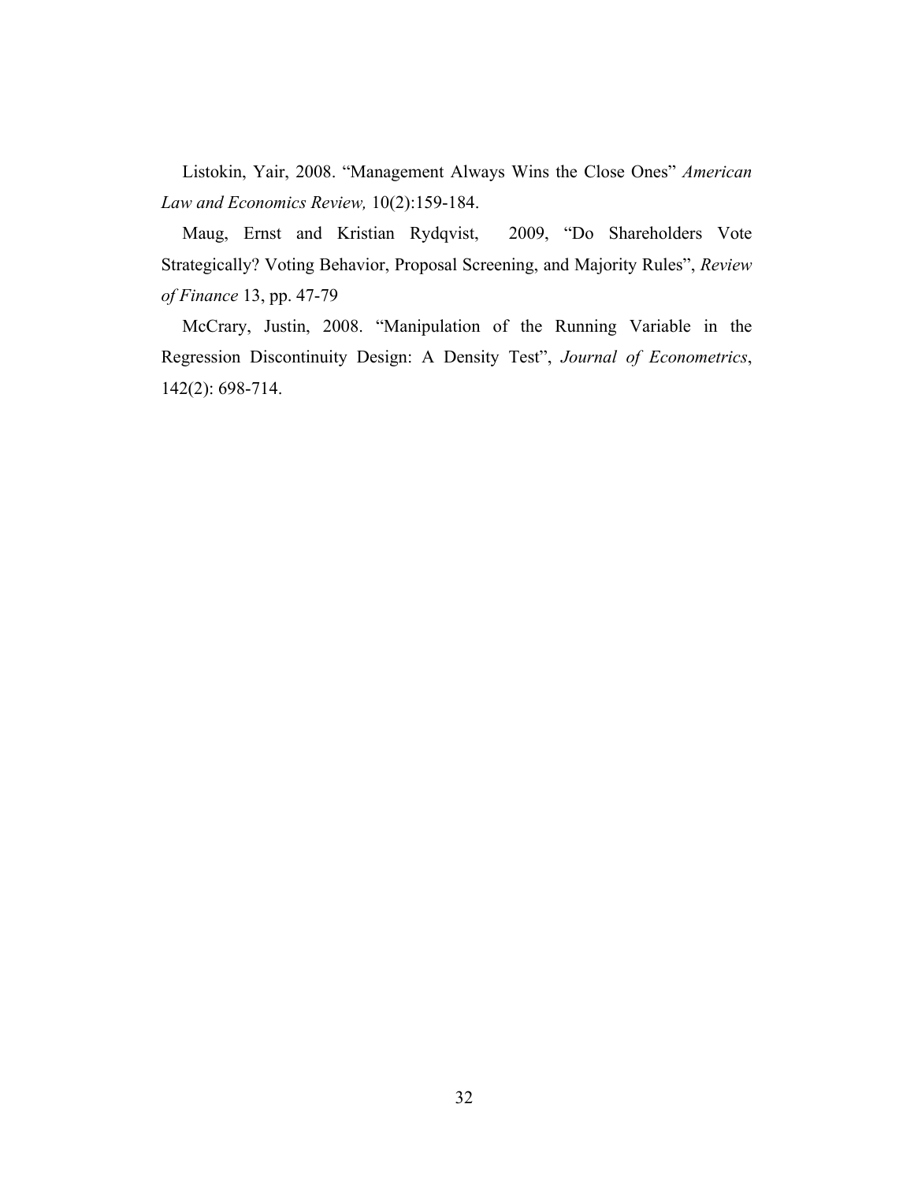Listokin, Yair, 2008. "Management Always Wins the Close Ones" *American Law and Economics Review,* 10(2):159-184.

Maug, Ernst and Kristian Rydqvist, 2009, "Do Shareholders Vote Strategically? Voting Behavior, Proposal Screening, and Majority Rules", *Review of Finance* 13, pp. 47-79

McCrary, Justin, 2008. "Manipulation of the Running Variable in the Regression Discontinuity Design: A Density Test", *Journal of Econometrics*, 142(2): 698-714.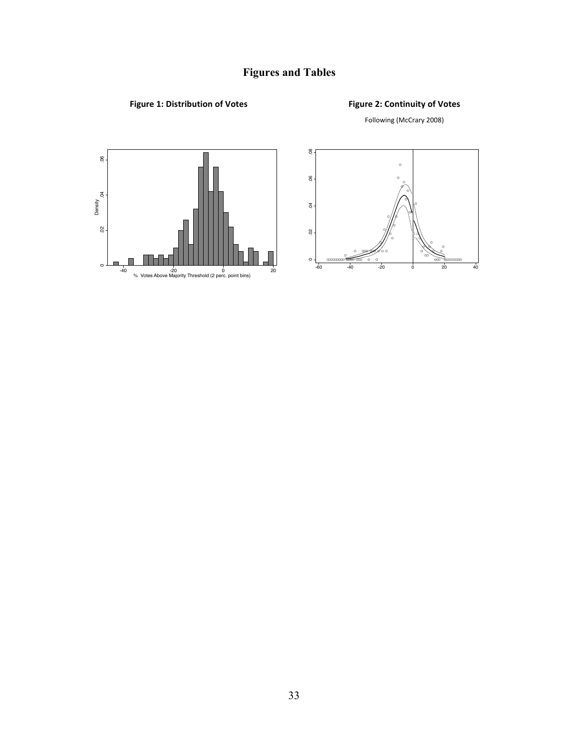# Figures and Tables

**Figure 1: Distribution of Votes**

**Figure 2: Continuity of Votes**

Following (McCrary 2008)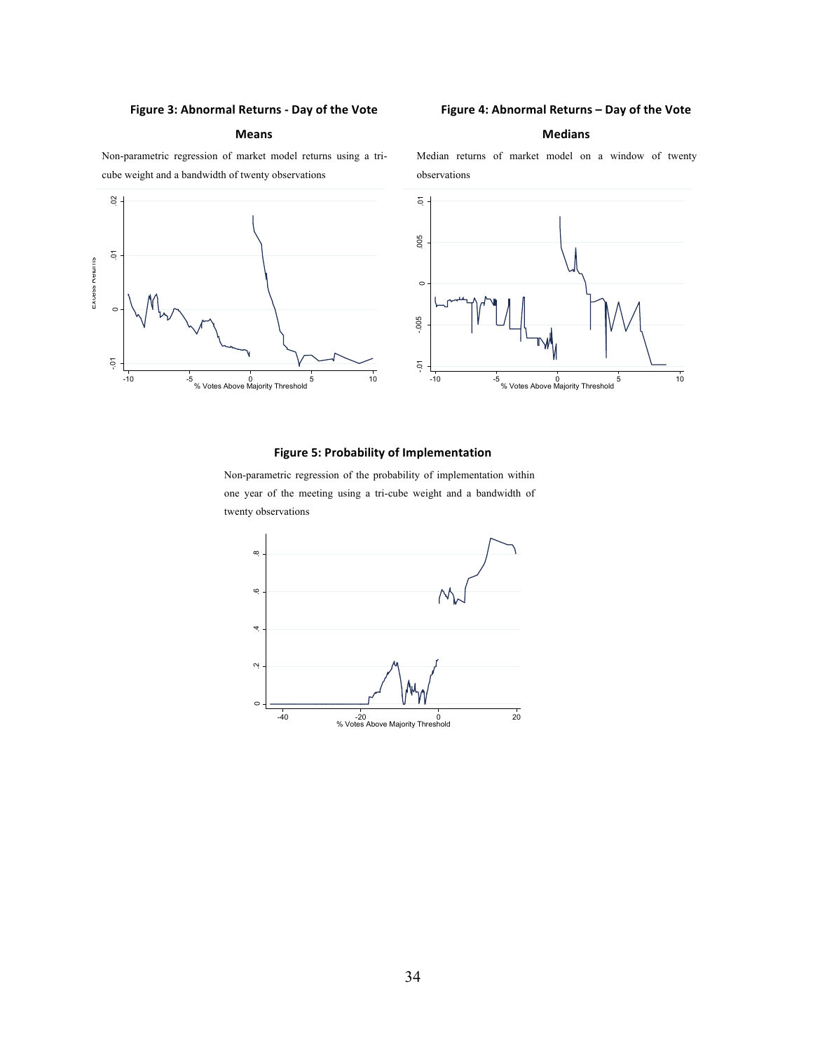**Figure 3: Abnormal Returns - Day of the Vote**

**Means**

Non-parametric regression of market model returns using a tri-cube weight and a bandwidth of twenty observations

**Figure 4: Abnormal Returns – Day of the Vote**

**Medians**

Median returns of market model on a window of twenty observations

**Figure 5: Probability of Implementation**

Non-parametric regression of the probability of implementation within one year of the meeting using a tri-cube weight and a bandwidth of twenty observations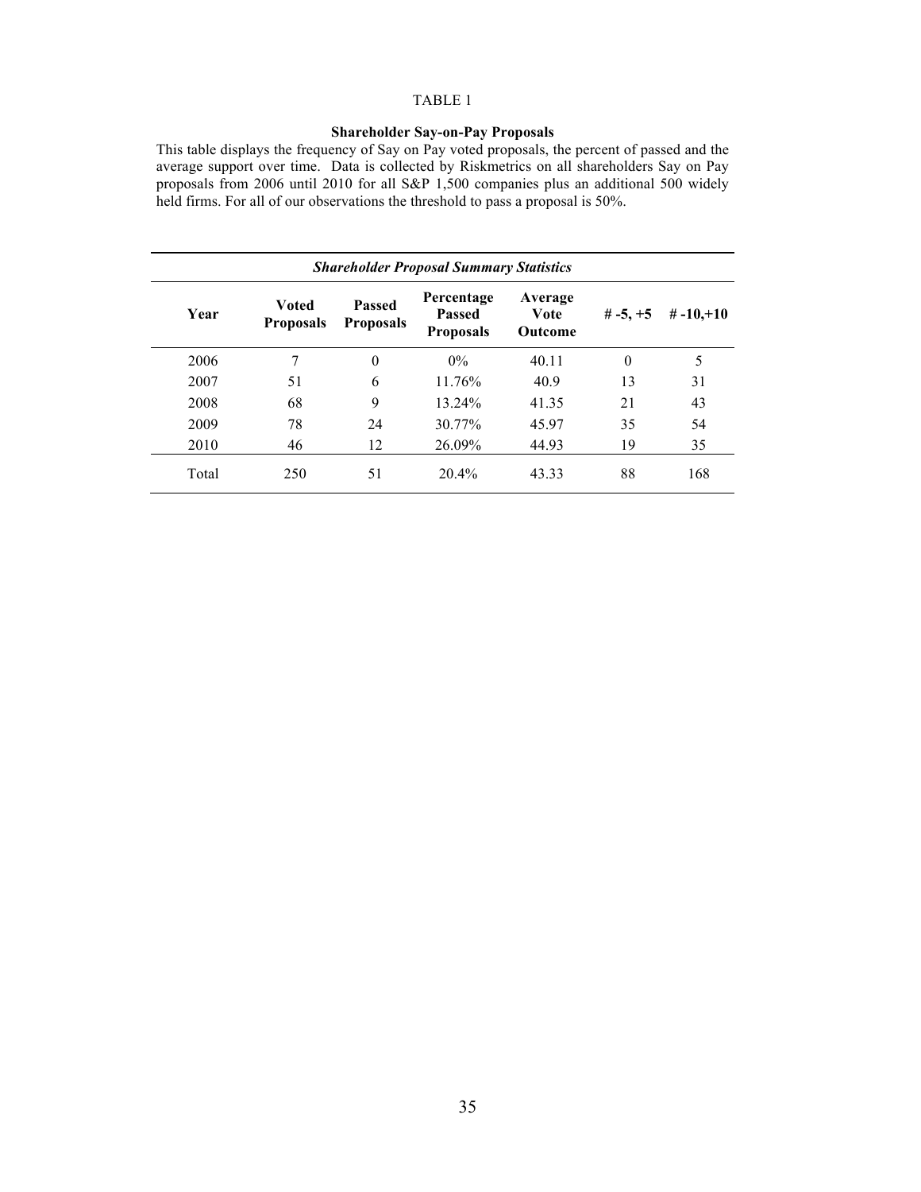TABLE 1

**Shareholder Say-on-Pay Proposals**

This table displays the frequency of Say on Pay voted proposals, the percent of passed and the average support over time. Data is collected by Riskmetrics on all shareholders Say on Pay proposals from 2006 until 2010 for all S&P 1,500 companies plus an additional 500 widely held firms. For all of our observations the threshold to pass a proposal is 50%.

***Shareholder Proposal Summary Statistics***

| Year | Voted Proposals | Passed Proposals | Percentage Passed Proposals | Average Vote Outcome | # -5, +5 | # -10,+10 |
|---|---|---|---|---|---|---|
| 2006 | 7 | 0 | 0% | 40.11 | 0 | 5 |
| 2007 | 51 | 6 | 11.76% | 40.9 | 13 | 31 |
| 2008 | 68 | 9 | 13.24% | 41.35 | 21 | 43 |
| 2009 | 78 | 24 | 30.77% | 45.97 | 35 | 54 |
| 2010 | 46 | 12 | 26.09% | 44.93 | 19 | 35 |
| Total | 250 | 51 | 20.4% | 43.33 | 88 | 168 |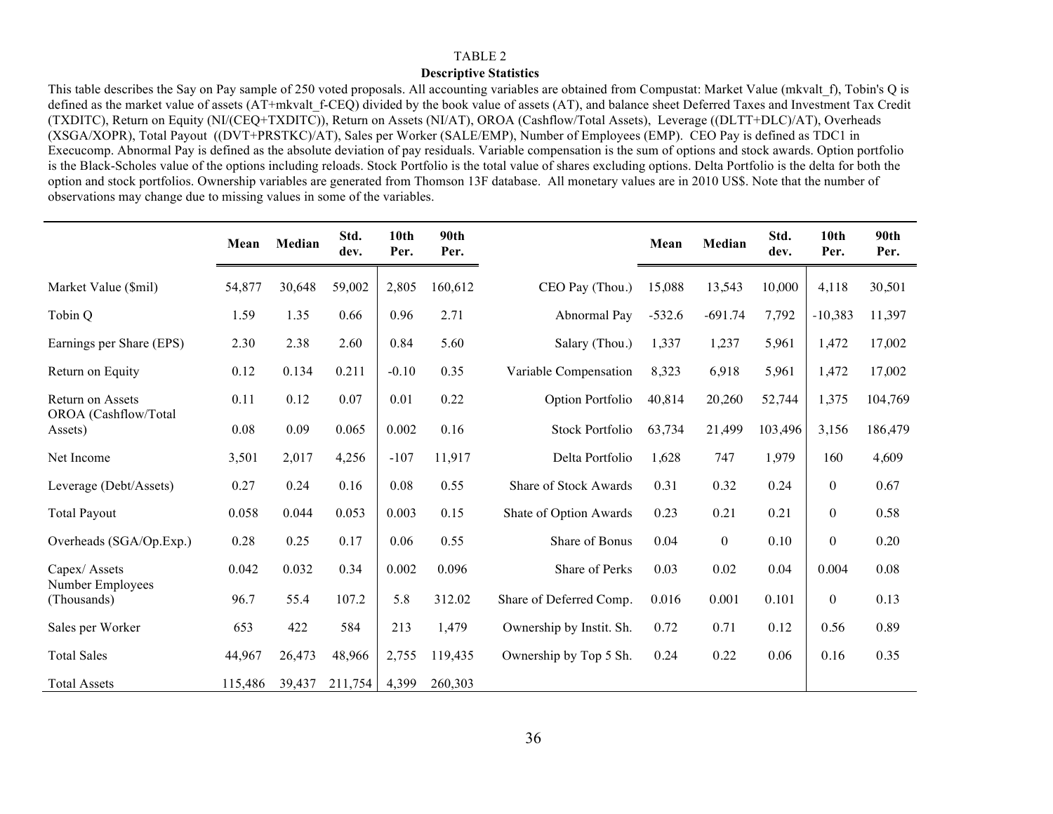TABLE 2

**Descriptive Statistics**

This table describes the Say on Pay sample of 250 voted proposals. All accounting variables are obtained from Compustat: Market Value (mkvalt_f), Tobin's Q is defined as the market value of assets (AT+mkvalt_f-CEQ) divided by the book value of assets (AT), and balance sheet Deferred Taxes and Investment Tax Credit (TXDITC), Return on Equity (NI/(CEQ+TXDITC)), Return on Assets (NI/AT), OROA (Cashflow/Total Assets), Leverage ((DLTT+DLC)/AT), Overheads (XSGA/XOPR), Total Payout ((DVT+PRSTKC)/AT), Sales per Worker (SALE/EMP), Number of Employees (EMP). CEO Pay is defined as TDC1 in Execucomp. Abnormal Pay is defined as the absolute deviation of pay residuals. Variable compensation is the sum of options and stock awards. Option portfolio is the Black-Scholes value of the options including reloads. Stock Portfolio is the total value of shares excluding options. Delta Portfolio is the delta for both the option and stock portfolios. Ownership variables are generated from Thomson 13F database. All monetary values are in 2010 US$. Note that the number of observations may change due to missing values in some of the variables.

| | **Mean** | **Median** | **Std. dev.** | **10th Per.** | **90th Per.** | | **Mean** | **Median** | **Std. dev.** | **10th Per.** | **90th Per.** |
|---|---|---|---|---|---|---|---|---|---|---|---|
| Market Value ($mil) | 54,877 | 30,648 | 59,002 | 2,805 | 160,612 | CEO Pay (Thou.) | 15,088 | 13,543 | 10,000 | 4,118 | 30,501 |
| Tobin Q | 1.59 | 1.35 | 0.66 | 0.96 | 2.71 | Abnormal Pay | -532.6 | -691.74 | 7,792 | -10,383 | 11,397 |
| Earnings per Share (EPS) | 2.30 | 2.38 | 2.60 | 0.84 | 5.60 | Salary (Thou.) | 1,337 | 1,237 | 5,961 | 1,472 | 17,002 |
| Return on Equity | 0.12 | 0.134 | 0.211 | -0.10 | 0.35 | Variable Compensation | 8,323 | 6,918 | 5,961 | 1,472 | 17,002 |
| Return on Assets | 0.11 | 0.12 | 0.07 | 0.01 | 0.22 | Option Portfolio | 40,814 | 20,260 | 52,744 | 1,375 | 104,769 |
| OROA (Cashflow/Total Assets) | 0.08 | 0.09 | 0.065 | 0.002 | 0.16 | Stock Portfolio | 63,734 | 21,499 | 103,496 | 3,156 | 186,479 |
| Net Income | 3,501 | 2,017 | 4,256 | -107 | 11,917 | Delta Portfolio | 1,628 | 747 | 1,979 | 160 | 4,609 |
| Leverage (Debt/Assets) | 0.27 | 0.24 | 0.16 | 0.08 | 0.55 | Share of Stock Awards | 0.31 | 0.32 | 0.24 | 0 | 0.67 |
| Total Payout | 0.058 | 0.044 | 0.053 | 0.003 | 0.15 | Shate of Option Awards | 0.23 | 0.21 | 0.21 | 0 | 0.58 |
| Overheads (SGA/Op.Exp.) | 0.28 | 0.25 | 0.17 | 0.06 | 0.55 | Share of Bonus | 0.04 | 0 | 0.10 | 0 | 0.20 |
| Capex/ Assets | 0.042 | 0.032 | 0.34 | 0.002 | 0.096 | Share of Perks | 0.03 | 0.02 | 0.04 | 0.004 | 0.08 |
| Number Employees (Thousands) | 96.7 | 55.4 | 107.2 | 5.8 | 312.02 | Share of Deferred Comp. | 0.016 | 0.001 | 0.101 | 0 | 0.13 |
| Sales per Worker | 653 | 422 | 584 | 213 | 1,479 | Ownership by Instit. Sh. | 0.72 | 0.71 | 0.12 | 0.56 | 0.89 |
| Total Sales | 44,967 | 26,473 | 48,966 | 2,755 | 119,435 | Ownership by Top 5 Sh. | 0.24 | 0.22 | 0.06 | 0.16 | 0.35 |
| Total Assets | 115,486 | 39,437 | 211,754 | 4,399 | 260,303 | | | | | | |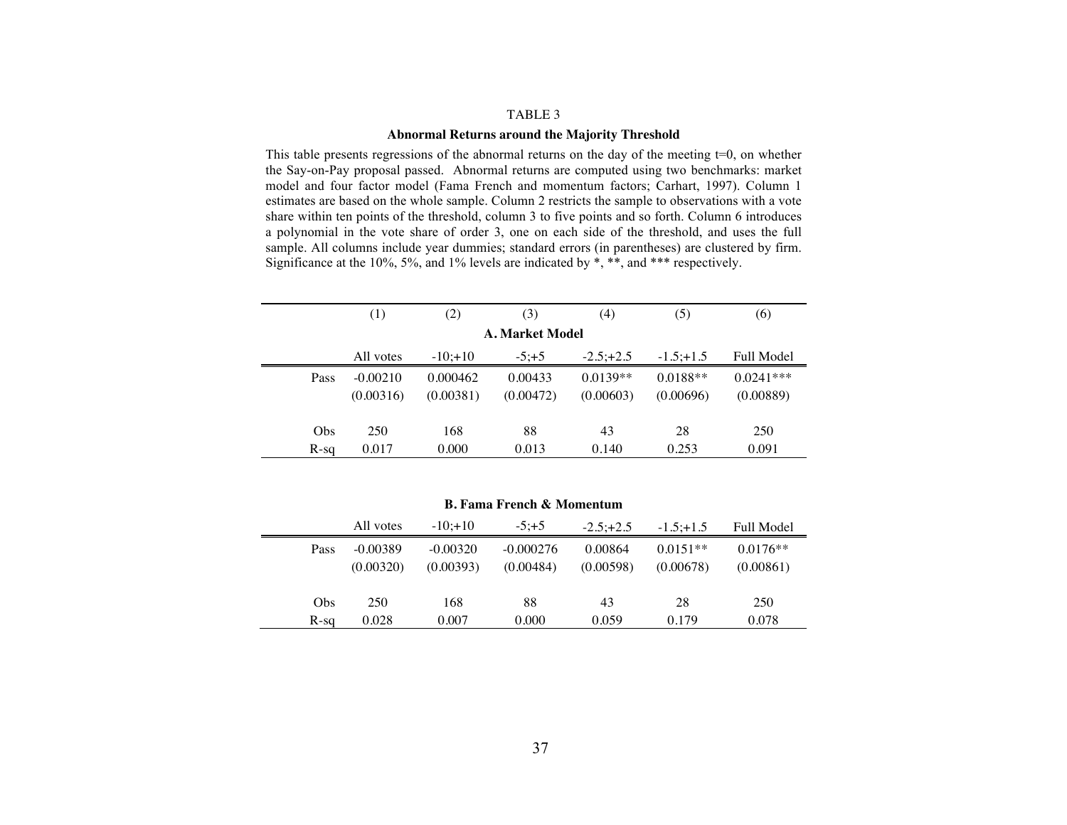TABLE 3

**Abnormal Returns around the Majority Threshold**

This table presents regressions of the abnormal returns on the day of the meeting t=0, on whether the Say-on-Pay proposal passed. Abnormal returns are computed using two benchmarks: market model and four factor model (Fama French and momentum factors; Carhart, 1997). Column 1 estimates are based on the whole sample. Column 2 restricts the sample to observations with a vote share within ten points of the threshold, column 3 to five points and so forth. Column 6 introduces a polynomial in the vote share of order 3, one on each side of the threshold, and uses the full sample. All columns include year dummies; standard errors (in parentheses) are clustered by firm. Significance at the 10%, 5%, and 1% levels are indicated by *, **, and *** respectively.

| | (1) | (2) | (3) | (4) | (5) | (6) |
|---|---|---|---|---|---|---|
| | | | **A. Market Model** | | | |
| | All votes | -10;+10 | -5;+5 | -2.5;+2.5 | -1.5;+1.5 | Full Model |
| Pass | -0.00210 | 0.000462 | 0.00433 | 0.0139** | 0.0188** | 0.0241*** |
| | (0.00316) | (0.00381) | (0.00472) | (0.00603) | (0.00696) | (0.00889) |
| Obs | 250 | 168 | 88 | 43 | 28 | 250 |
| R-sq | 0.017 | 0.000 | 0.013 | 0.140 | 0.253 | 0.091 |

**B. Fama French & Momentum**

| | All votes | -10;+10 | -5;+5 | -2.5;+2.5 | -1.5;+1.5 | Full Model |
|---|---|---|---|---|---|---|
| Pass | -0.00389 | -0.00320 | -0.000276 | 0.00864 | 0.0151** | 0.0176** |
| | (0.00320) | (0.00393) | (0.00484) | (0.00598) | (0.00678) | (0.00861) |
| Obs | 250 | 168 | 88 | 43 | 28 | 250 |
| R-sq | 0.028 | 0.007 | 0.000 | 0.059 | 0.179 | 0.078 |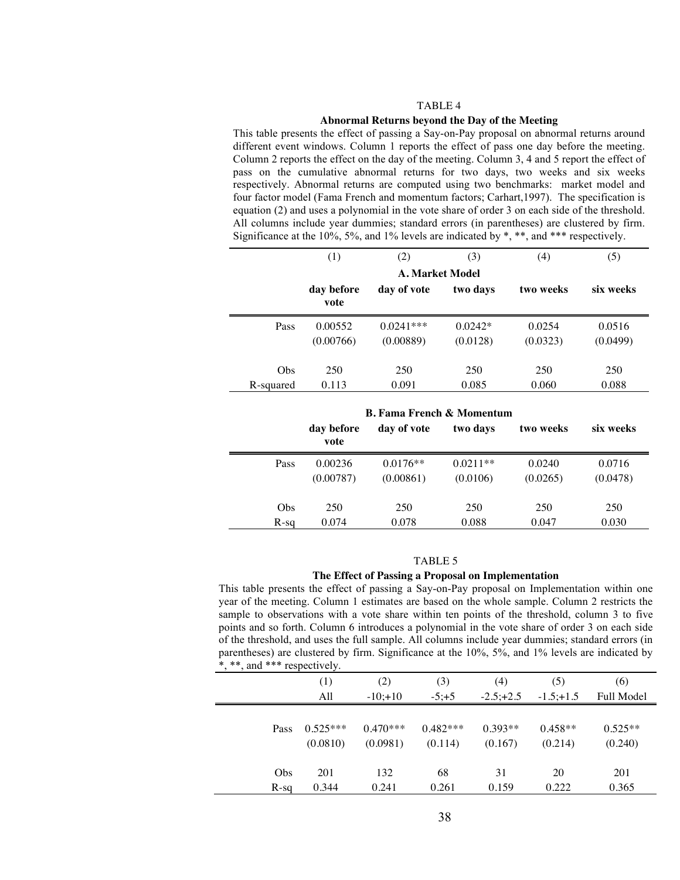TABLE 4

**Abnormal Returns beyond the Day of the Meeting**

This table presents the effect of passing a Say-on-Pay proposal on abnormal returns around different event windows. Column 1 reports the effect of pass one day before the meeting. Column 2 reports the effect on the day of the meeting. Column 3, 4 and 5 report the effect of pass on the cumulative abnormal returns for two days, two weeks and six weeks respectively. Abnormal returns are computed using two benchmarks: market model and four factor model (Fama French and momentum factors; Carhart,1997). The specification is equation (2) and uses a polynomial in the vote share of order 3 on each side of the threshold. All columns include year dummies; standard errors (in parentheses) are clustered by firm. Significance at the 10%, 5%, and 1% levels are indicated by *, **, and *** respectively.

| | (1) | (2) | (3) | (4) | (5) |
|---|---|---|---|---|---|
| | **A. Market Model** | | | | |
| | **day before vote** | **day of vote** | **two days** | **two weeks** | **six weeks** |
| Pass | 0.00552 | 0.0241*** | 0.0242* | 0.0254 | 0.0516 |
| | (0.00766) | (0.00889) | (0.0128) | (0.0323) | (0.0499) |
| Obs | 250 | 250 | 250 | 250 | 250 |
| R-squared | 0.113 | 0.091 | 0.085 | 0.060 | 0.088 |

| | | | | | |
|---|---|---|---|---|---|
| | **B. Fama French & Momentum** | | | | |
| | **day before vote** | **day of vote** | **two days** | **two weeks** | **six weeks** |
| Pass | 0.00236 | 0.0176** | 0.0211** | 0.0240 | 0.0716 |
| | (0.00787) | (0.00861) | (0.0106) | (0.0265) | (0.0478) |
| Obs | 250 | 250 | 250 | 250 | 250 |
| R-sq | 0.074 | 0.078 | 0.088 | 0.047 | 0.030 |

TABLE 5

**The Effect of Passing a Proposal on Implementation**

This table presents the effect of passing a Say-on-Pay proposal on Implementation within one year of the meeting. Column 1 estimates are based on the whole sample. Column 2 restricts the sample to observations with a vote share within ten points of the threshold, column 3 to five points and so forth. Column 6 introduces a polynomial in the vote share of order 3 on each side of the threshold, and uses the full sample. All columns include year dummies; standard errors (in parentheses) are clustered by firm. Significance at the 10%, 5%, and 1% levels are indicated by *, **, and *** respectively.

| | (1) | (2) | (3) | (4) | (5) | (6) |
|---|---|---|---|---|---|---|
| | All | -10;+10 | -5;+5 | -2.5;+2.5 | -1.5;+1.5 | Full Model |
| Pass | 0.525*** | 0.470*** | 0.482*** | 0.393** | 0.458** | 0.525** |
| | (0.0810) | (0.0981) | (0.114) | (0.167) | (0.214) | (0.240) |
| Obs | 201 | 132 | 68 | 31 | 20 | 201 |
| R-sq | 0.344 | 0.241 | 0.261 | 0.159 | 0.222 | 0.365 |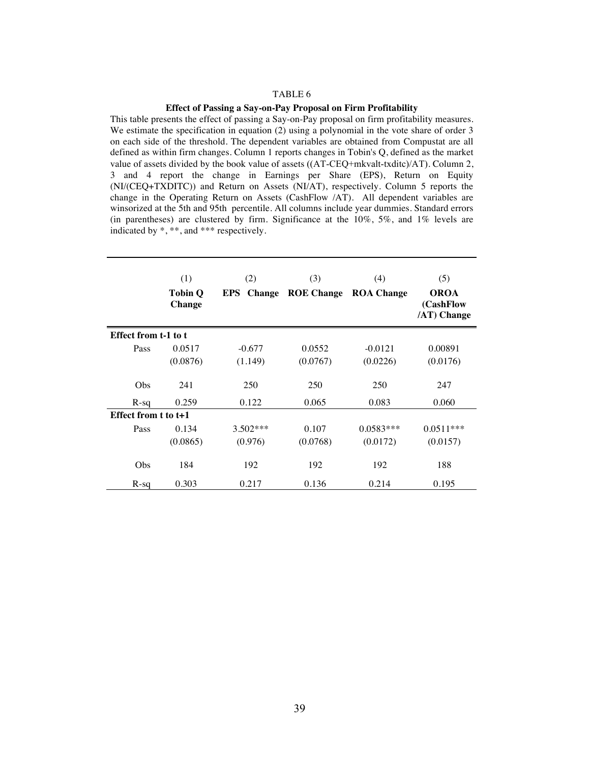TABLE 6

**Effect of Passing a Say-on-Pay Proposal on Firm Profitability**

This table presents the effect of passing a Say-on-Pay proposal on firm profitability measures. We estimate the specification in equation (2) using a polynomial in the vote share of order 3 on each side of the threshold. The dependent variables are obtained from Compustat are all defined as within firm changes. Column 1 reports changes in Tobin's Q, defined as the market value of assets divided by the book value of assets ((AT-CEQ+mkvalt-txditc)/AT). Column 2, 3 and 4 report the change in Earnings per Share (EPS), Return on Equity (NI/(CEQ+TXDITC)) and Return on Assets (NI/AT), respectively. Column 5 reports the change in the Operating Return on Assets (CashFlow /AT). All dependent variables are winsorized at the 5th and 95th percentile. All columns include year dummies. Standard errors (in parentheses) are clustered by firm. Significance at the 10%, 5%, and 1% levels are indicated by *, **, and *** respectively.

| | (1) | (2) | (3) | (4) | (5) |
|---|---|---|---|---|---|
| | **Tobin Q Change** | **EPS Change** | **ROE Change** | **ROA Change** | **OROA (CashFlow /AT) Change** |
| **Effect from t-1 to t** | | | | | |
| Pass | 0.0517 | -0.677 | 0.0552 | -0.0121 | 0.00891 |
| | (0.0876) | (1.149) | (0.0767) | (0.0226) | (0.0176) |
| Obs | 241 | 250 | 250 | 250 | 247 |
| R-sq | 0.259 | 0.122 | 0.065 | 0.083 | 0.060 |
| **Effect from t to t+1** | | | | | |
| Pass | 0.134 | 3.502*** | 0.107 | 0.0583*** | 0.0511*** |
| | (0.0865) | (0.976) | (0.0768) | (0.0172) | (0.0157) |
| Obs | 184 | 192 | 192 | 192 | 188 |
| R-sq | 0.303 | 0.217 | 0.136 | 0.214 | 0.195 |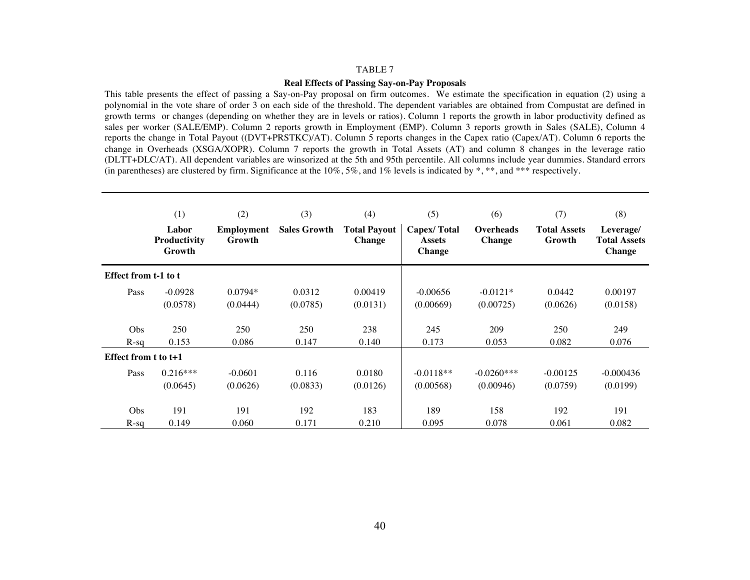TABLE 7

**Real Effects of Passing Say-on-Pay Proposals**

This table presents the effect of passing a Say-on-Pay proposal on firm outcomes. We estimate the specification in equation (2) using a polynomial in the vote share of order 3 on each side of the threshold. The dependent variables are obtained from Compustat are defined in growth terms or changes (depending on whether they are in levels or ratios). Column 1 reports the growth in labor productivity defined as sales per worker (SALE/EMP). Column 2 reports growth in Employment (EMP). Column 3 reports growth in Sales (SALE), Column 4 reports the change in Total Payout ((DVT+PRSTKC)/AT). Column 5 reports changes in the Capex ratio (Capex/AT). Column 6 reports the change in Overheads (XSGA/XOPR). Column 7 reports the growth in Total Assets (AT) and column 8 changes in the leverage ratio (DLTT+DLC/AT). All dependent variables are winsorized at the 5th and 95th percentile. All columns include year dummies. Standard errors (in parentheses) are clustered by firm. Significance at the 10%, 5%, and 1% levels is indicated by *, **, and *** respectively.

| | (1) | (2) | (3) | (4) | (5) | (6) | (7) | (8) |
|---|---|---|---|---|---|---|---|---|
| | **Labor Productivity Growth** | **Employment Growth** | **Sales Growth** | **Total Payout Change** | **Capex/ Total Assets Change** | **Overheads Change** | **Total Assets Growth** | **Leverage/ Total Assets Change** |
| **Effect from t-1 to t** | | | | | | | | |
| Pass | -0.0928 | 0.0794* | 0.0312 | 0.00419 | -0.00656 | -0.0121* | 0.0442 | 0.00197 |
| | (0.0578) | (0.0444) | (0.0785) | (0.0131) | (0.00669) | (0.00725) | (0.0626) | (0.0158) |
| Obs | 250 | 250 | 250 | 238 | 245 | 209 | 250 | 249 |
| R-sq | 0.153 | 0.086 | 0.147 | 0.140 | 0.173 | 0.053 | 0.082 | 0.076 |
| **Effect from t to t+1** | | | | | | | | |
| Pass | 0.216*** | -0.0601 | 0.116 | 0.0180 | -0.0118** | -0.0260*** | -0.00125 | -0.000436 |
| | (0.0645) | (0.0626) | (0.0833) | (0.0126) | (0.00568) | (0.00946) | (0.0759) | (0.0199) |
| Obs | 191 | 191 | 192 | 183 | 189 | 158 | 192 | 191 |
| R-sq | 0.149 | 0.060 | 0.171 | 0.210 | 0.095 | 0.078 | 0.061 | 0.082 |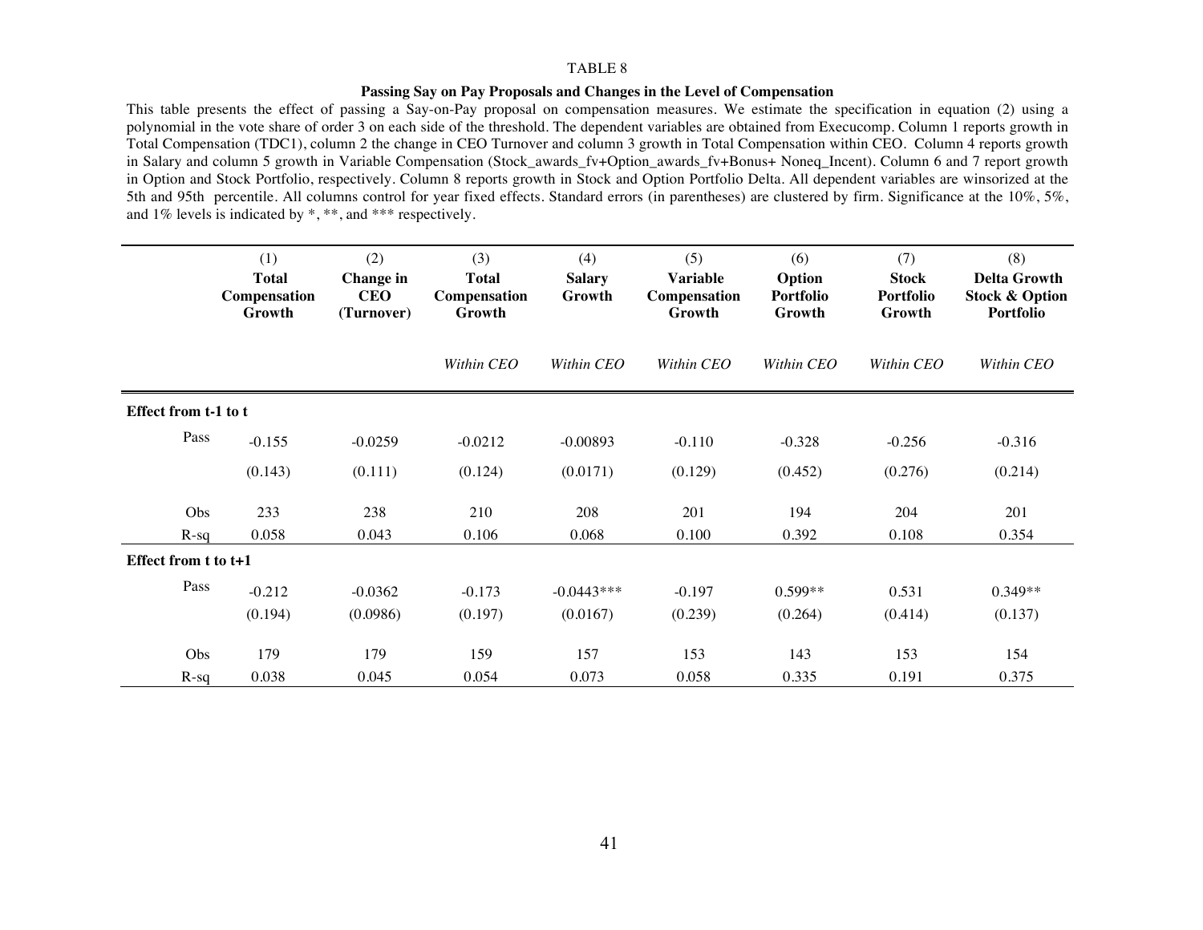TABLE 8

**Passing Say on Pay Proposals and Changes in the Level of Compensation**

This table presents the effect of passing a Say-on-Pay proposal on compensation measures. We estimate the specification in equation (2) using a polynomial in the vote share of order 3 on each side of the threshold. The dependent variables are obtained from Execucomp. Column 1 reports growth in Total Compensation (TDC1), column 2 the change in CEO Turnover and column 3 growth in Total Compensation within CEO. Column 4 reports growth in Salary and column 5 growth in Variable Compensation (Stock_awards_fv+Option_awards_fv+Bonus+ Noneq_Incent). Column 6 and 7 report growth in Option and Stock Portfolio, respectively. Column 8 reports growth in Stock and Option Portfolio Delta. All dependent variables are winsorized at the 5th and 95th percentile. All columns control for year fixed effects. Standard errors (in parentheses) are clustered by firm. Significance at the 10%, 5%, and 1% levels is indicated by *, **, and *** respectively.

| | (1) | (2) | (3) | (4) | (5) | (6) | (7) | (8) |
|---|---|---|---|---|---|---|---|---|
| | **Total Compensation Growth** | **Change in CEO (Turnover)** | **Total Compensation Growth** | **Salary Growth** | **Variable Compensation Growth** | **Option Portfolio Growth** | **Stock Portfolio Growth** | **Delta Growth Stock & Option Portfolio** |
| | | | *Within CEO* | *Within CEO* | *Within CEO* | *Within CEO* | *Within CEO* | *Within CEO* |
| **Effect from t-1 to t** | | | | | | | | |
| Pass | -0.155 | -0.0259 | -0.0212 | -0.00893 | -0.110 | -0.328 | -0.256 | -0.316 |
| | (0.143) | (0.111) | (0.124) | (0.0171) | (0.129) | (0.452) | (0.276) | (0.214) |
| Obs | 233 | 238 | 210 | 208 | 201 | 194 | 204 | 201 |
| R-sq | 0.058 | 0.043 | 0.106 | 0.068 | 0.100 | 0.392 | 0.108 | 0.354 |
| **Effect from t to t+1** | | | | | | | | |
| Pass | -0.212 | -0.0362 | -0.173 | -0.0443*** | -0.197 | 0.599** | 0.531 | 0.349** |
| | (0.194) | (0.0986) | (0.197) | (0.0167) | (0.239) | (0.264) | (0.414) | (0.137) |
| Obs | 179 | 179 | 159 | 157 | 153 | 143 | 153 | 154 |
| R-sq | 0.038 | 0.045 | 0.054 | 0.073 | 0.058 | 0.335 | 0.191 | 0.375 |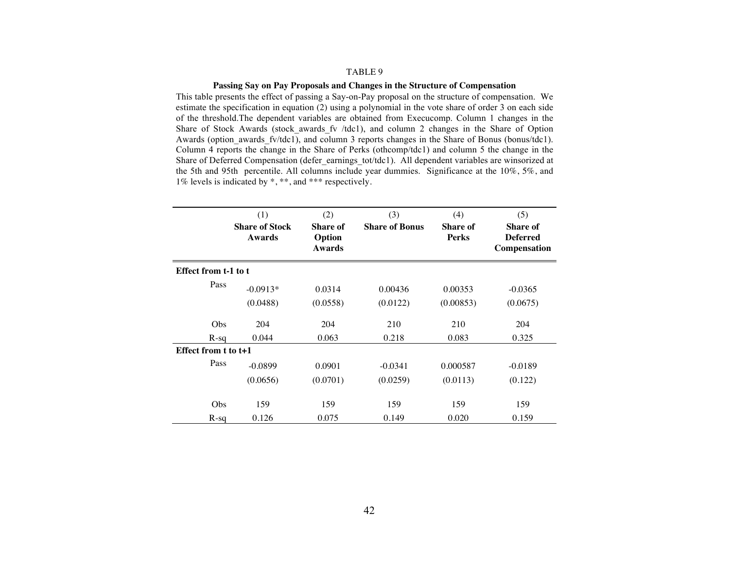TABLE 9

**Passing Say on Pay Proposals and Changes in the Structure of Compensation**

This table presents the effect of passing a Say-on-Pay proposal on the structure of compensation. We estimate the specification in equation (2) using a polynomial in the vote share of order 3 on each side of the threshold.The dependent variables are obtained from Execucomp. Column 1 changes in the Share of Stock Awards (stock_awards_fv /tdc1), and column 2 changes in the Share of Option Awards (option_awards_fv/tdc1), and column 3 reports changes in the Share of Bonus (bonus/tdc1). Column 4 reports the change in the Share of Perks (othcomp/tdc1) and column 5 the change in the Share of Deferred Compensation (defer_earnings_tot/tdc1). All dependent variables are winsorized at the 5th and 95th percentile. All columns include year dummies. Significance at the 10%, 5%, and 1% levels is indicated by *, **, and *** respectively.

| | (1) **Share of Stock Awards** | (2) **Share of Option Awards** | (3) **Share of Bonus** | (4) **Share of Perks** | (5) **Share of Deferred Compensation** |
|---|---|---|---|---|---|
| **Effect from t-1 to t** | | | | | |
| Pass | -0.0913* | 0.0314 | 0.00436 | 0.00353 | -0.0365 |
| | (0.0488) | (0.0558) | (0.0122) | (0.00853) | (0.0675) |
| Obs | 204 | 204 | 210 | 210 | 204 |
| R-sq | 0.044 | 0.063 | 0.218 | 0.083 | 0.325 |
| **Effect from t to t+1** | | | | | |
| Pass | -0.0899 | 0.0901 | -0.0341 | 0.000587 | -0.0189 |
| | (0.0656) | (0.0701) | (0.0259) | (0.0113) | (0.122) |
| Obs | 159 | 159 | 159 | 159 | 159 |
| R-sq | 0.126 | 0.075 | 0.149 | 0.020 | 0.159 |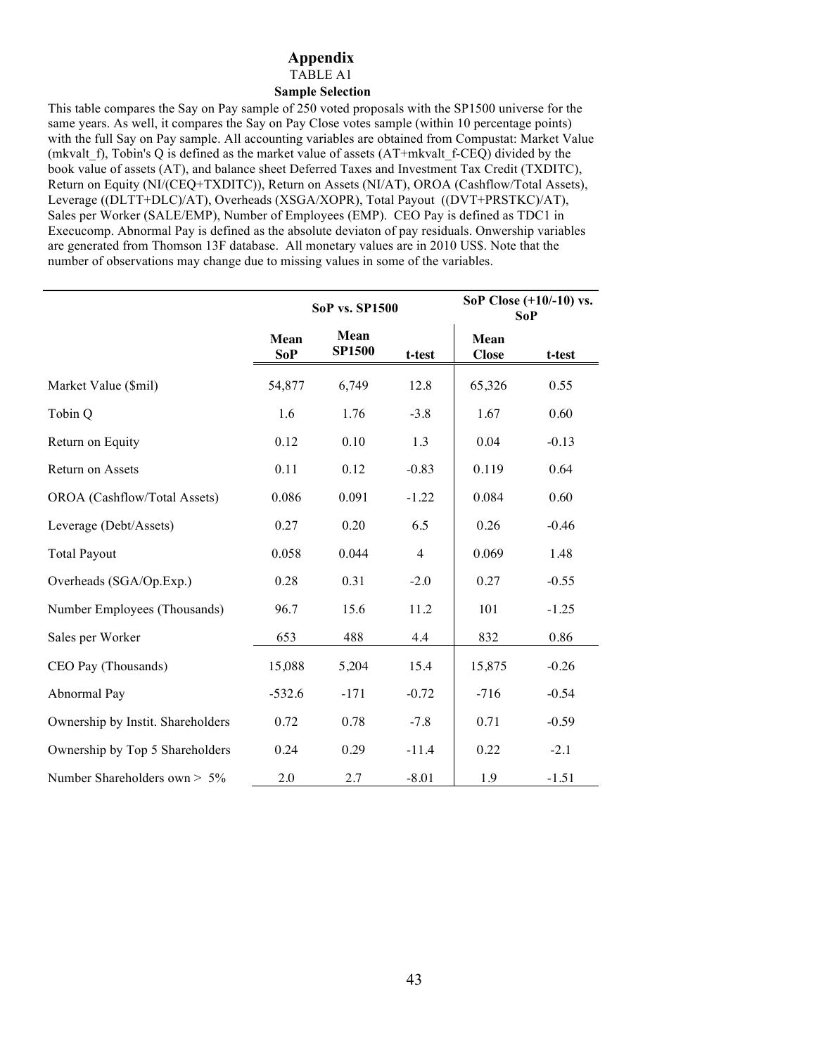# Appendix

TABLE A1

**Sample Selection**

This table compares the Say on Pay sample of 250 voted proposals with the SP1500 universe for the same years. As well, it compares the Say on Pay Close votes sample (within 10 percentage points) with the full Say on Pay sample. All accounting variables are obtained from Compustat: Market Value (mkvalt_f), Tobin's Q is defined as the market value of assets (AT+mkvalt_f-CEQ) divided by the book value of assets (AT), and balance sheet Deferred Taxes and Investment Tax Credit (TXDITC), Return on Equity (NI/(CEQ+TXDITC)), Return on Assets (NI/AT), OROA (Cashflow/Total Assets), Leverage ((DLTT+DLC)/AT), Overheads (XSGA/XOPR), Total Payout ((DVT+PRSTKC)/AT), Sales per Worker (SALE/EMP), Number of Employees (EMP). CEO Pay is defined as TDC1 in Execucomp. Abnormal Pay is defined as the absolute deviaton of pay residuals. Onwership variables are generated from Thomson 13F database. All monetary values are in 2010 US$. Note that the number of observations may change due to missing values in some of the variables.

| | **SoP vs. SP1500** | | | **SoP Close (+10/-10) vs. SoP** | |
|---|---|---|---|---|---|
| | **Mean SoP** | **Mean SP1500** | **t-test** | **Mean Close** | **t-test** |
| Market Value ($mil) | 54,877 | 6,749 | 12.8 | 65,326 | 0.55 |
| Tobin Q | 1.6 | 1.76 | -3.8 | 1.67 | 0.60 |
| Return on Equity | 0.12 | 0.10 | 1.3 | 0.04 | -0.13 |
| Return on Assets | 0.11 | 0.12 | -0.83 | 0.119 | 0.64 |
| OROA (Cashflow/Total Assets) | 0.086 | 0.091 | -1.22 | 0.084 | 0.60 |
| Leverage (Debt/Assets) | 0.27 | 0.20 | 6.5 | 0.26 | -0.46 |
| Total Payout | 0.058 | 0.044 | 4 | 0.069 | 1.48 |
| Overheads (SGA/Op.Exp.) | 0.28 | 0.31 | -2.0 | 0.27 | -0.55 |
| Number Employees (Thousands) | 96.7 | 15.6 | 11.2 | 101 | -1.25 |
| Sales per Worker | 653 | 488 | 4.4 | 832 | 0.86 |
| CEO Pay (Thousands) | 15,088 | 5,204 | 15.4 | 15,875 | -0.26 |
| Abnormal Pay | -532.6 | -171 | -0.72 | -716 | -0.54 |
| Ownership by Instit. Shareholders | 0.72 | 0.78 | -7.8 | 0.71 | -0.59 |
| Ownership by Top 5 Shareholders | 0.24 | 0.29 | -11.4 | 0.22 | -2.1 |
| Number Shareholders own > 5% | 2.0 | 2.7 | -8.01 | 1.9 | -1.51 |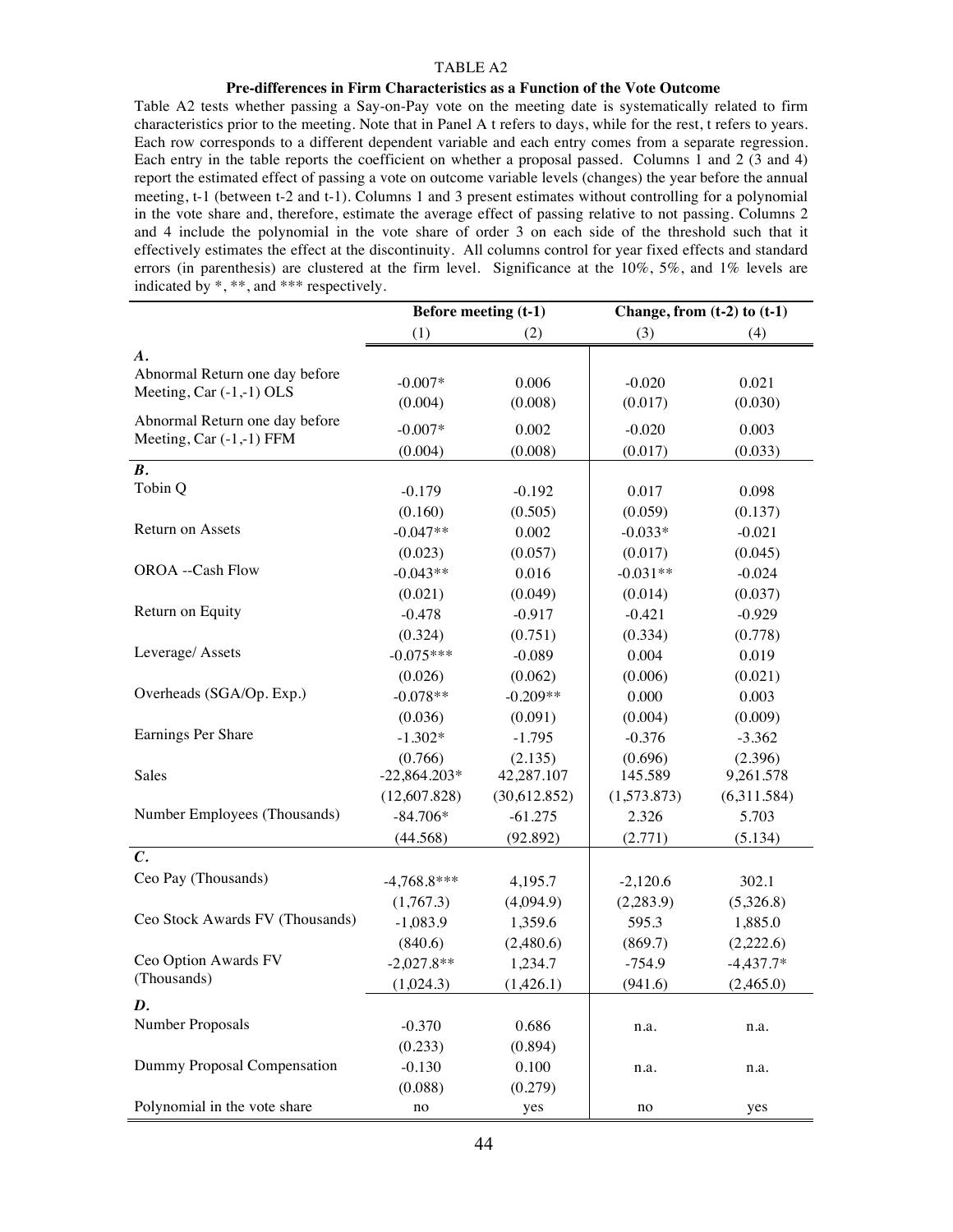TABLE A2

**Pre-differences in Firm Characteristics as a Function of the Vote Outcome**

Table A2 tests whether passing a Say-on-Pay vote on the meeting date is systematically related to firm characteristics prior to the meeting. Note that in Panel A t refers to days, while for the rest, t refers to years. Each row corresponds to a different dependent variable and each entry comes from a separate regression. Each entry in the table reports the coefficient on whether a proposal passed. Columns 1 and 2 (3 and 4) report the estimated effect of passing a vote on outcome variable levels (changes) the year before the annual meeting, t-1 (between t-2 and t-1). Columns 1 and 3 present estimates without controlling for a polynomial in the vote share and, therefore, estimate the average effect of passing relative to not passing. Columns 2 and 4 include the polynomial in the vote share of order 3 on each side of the threshold such that it effectively estimates the effect at the discontinuity. All columns control for year fixed effects and standard errors (in parenthesis) are clustered at the firm level. Significance at the 10%, 5%, and 1% levels are indicated by *, **, and *** respectively.

| | **Before meeting (t-1)** | | **Change, from (t-2) to (t-1)** | |
|---|---|---|---|---|
| | (1) | (2) | (3) | (4) |
| ***A.*** | | | | |
| Abnormal Return one day before Meeting, Car (-1,-1) OLS | -0.007* | 0.006 | -0.020 | 0.021 |
| | (0.004) | (0.008) | (0.017) | (0.030) |
| Abnormal Return one day before Meeting, Car (-1,-1) FFM | -0.007* | 0.002 | -0.020 | 0.003 |
| | (0.004) | (0.008) | (0.017) | (0.033) |
| ***B.*** | | | | |
| Tobin Q | -0.179 | -0.192 | 0.017 | 0.098 |
| | (0.160) | (0.505) | (0.059) | (0.137) |
| Return on Assets | -0.047** | 0.002 | -0.033* | -0.021 |
| | (0.023) | (0.057) | (0.017) | (0.045) |
| OROA --Cash Flow | -0.043** | 0.016 | -0.031** | -0.024 |
| | (0.021) | (0.049) | (0.014) | (0.037) |
| Return on Equity | -0.478 | -0.917 | -0.421 | -0.929 |
| | (0.324) | (0.751) | (0.334) | (0.778) |
| Leverage/ Assets | -0.075*** | -0.089 | 0.004 | 0.019 |
| | (0.026) | (0.062) | (0.006) | (0.021) |
| Overheads (SGA/Op. Exp.) | -0.078** | -0.209** | 0.000 | 0.003 |
| | (0.036) | (0.091) | (0.004) | (0.009) |
| Earnings Per Share | -1.302* | -1.795 | -0.376 | -3.362 |
| | (0.766) | (2.135) | (0.696) | (2.396) |
| Sales | -22,864.203* | 42,287.107 | 145.589 | 9,261.578 |
| | (12,607.828) | (30,612.852) | (1,573.873) | (6,311.584) |
| Number Employees (Thousands) | -84.706* | -61.275 | 2.326 | 5.703 |
| | (44.568) | (92.892) | (2.771) | (5.134) |
| ***C.*** | | | | |
| Ceo Pay (Thousands) | -4,768.8*** | 4,195.7 | -2,120.6 | 302.1 |
| | (1,767.3) | (4,094.9) | (2,283.9) | (5,326.8) |
| Ceo Stock Awards FV (Thousands) | -1,083.9 | 1,359.6 | 595.3 | 1,885.0 |
| | (840.6) | (2,480.6) | (869.7) | (2,222.6) |
| Ceo Option Awards FV (Thousands) | -2,027.8** | 1,234.7 | -754.9 | -4,437.7* |
| | (1,024.3) | (1,426.1) | (941.6) | (2,465.0) |
| ***D.*** | | | | |
| Number Proposals | -0.370 | 0.686 | n.a. | n.a. |
| | (0.233) | (0.894) | | |
| Dummy Proposal Compensation | -0.130 | 0.100 | n.a. | n.a. |
| | (0.088) | (0.279) | | |
| Polynomial in the vote share | no | yes | no | yes |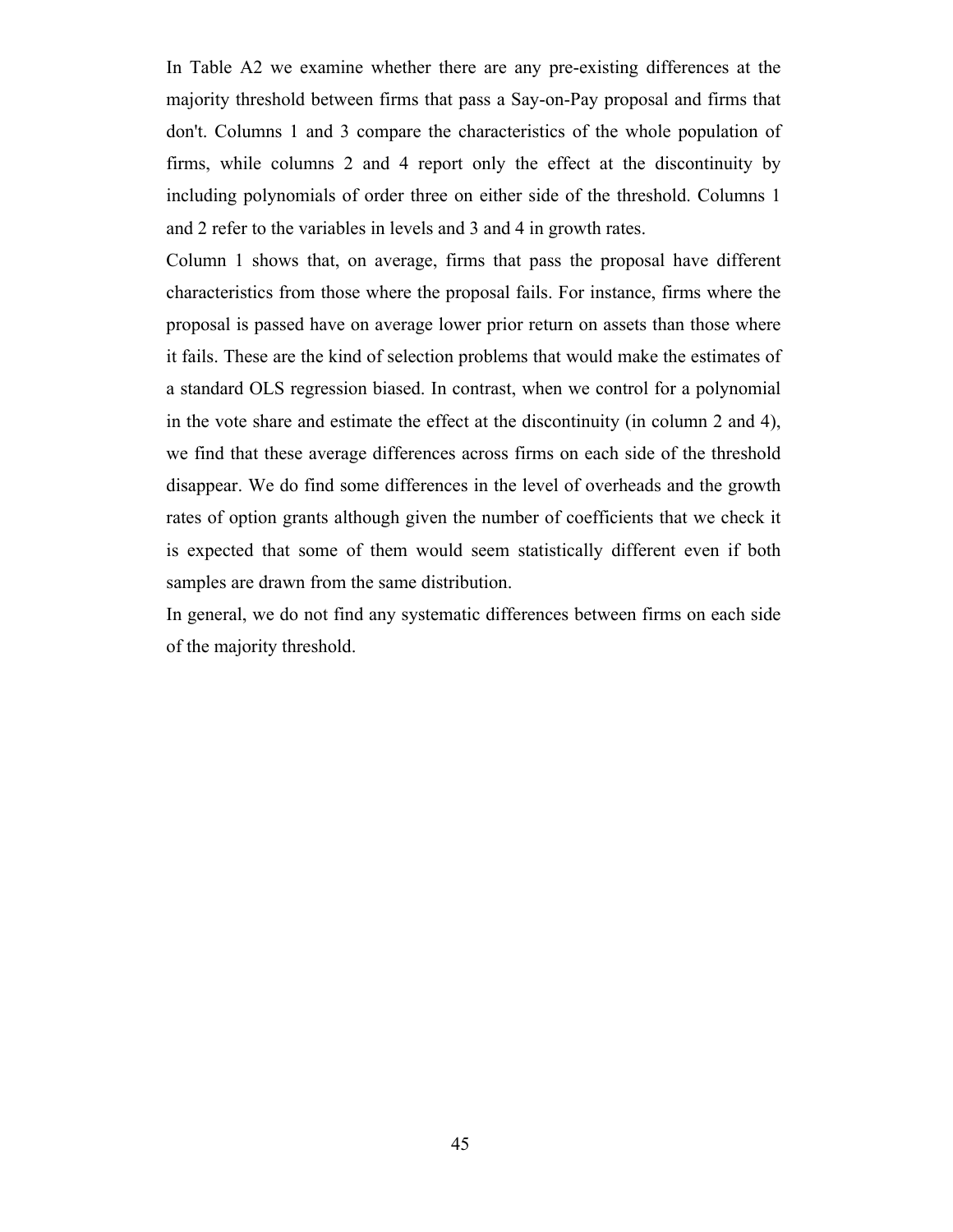In Table A2 we examine whether there are any pre-existing differences at the majority threshold between firms that pass a Say-on-Pay proposal and firms that don't. Columns 1 and 3 compare the characteristics of the whole population of firms, while columns 2 and 4 report only the effect at the discontinuity by including polynomials of order three on either side of the threshold. Columns 1 and 2 refer to the variables in levels and 3 and 4 in growth rates.

Column 1 shows that, on average, firms that pass the proposal have different characteristics from those where the proposal fails. For instance, firms where the proposal is passed have on average lower prior return on assets than those where it fails. These are the kind of selection problems that would make the estimates of a standard OLS regression biased. In contrast, when we control for a polynomial in the vote share and estimate the effect at the discontinuity (in column 2 and 4), we find that these average differences across firms on each side of the threshold disappear. We do find some differences in the level of overheads and the growth rates of option grants although given the number of coefficients that we check it is expected that some of them would seem statistically different even if both samples are drawn from the same distribution.

In general, we do not find any systematic differences between firms on each side of the majority threshold.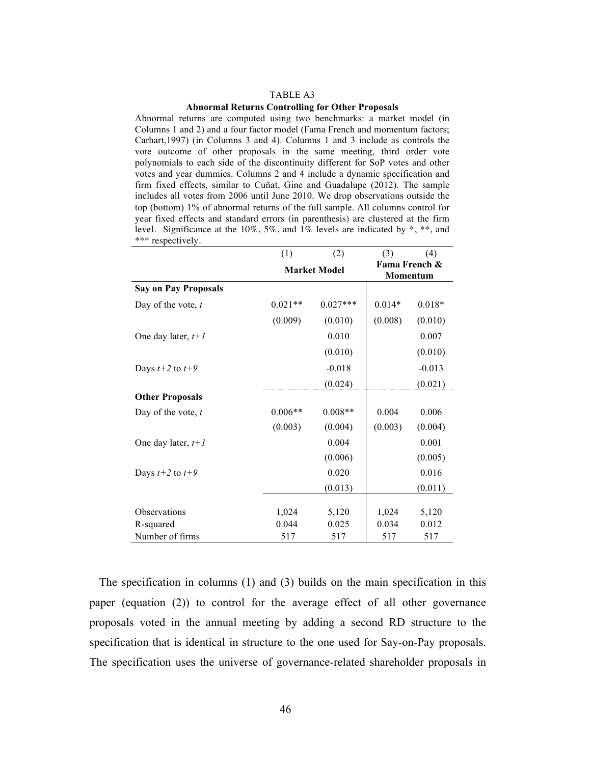TABLE A3

**Abnormal Returns Controlling for Other Proposals**

Abnormal returns are computed using two benchmarks: a market model (in Columns 1 and 2) and a four factor model (Fama French and momentum factors; Carhart,1997) (in Columns 3 and 4). Columns 1 and 3 include as controls the vote outcome of other proposals in the same meeting, third order vote polynomials to each side of the discontinuity different for SoP votes and other votes and year dummies. Columns 2 and 4 include a dynamic specification and firm fixed effects, similar to Cuñat, Gine and Guadalupe (2012). The sample includes all votes from 2006 until June 2010. We drop observations outside the top (bottom) 1% of abnormal returns of the full sample. All columns control for year fixed effects and standard errors (in parenthesis) are clustered at the firm level. Significance at the 10%, 5%, and 1% levels are indicated by *, **, and *** respectively.

| | (1) | (2) | (3) | (4) |
|---|---|---|---|---|
| | **Market Model** | | **Fama French & Momentum** | |
| **Say on Pay Proposals** | | | | |
| Day of the vote, $t$ | 0.021** | 0.027*** | 0.014* | 0.018* |
| | (0.009) | (0.010) | (0.008) | (0.010) |
| One day later, $t+1$ | | 0.010 | | 0.007 |
| | | (0.010) | | (0.010) |
| Days $t+2$ to $t+9$ | | -0.018 | | -0.013 |
| | | (0.024) | | (0.021) |
| **Other Proposals** | | | | |
| Day of the vote, $t$ | 0.006** | 0.008** | 0.004 | 0.006 |
| | (0.003) | (0.004) | (0.003) | (0.004) |
| One day later, $t+1$ | | 0.004 | | 0.001 |
| | | (0.006) | | (0.005) |
| Days $t+2$ to $t+9$ | | 0.020 | | 0.016 |
| | | (0.013) | | (0.011) |
| Observations | 1,024 | 5,120 | 1,024 | 5,120 |
| R-squared | 0.044 | 0.025 | 0.034 | 0.012 |
| Number of firms | 517 | 517 | 517 | 517 |

The specification in columns (1) and (3) builds on the main specification in this paper (equation (2)) to control for the average effect of all other governance proposals voted in the annual meeting by adding a second RD structure to the specification that is identical in structure to the one used for Say-on-Pay proposals. The specification uses the universe of governance-related shareholder proposals in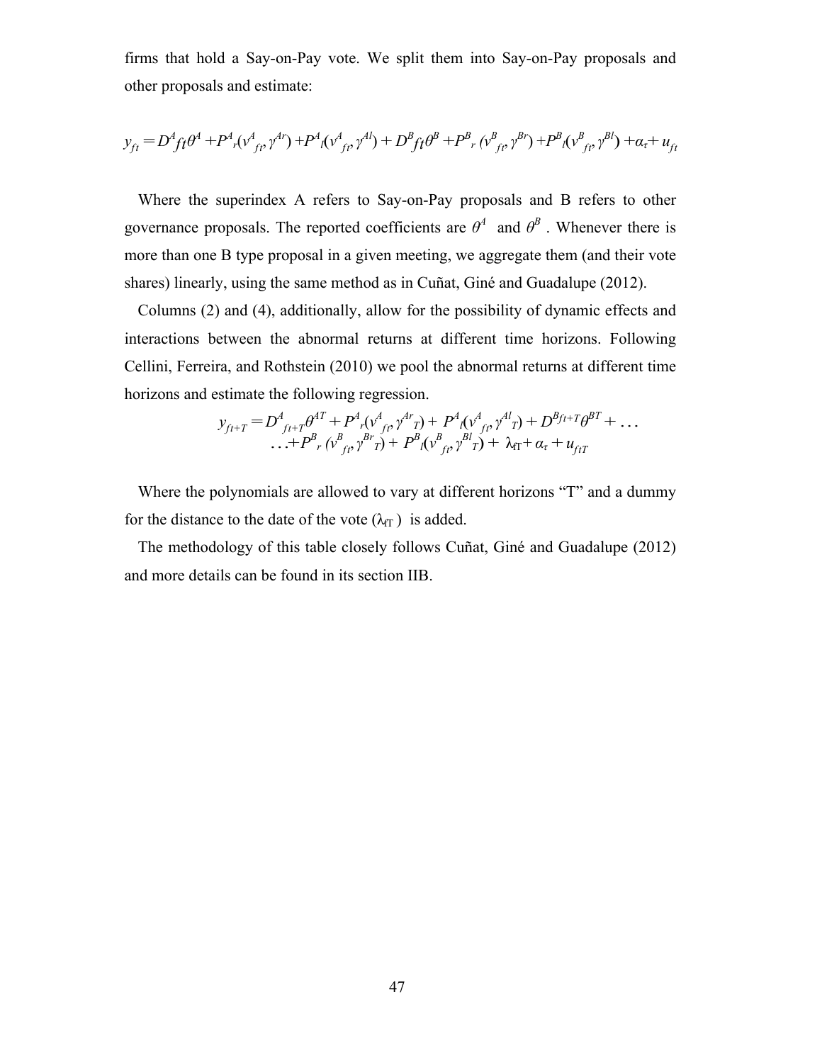firms that hold a Say-on-Pay vote. We split them into Say-on-Pay proposals and other proposals and estimate:

$$y_{ft} = D^A{}_{ft}\theta^A + P^A{}_r(v^A{}_{ft}, \gamma^{Ar}) + P^A{}_l(v^A{}_{ft}, \gamma^{Al}) + D^B{}_{ft}\theta^B + P^B{}_r(v^B{}_{ft}, \gamma^{Br}) + P^B{}_l(v^B{}_{ft}, \gamma^{Bl}) + \alpha_\tau + u_{ft}$$

Where the superindex A refers to Say-on-Pay proposals and B refers to other governance proposals. The reported coefficients are $\theta^A$ and $\theta^B$. Whenever there is more than one B type proposal in a given meeting, we aggregate them (and their vote shares) linearly, using the same method as in Cuñat, Giné and Guadalupe (2012).

Columns (2) and (4), additionally, allow for the possibility of dynamic effects and interactions between the abnormal returns at different time horizons. Following Cellini, Ferreira, and Rothstein (2010) we pool the abnormal returns at different time horizons and estimate the following regression.

$$\begin{aligned} y_{ft+T} = D^A{}_{ft+T}\theta^{AT} + P^A{}_r(v^A{}_{ft}, \gamma^{Ar}{}_T) + P^A{}_l(v^A{}_{ft}, \gamma^{Al}{}_T) + D^{Bft+T}\theta^{BT} + \ldots \\ \ldots + P^B{}_r(v^B{}_{ft}, \gamma^{Br}{}_T) + P^B{}_l(v^B{}_{ft}, \gamma^{Bl}{}_T) + \lambda_{tT} + \alpha_\tau + u_{ftT} \end{aligned}$$

Where the polynomials are allowed to vary at different horizons "T" and a dummy for the distance to the date of the vote ($\lambda_{tT}$) is added.

The methodology of this table closely follows Cuñat, Giné and Guadalupe (2012) and more details can be found in its section IIB.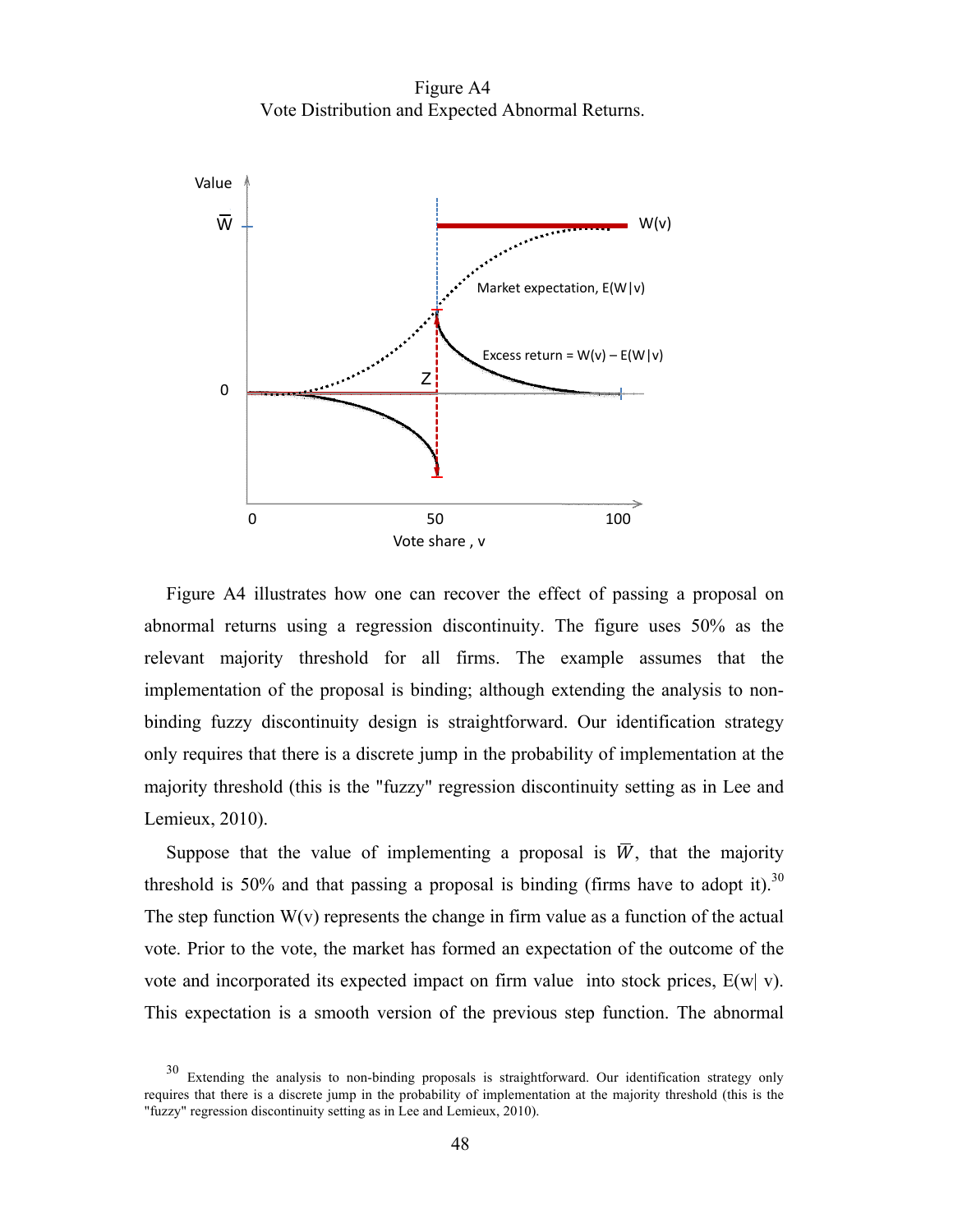Figure A4
Vote Distribution and Expected Abnormal Returns.

Figure A4 illustrates how one can recover the effect of passing a proposal on abnormal returns using a regression discontinuity. The figure uses 50% as the relevant majority threshold for all firms. The example assumes that the implementation of the proposal is binding; although extending the analysis to non-binding fuzzy discontinuity design is straightforward. Our identification strategy only requires that there is a discrete jump in the probability of implementation at the majority threshold (this is the "fuzzy" regression discontinuity setting as in Lee and Lemieux, 2010).

Suppose that the value of implementing a proposal is $\overline{W}$, that the majority threshold is 50% and that passing a proposal is binding (firms have to adopt it).[30] The step function W(v) represents the change in firm value as a function of the actual vote. Prior to the vote, the market has formed an expectation of the outcome of the vote and incorporated its expected impact on firm value into stock prices, E(w| v). This expectation is a smooth version of the previous step function. The abnormal

[30] Extending the analysis to non-binding proposals is straightforward. Our identification strategy only requires that there is a discrete jump in the probability of implementation at the majority threshold (this is the "fuzzy" regression discontinuity setting as in Lee and Lemieux, 2010).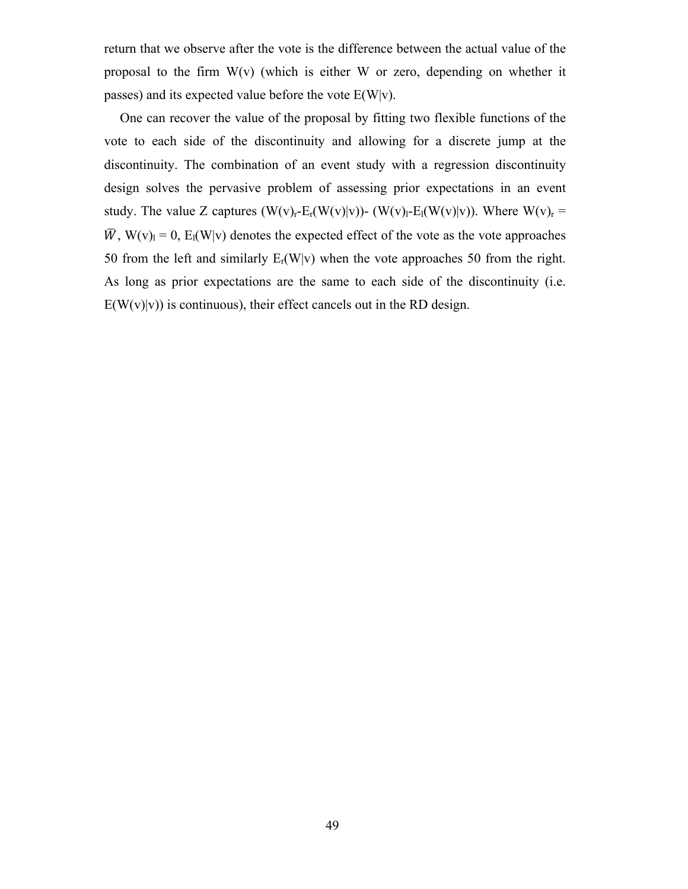return that we observe after the vote is the difference between the actual value of the proposal to the firm W(v) (which is either W or zero, depending on whether it passes) and its expected value before the vote E(W|v).

One can recover the value of the proposal by fitting two flexible functions of the vote to each side of the discontinuity and allowing for a discrete jump at the discontinuity. The combination of an event study with a regression discontinuity design solves the pervasive problem of assessing prior expectations in an event study. The value Z captures $(W(v)_r - E_r(W(v)|v)) - (W(v)_l - E_l(W(v)|v))$. Where $W(v)_r = \overline{W}$, $W(v)_l = 0$, $E_l(W|v)$ denotes the expected effect of the vote as the vote approaches 50 from the left and similarly $E_r(W|v)$ when the vote approaches 50 from the right. As long as prior expectations are the same to each side of the discontinuity (i.e. $E(W(v)|v)$) is continuous), their effect cancels out in the RD design.